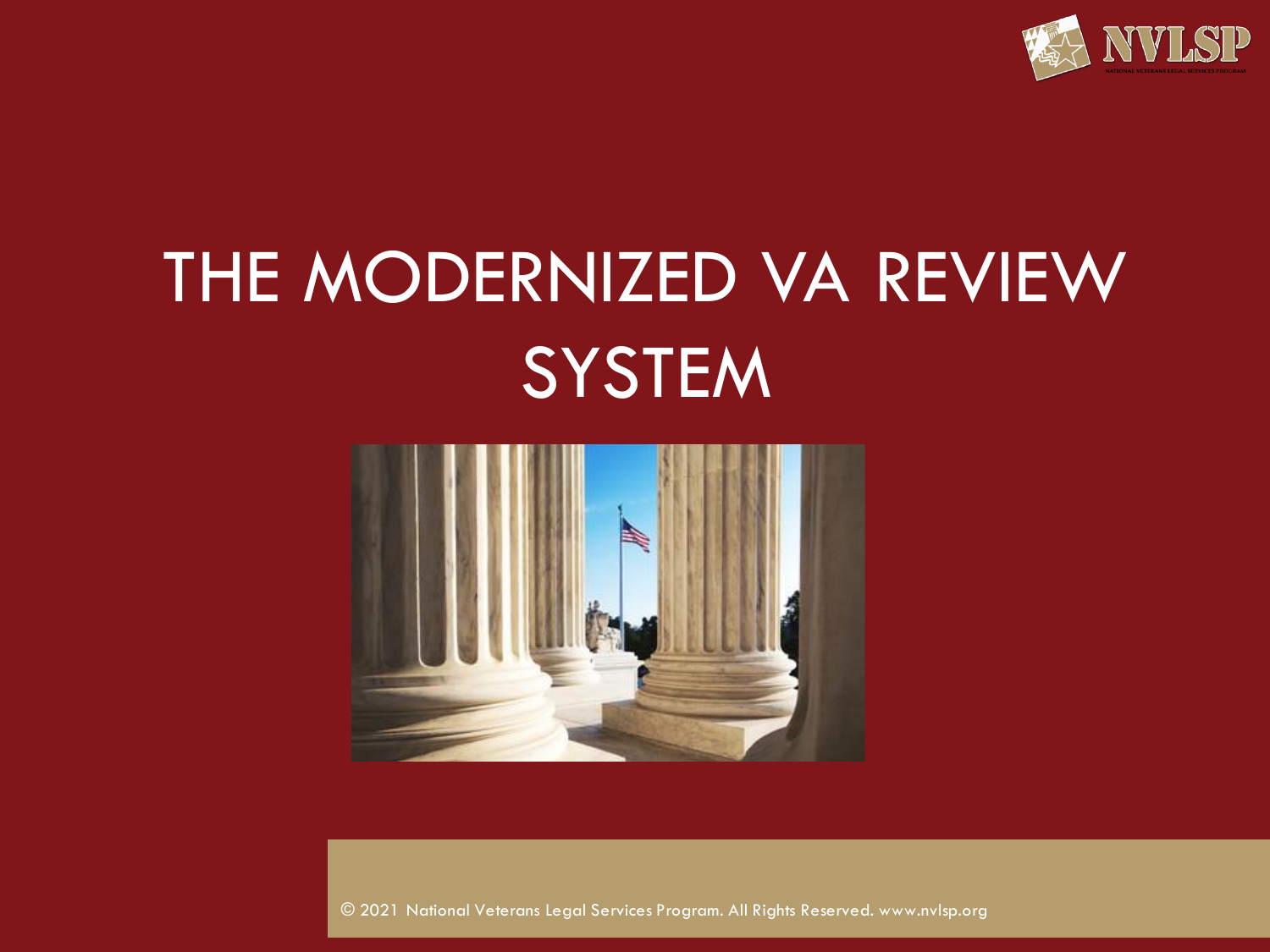# THE MODERNIZED VA REVIEW SYSTEM

© 2021 National Veterans Legal Services Program. All Rights Reserved. www.nvlsp.org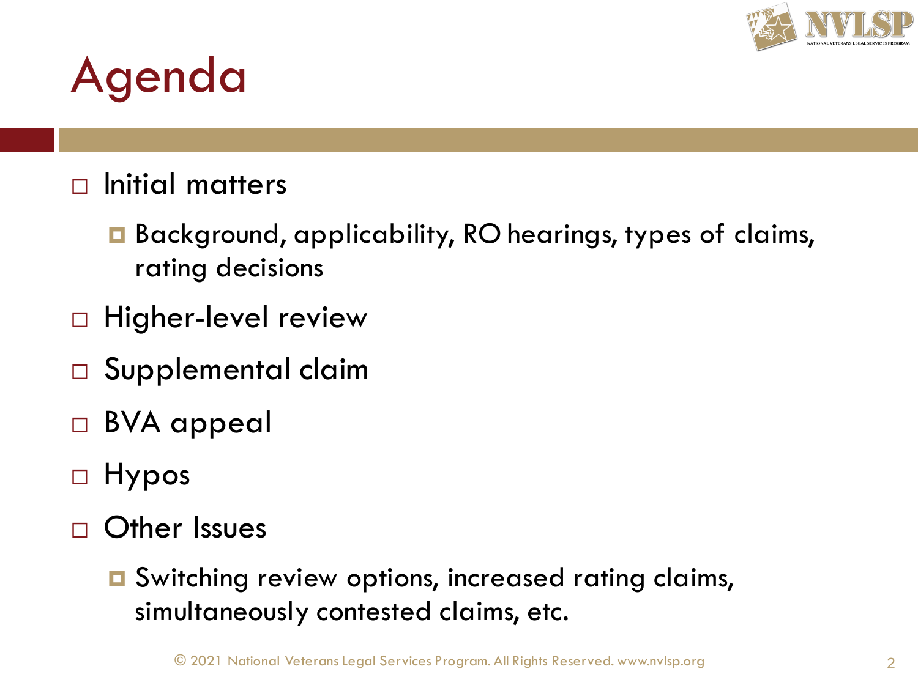# Agenda

- Initial matters
  - Background, applicability, RO hearings, types of claims, rating decisions
- Higher-level review
- Supplemental claim
- BVA appeal
- Hypos
- Other Issues
  - Switching review options, increased rating claims, simultaneously contested claims, etc.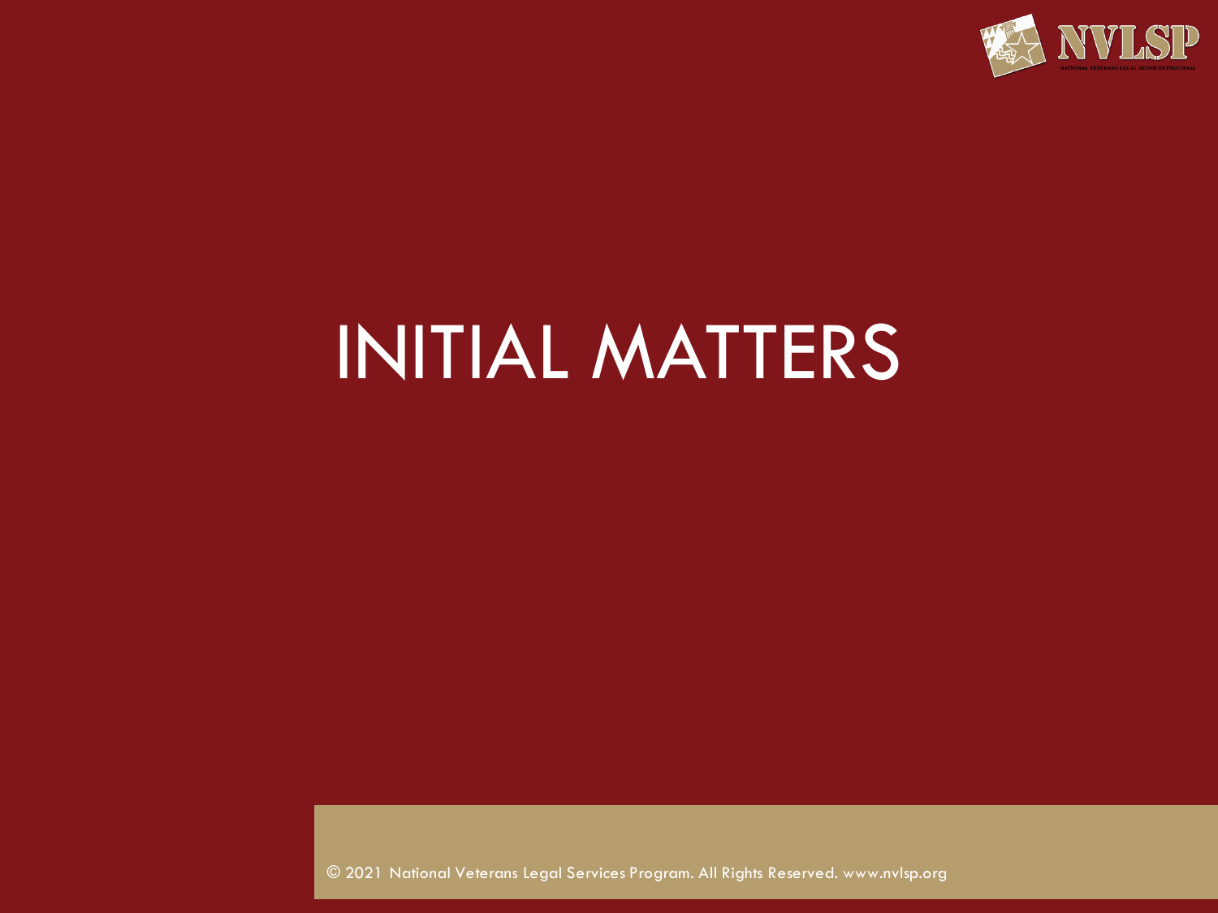# INITIAL MATTERS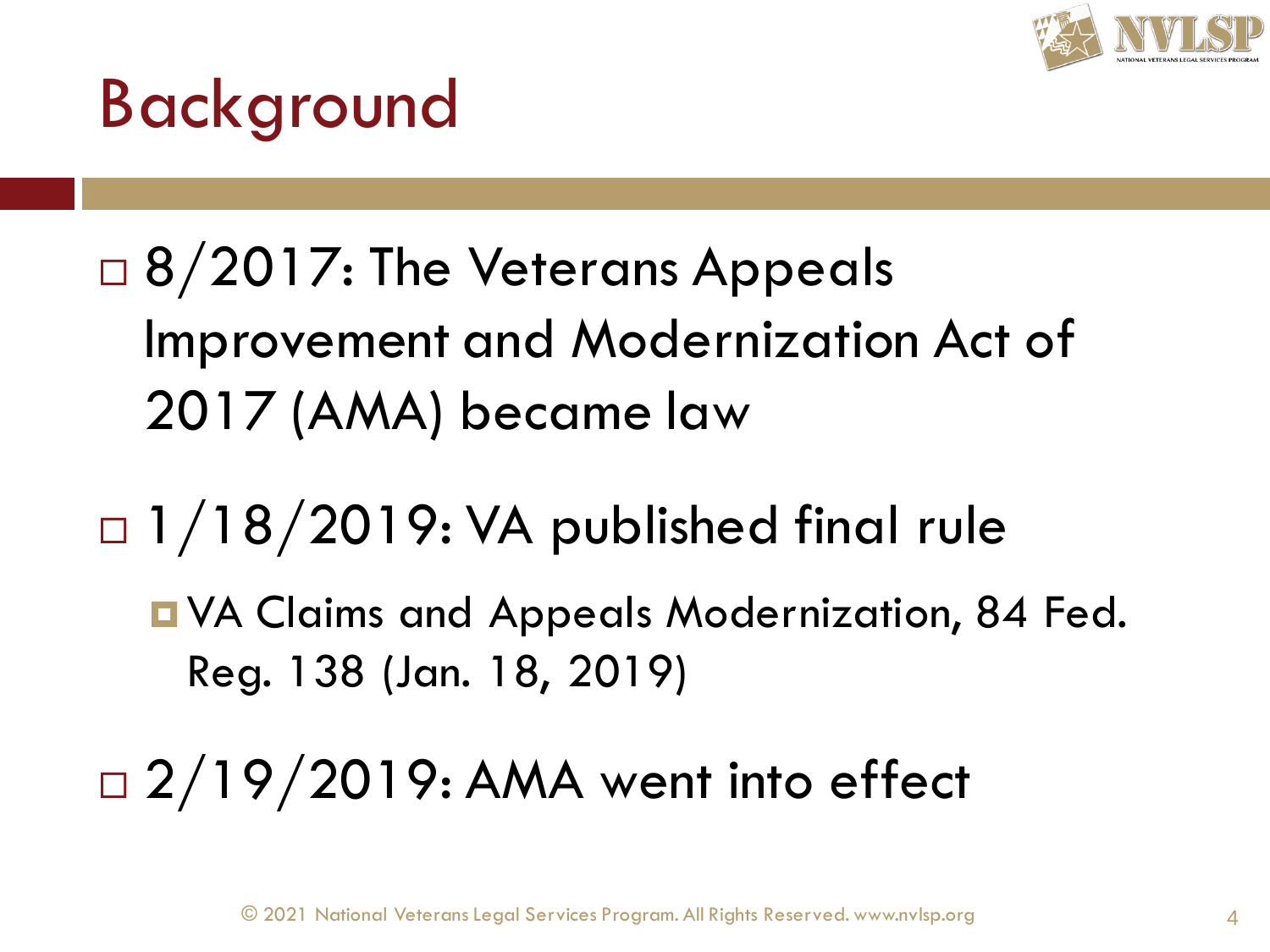# Background

- 8/2017: The Veterans Appeals Improvement and Modernization Act of 2017 (AMA) became law
- 1/18/2019: VA published final rule
  - VA Claims and Appeals Modernization, 84 Fed. Reg. 138 (Jan. 18, 2019)
- 2/19/2019: AMA went into effect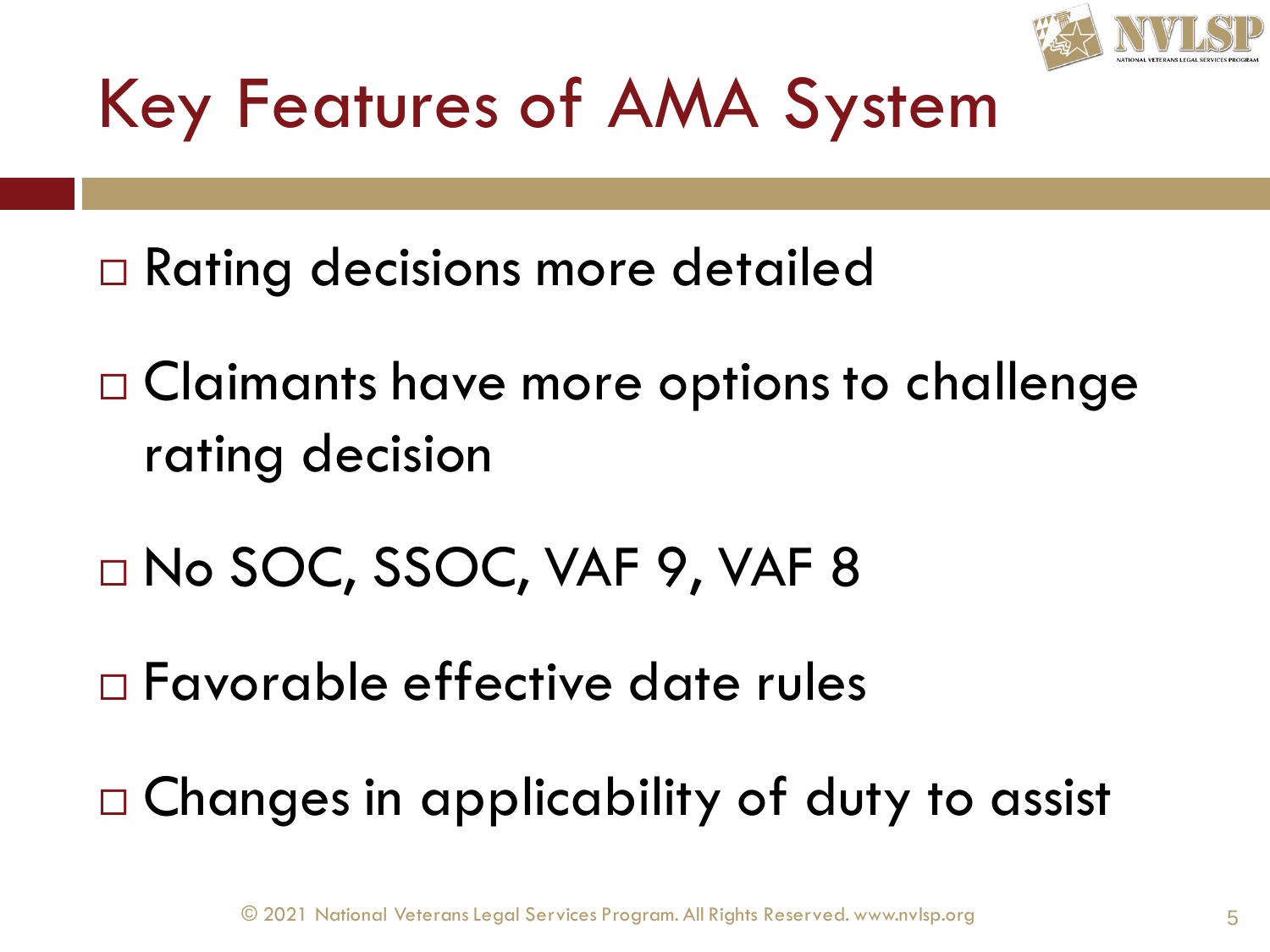# Key Features of AMA System

- Rating decisions more detailed
- Claimants have more options to challenge rating decision
- No SOC, SSOC, VAF 9, VAF 8
- Favorable effective date rules
- Changes in applicability of duty to assist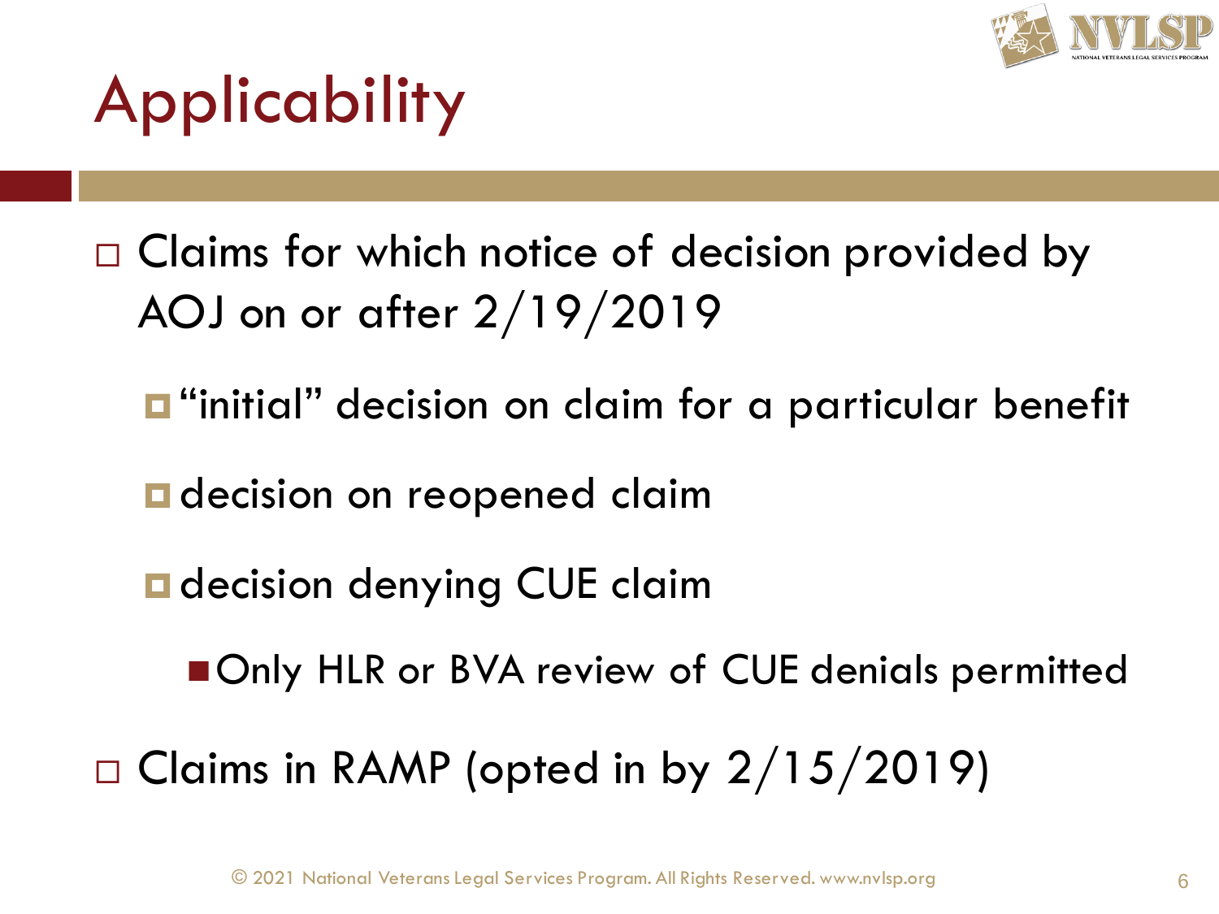# Applicability

- Claims for which notice of decision provided by AOJ on or after 2/19/2019
  - "initial" decision on claim for a particular benefit
  - decision on reopened claim
  - decision denying CUE claim
    - Only HLR or BVA review of CUE denials permitted
- Claims in RAMP (opted in by 2/15/2019)

© 2021 National Veterans Legal Services Program. All Rights Reserved. www.nvlsp.org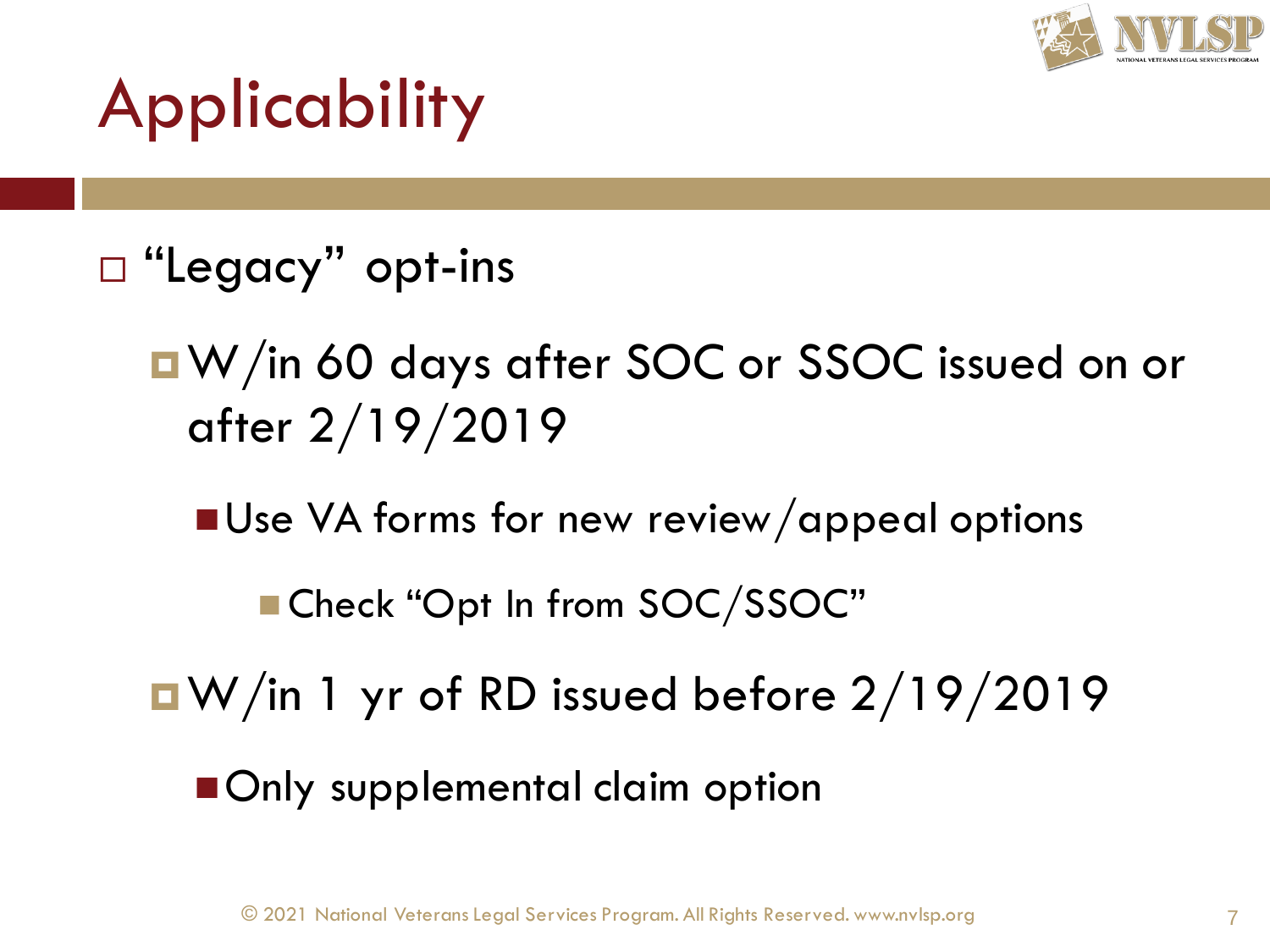# Applicability

- "Legacy" opt-ins
  - W/in 60 days after SOC or SSOC issued on or after 2/19/2019
    - Use VA forms for new review/appeal options
      - Check "Opt In from SOC/SSOC"
  - W/in 1 yr of RD issued before 2/19/2019
    - Only supplemental claim option

© 2021 National Veterans Legal Services Program. All Rights Reserved. www.nvlsp.org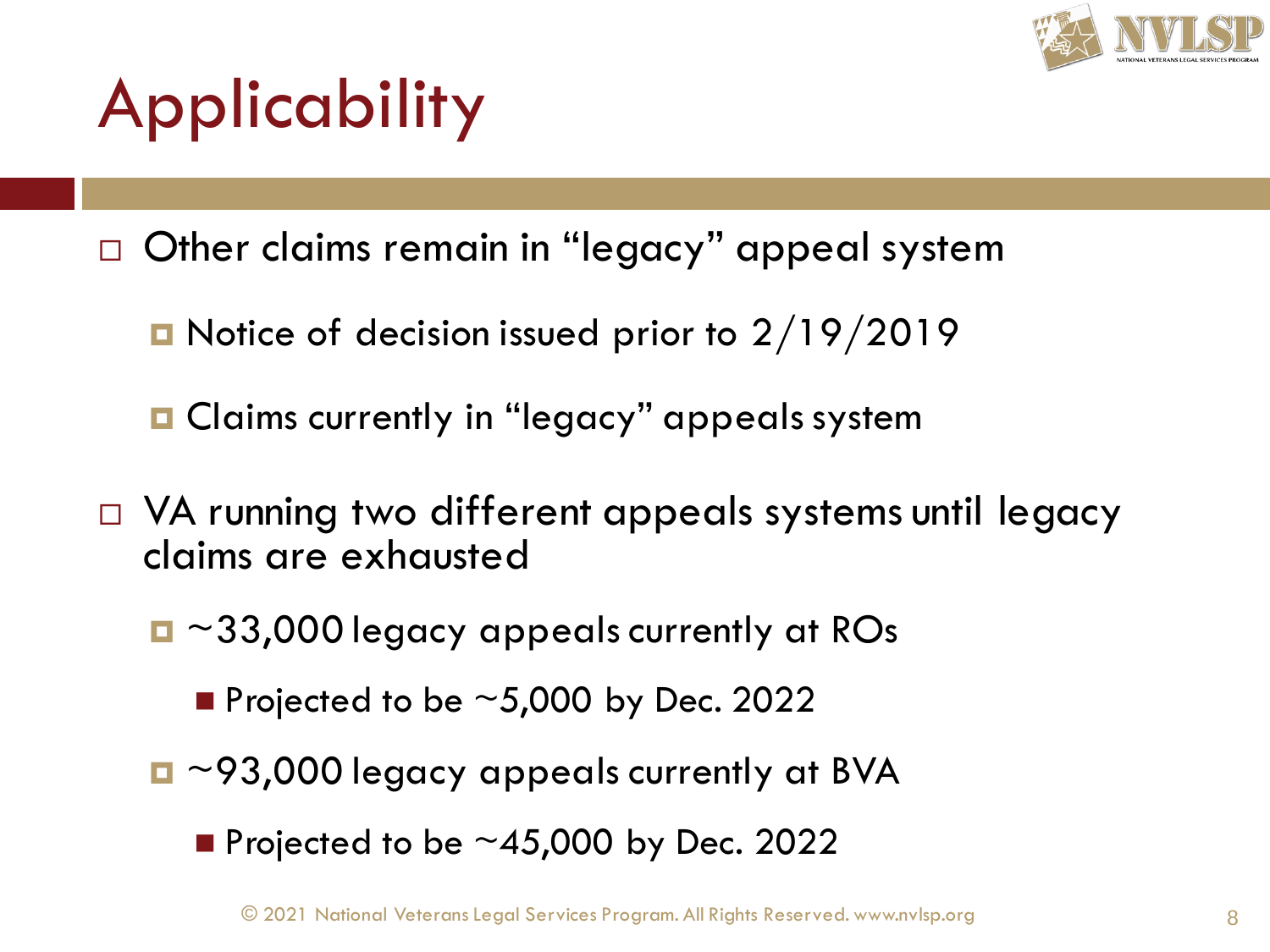# Applicability

- Other claims remain in “legacy” appeal system
  - Notice of decision issued prior to 2/19/2019
  - Claims currently in “legacy” appeals system
- VA running two different appeals systems until legacy claims are exhausted
  - ~33,000 legacy appeals currently at ROs
    - Projected to be ~5,000 by Dec. 2022
  - ~93,000 legacy appeals currently at BVA
    - Projected to be ~45,000 by Dec. 2022

© 2021 National Veterans Legal Services Program. All Rights Reserved. www.nvlsp.org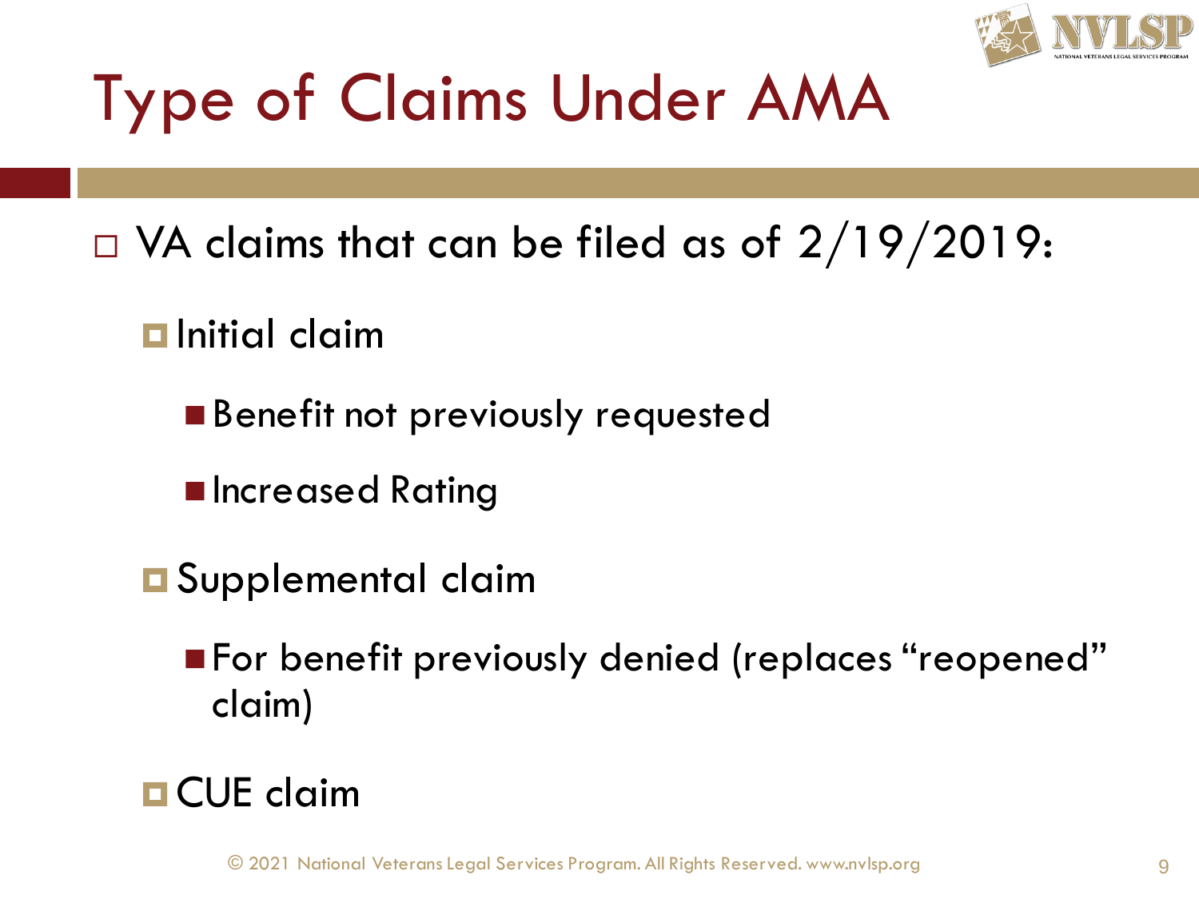# Type of Claims Under AMA

- VA claims that can be filed as of 2/19/2019:
  - Initial claim
    - Benefit not previously requested
    - Increased Rating
  - Supplemental claim
    - For benefit previously denied (replaces "reopened" claim)
  - CUE claim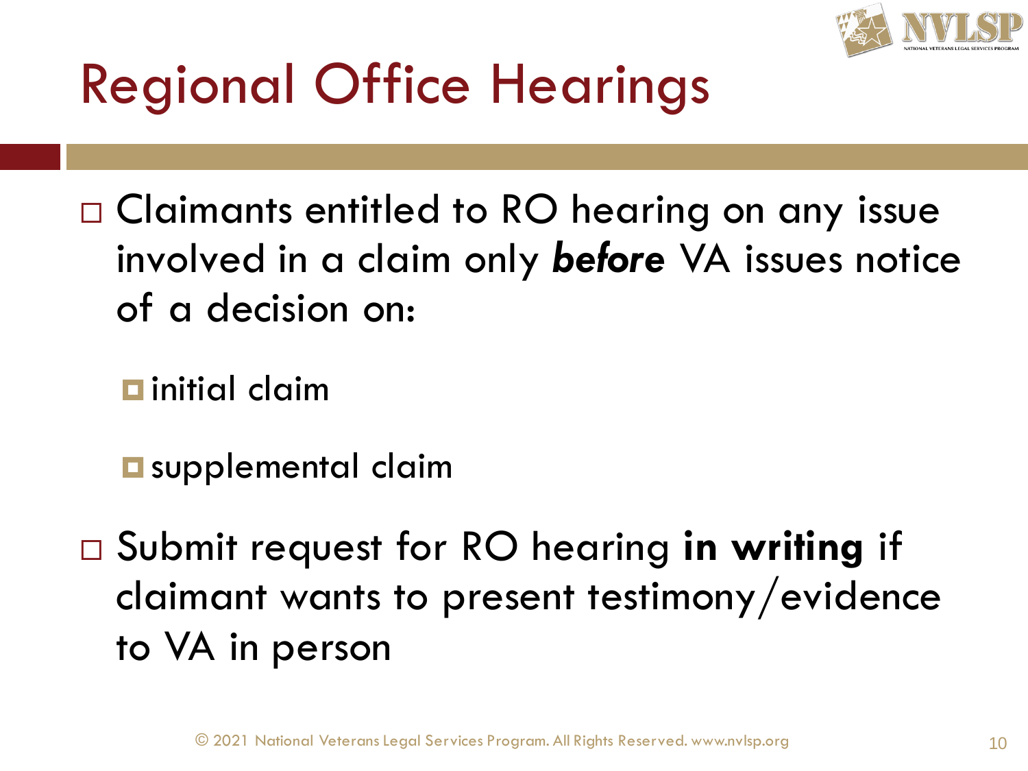# Regional Office Hearings

- Claimants entitled to RO hearing on any issue involved in a claim only ***before*** VA issues notice of a decision on:
  - initial claim
  - supplemental claim
- Submit request for RO hearing **in writing** if claimant wants to present testimony/evidence to VA in person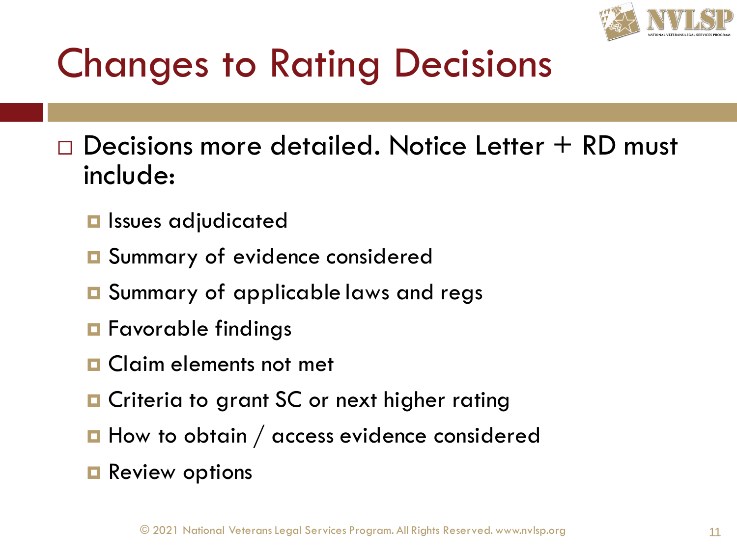# Changes to Rating Decisions

- Decisions more detailed. Notice Letter + RD must include:
  - Issues adjudicated
  - Summary of evidence considered
  - Summary of applicable laws and regs
  - Favorable findings
  - Claim elements not met
  - Criteria to grant SC or next higher rating
  - How to obtain / access evidence considered
  - Review options

© 2021 National Veterans Legal Services Program. All Rights Reserved. www.nvlsp.org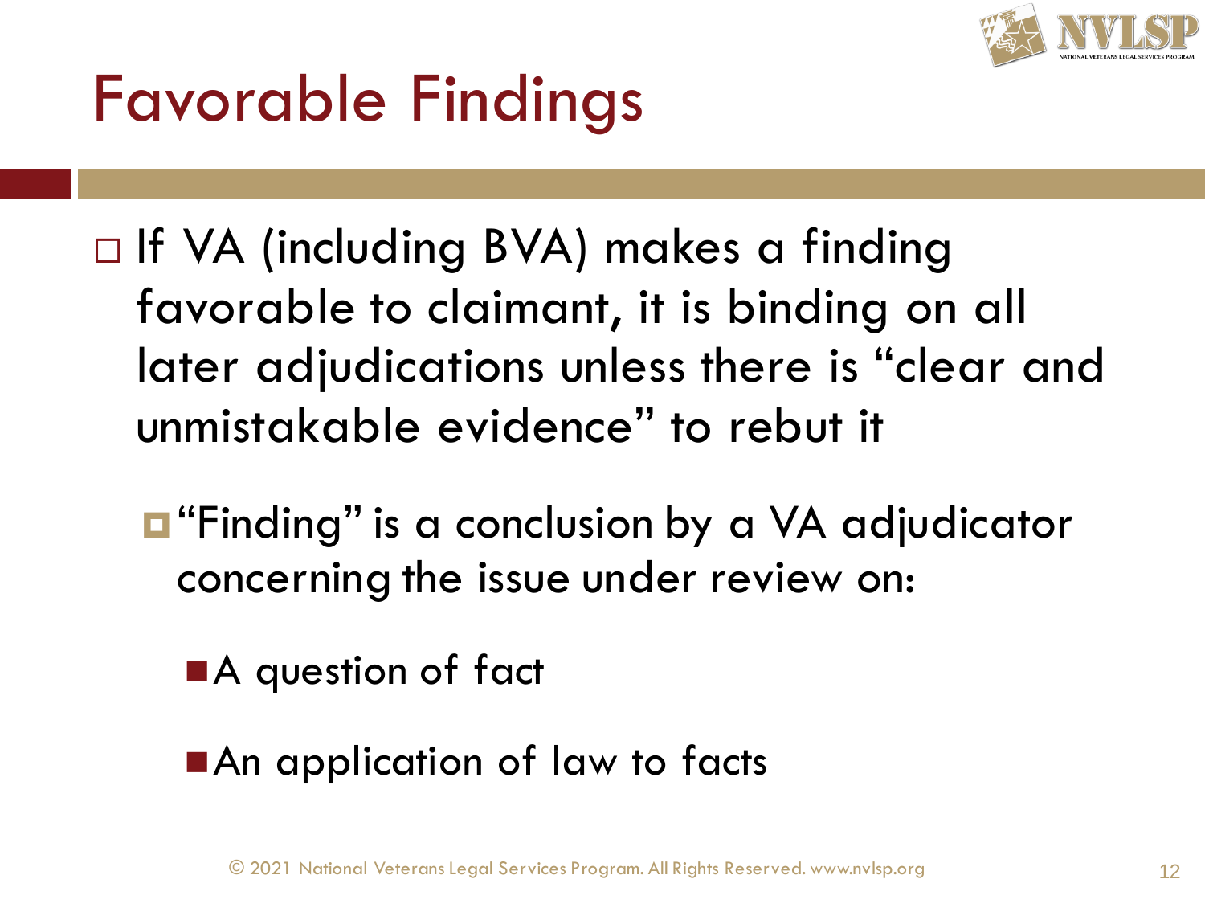# Favorable Findings

- If VA (including BVA) makes a finding favorable to claimant, it is binding on all later adjudications unless there is "clear and unmistakable evidence" to rebut it
  - "Finding" is a conclusion by a VA adjudicator concerning the issue under review on:
    - A question of fact
    - An application of law to facts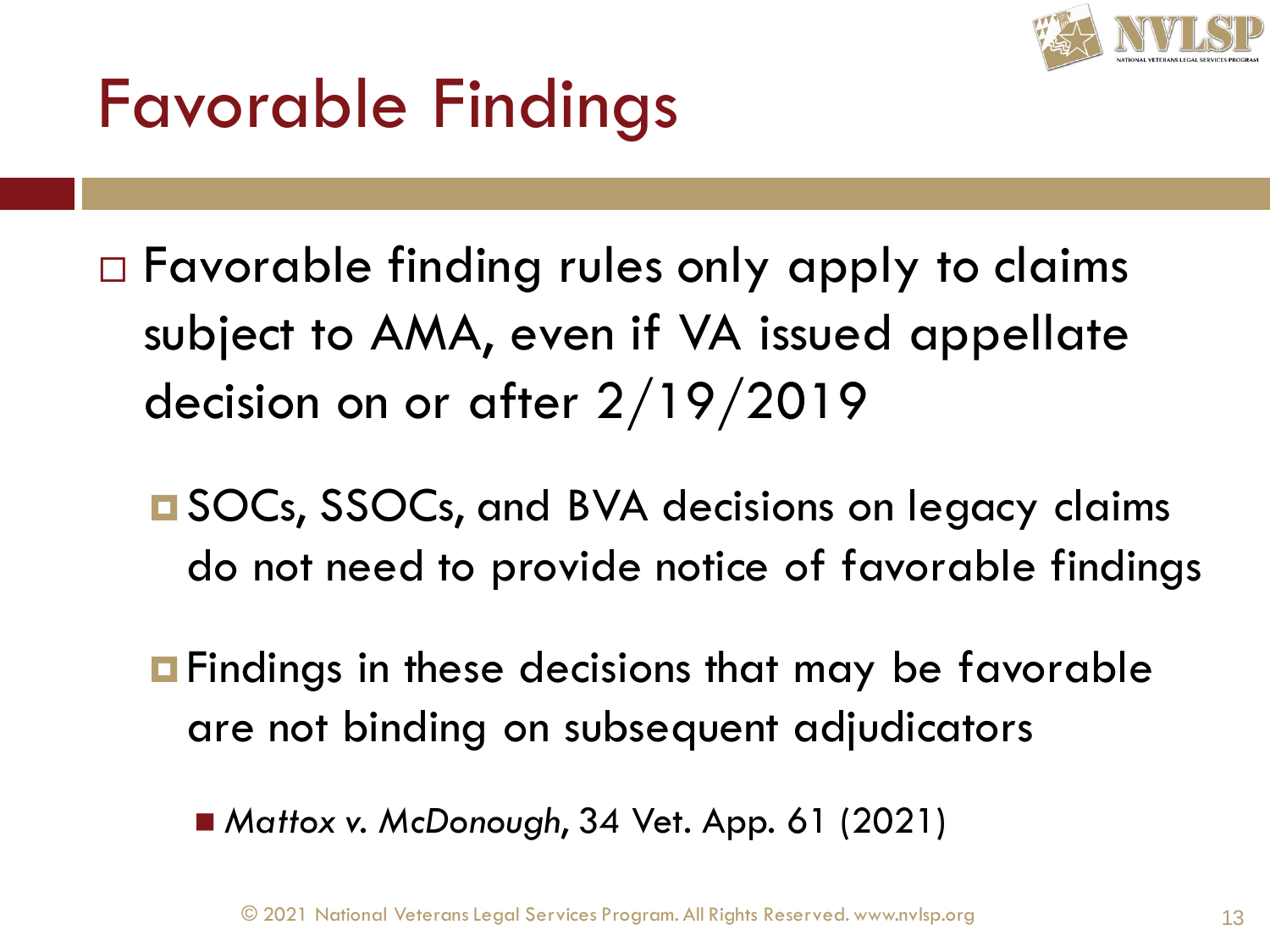# Favorable Findings

- Favorable finding rules only apply to claims subject to AMA, even if VA issued appellate decision on or after 2/19/2019
  - SOCs, SSOCs, and BVA decisions on legacy claims do not need to provide notice of favorable findings
  - Findings in these decisions that may be favorable are not binding on subsequent adjudicators
    - *Mattox v. McDonough*, 34 Vet. App. 61 (2021)

© 2021 National Veterans Legal Services Program. All Rights Reserved. www.nvlsp.org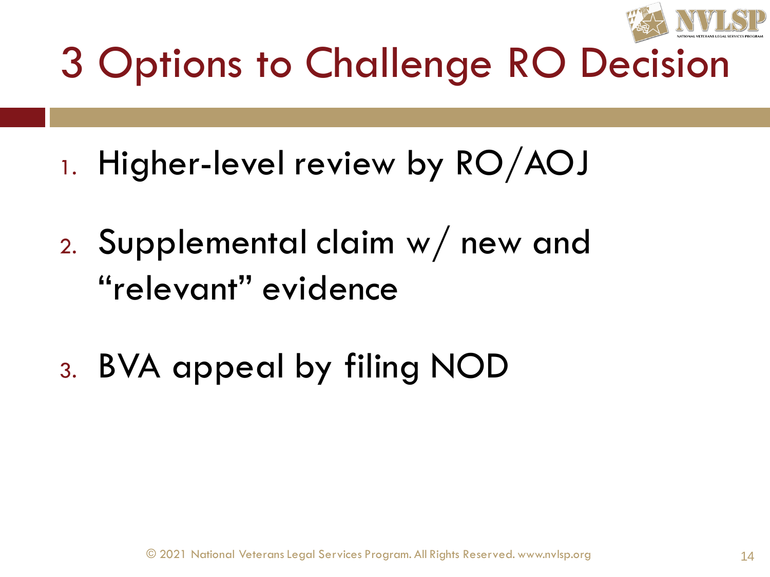# 3 Options to Challenge RO Decision

1. Higher-level review by RO/AOJ
2. Supplemental claim w/ new and "relevant" evidence
3. BVA appeal by filing NOD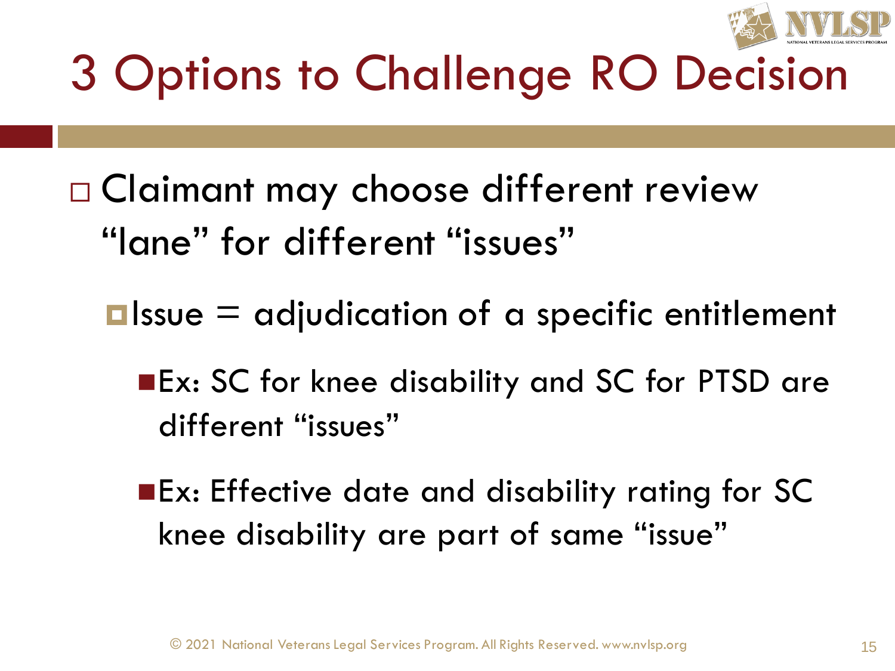# 3 Options to Challenge RO Decision

- Claimant may choose different review "lane" for different "issues"
  - Issue = adjudication of a specific entitlement
    - Ex: SC for knee disability and SC for PTSD are different "issues"
    - Ex: Effective date and disability rating for SC knee disability are part of same "issue"

© 2021 National Veterans Legal Services Program. All Rights Reserved. www.nvlsp.org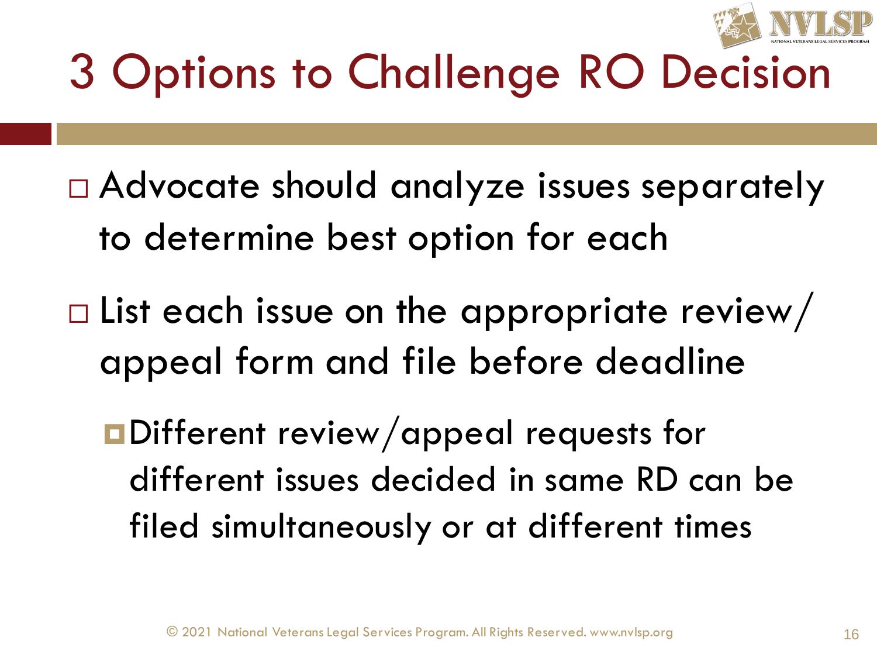# 3 Options to Challenge RO Decision

- Advocate should analyze issues separately to determine best option for each
- List each issue on the appropriate review/appeal form and file before deadline
  - Different review/appeal requests for different issues decided in same RD can be filed simultaneously or at different times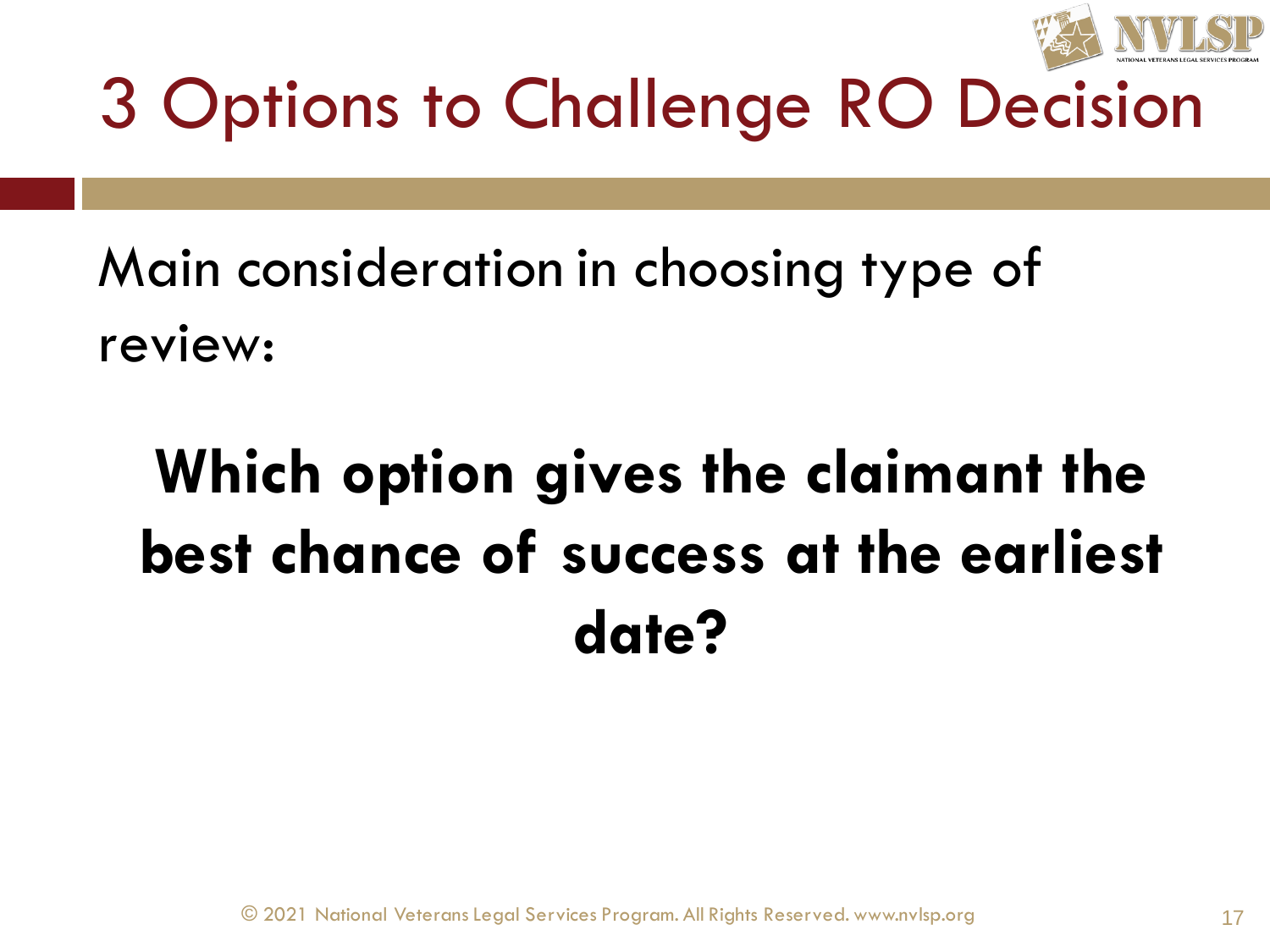# 3 Options to Challenge RO Decision

Main consideration in choosing type of review:

**Which option gives the claimant the best chance of success at the earliest date?**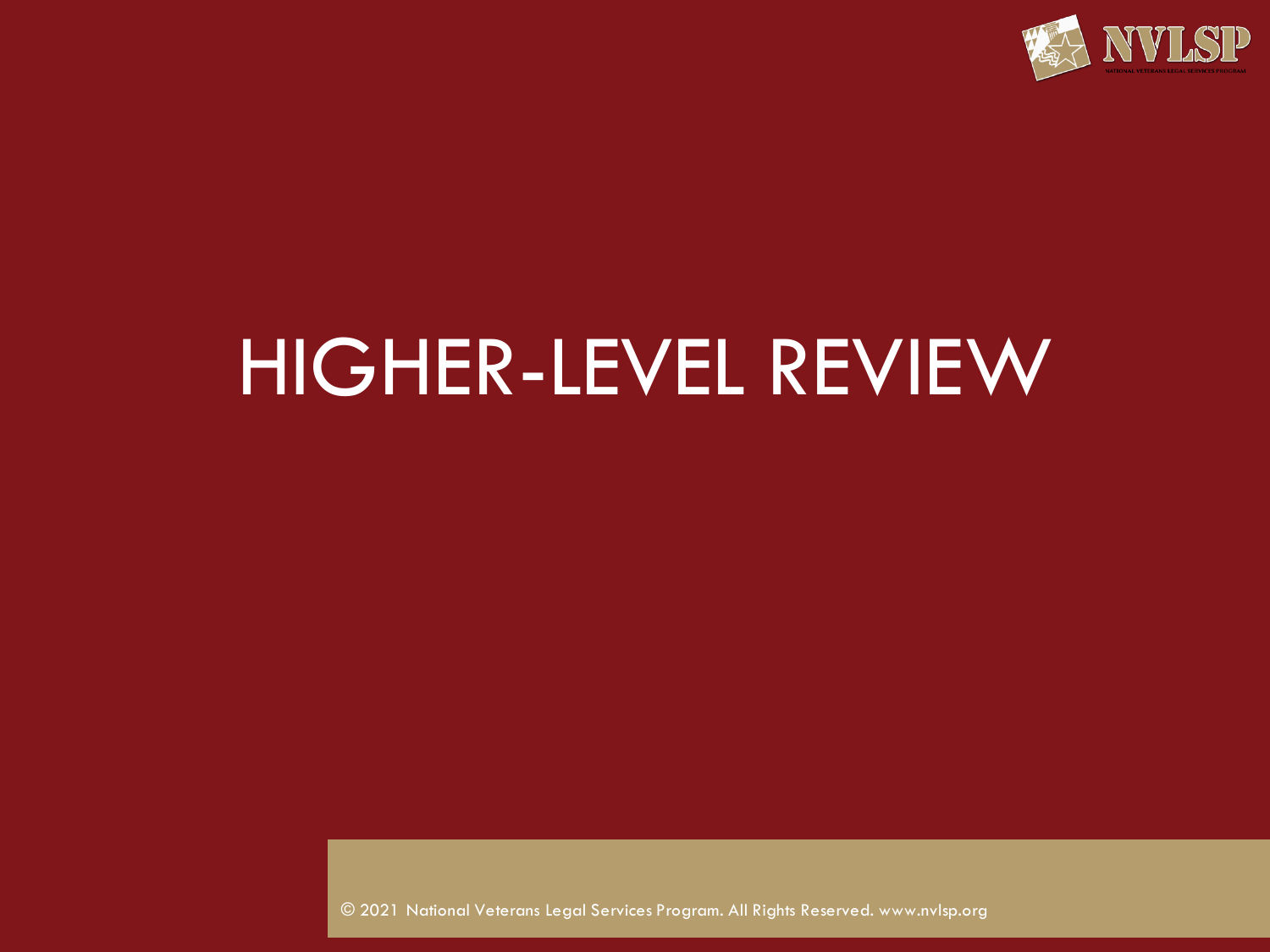# HIGHER-LEVEL REVIEW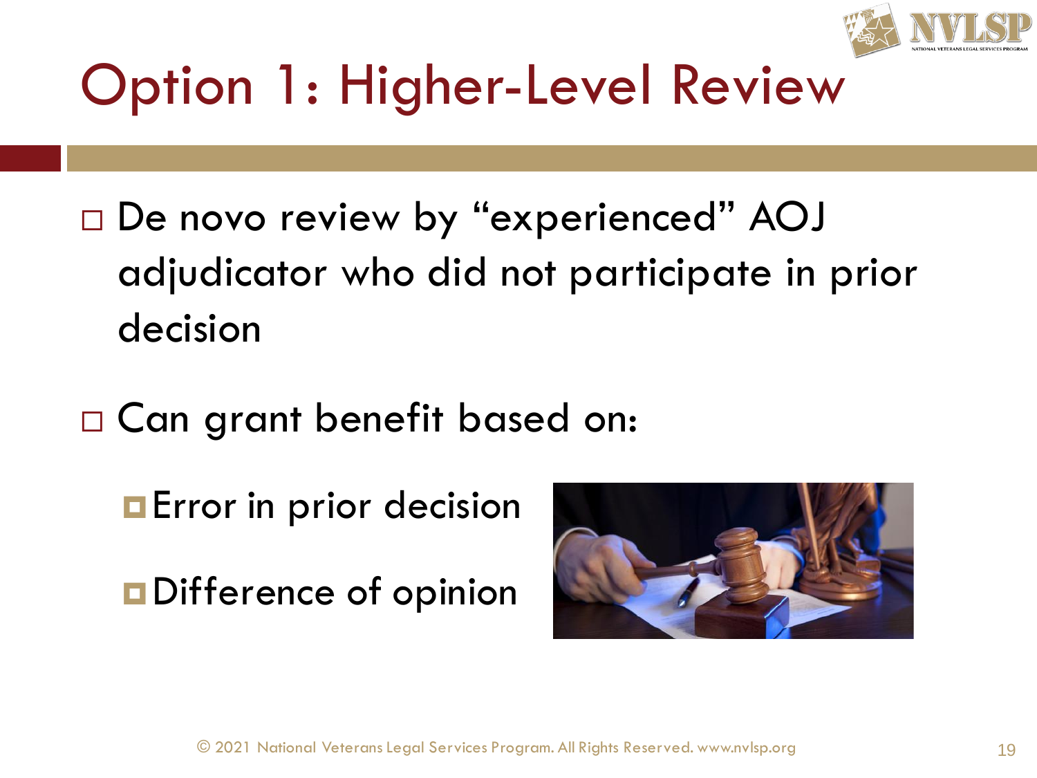# Option 1: Higher-Level Review

- De novo review by "experienced" AOJ adjudicator who did not participate in prior decision
- Can grant benefit based on:
  - Error in prior decision
  - Difference of opinion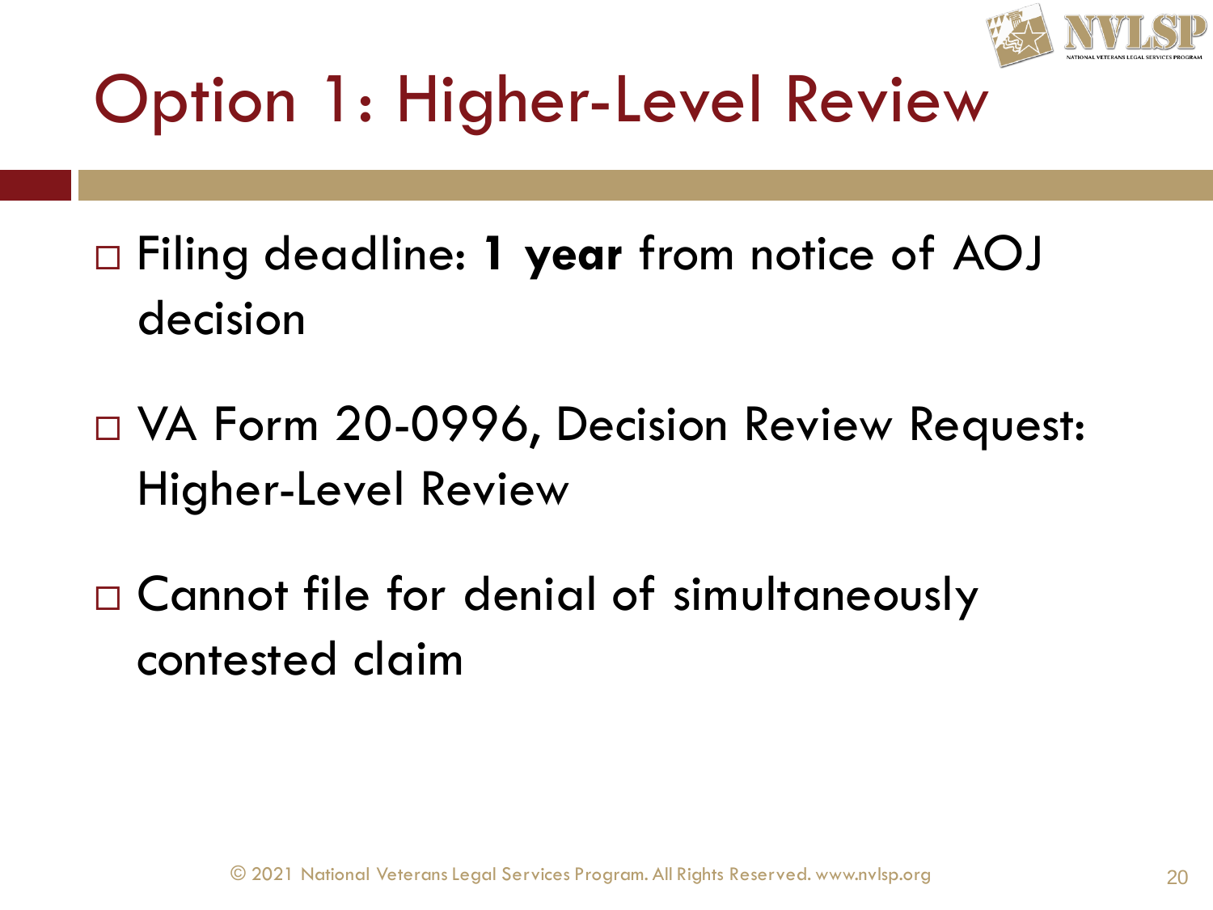# Option 1: Higher-Level Review

- Filing deadline: **1 year** from notice of AOJ decision
- VA Form 20-0996, Decision Review Request: Higher-Level Review
- Cannot file for denial of simultaneously contested claim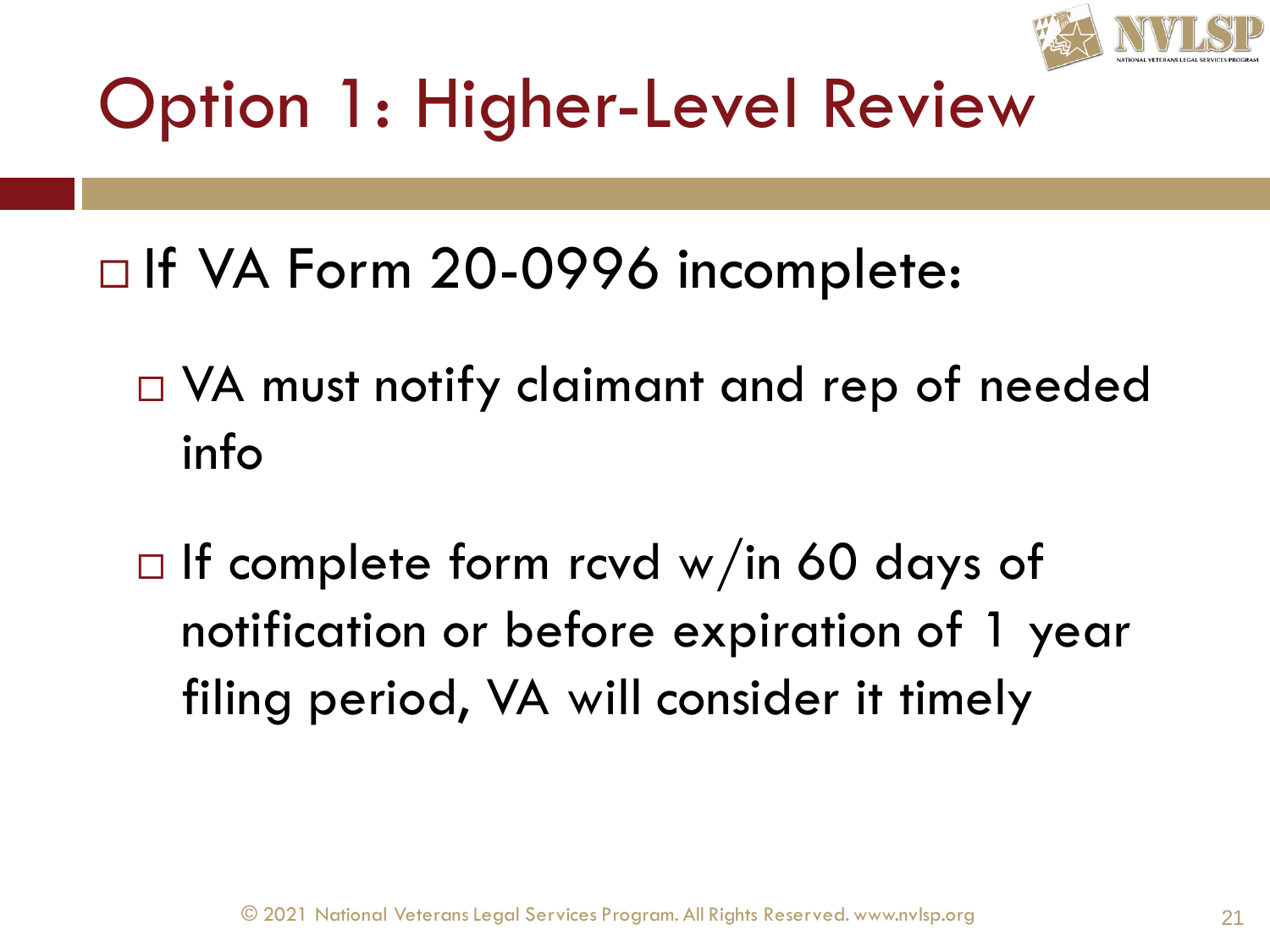# Option 1: Higher-Level Review

- If VA Form 20-0996 incomplete:
  - VA must notify claimant and rep of needed info
  - If complete form rcvd w/in 60 days of notification or before expiration of 1 year filing period, VA will consider it timely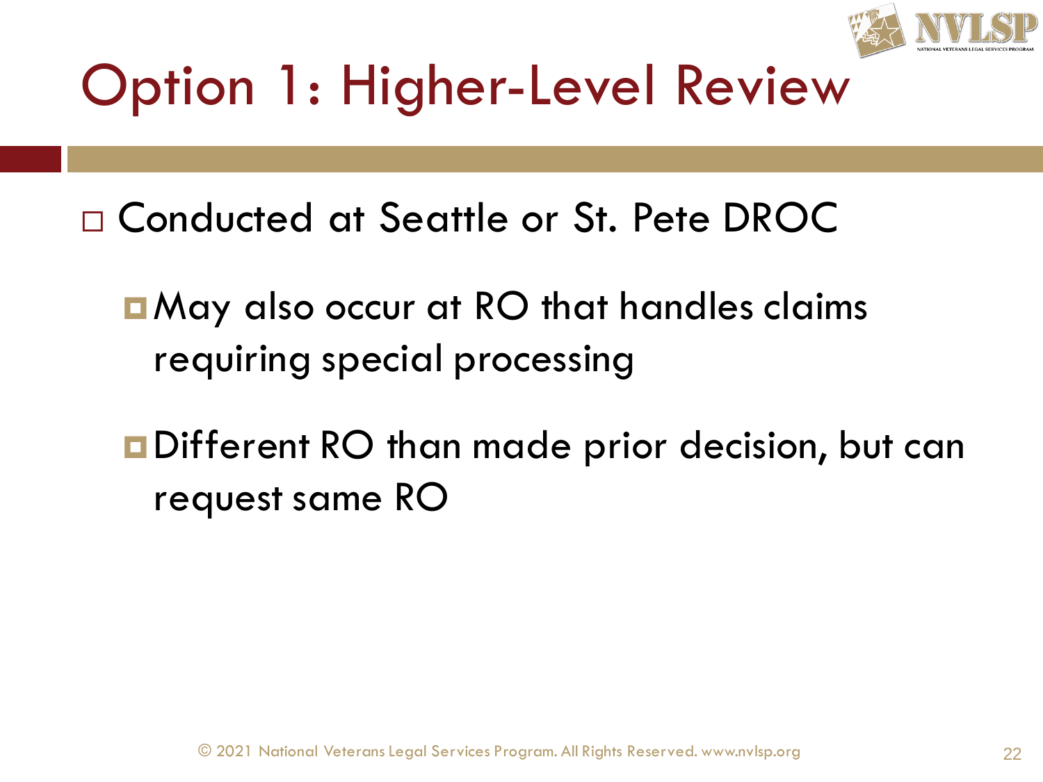# Option 1: Higher-Level Review

- Conducted at Seattle or St. Pete DROC
  - May also occur at RO that handles claims requiring special processing
  - Different RO than made prior decision, but can request same RO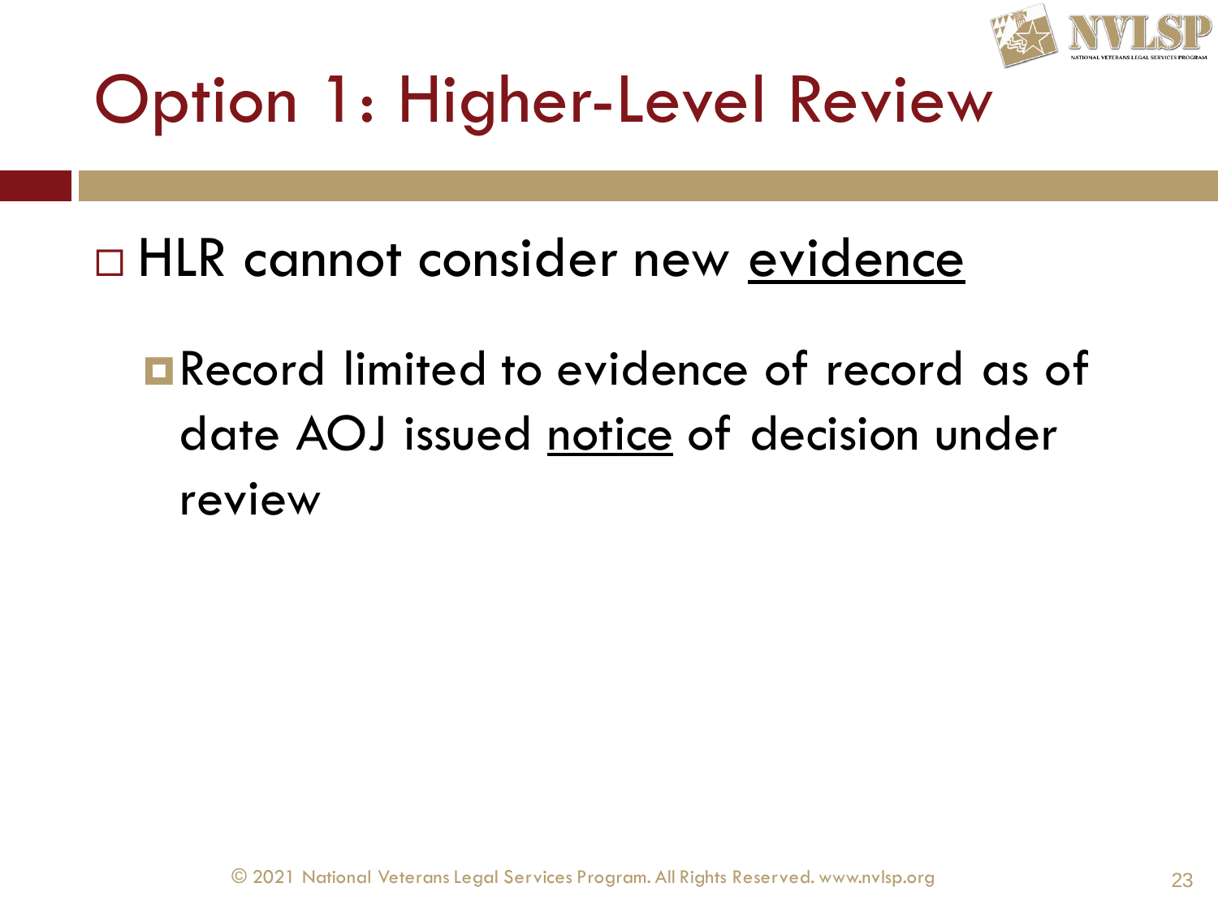# Option 1: Higher-Level Review

- HLR cannot consider new evidence
  - Record limited to evidence of record as of date AOJ issued notice of decision under review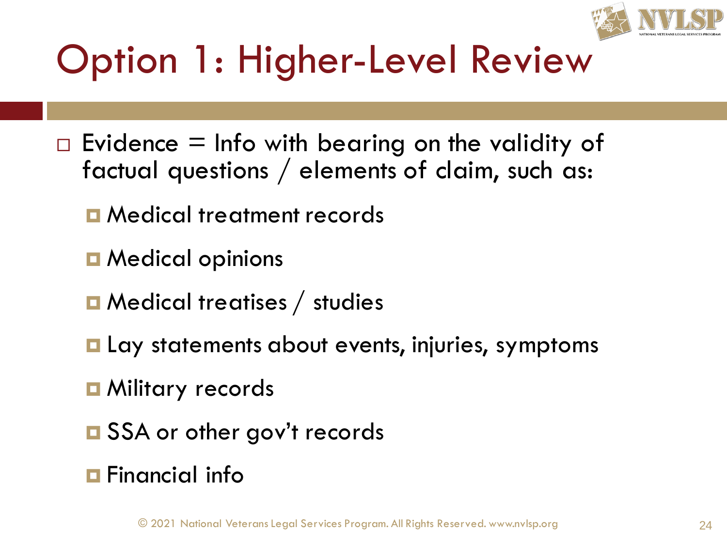# Option 1: Higher-Level Review

- Evidence = Info with bearing on the validity of factual questions / elements of claim, such as:
  - Medical treatment records
  - Medical opinions
  - Medical treatises / studies
  - Lay statements about events, injuries, symptoms
  - Military records
  - SSA or other gov't records
  - Financial info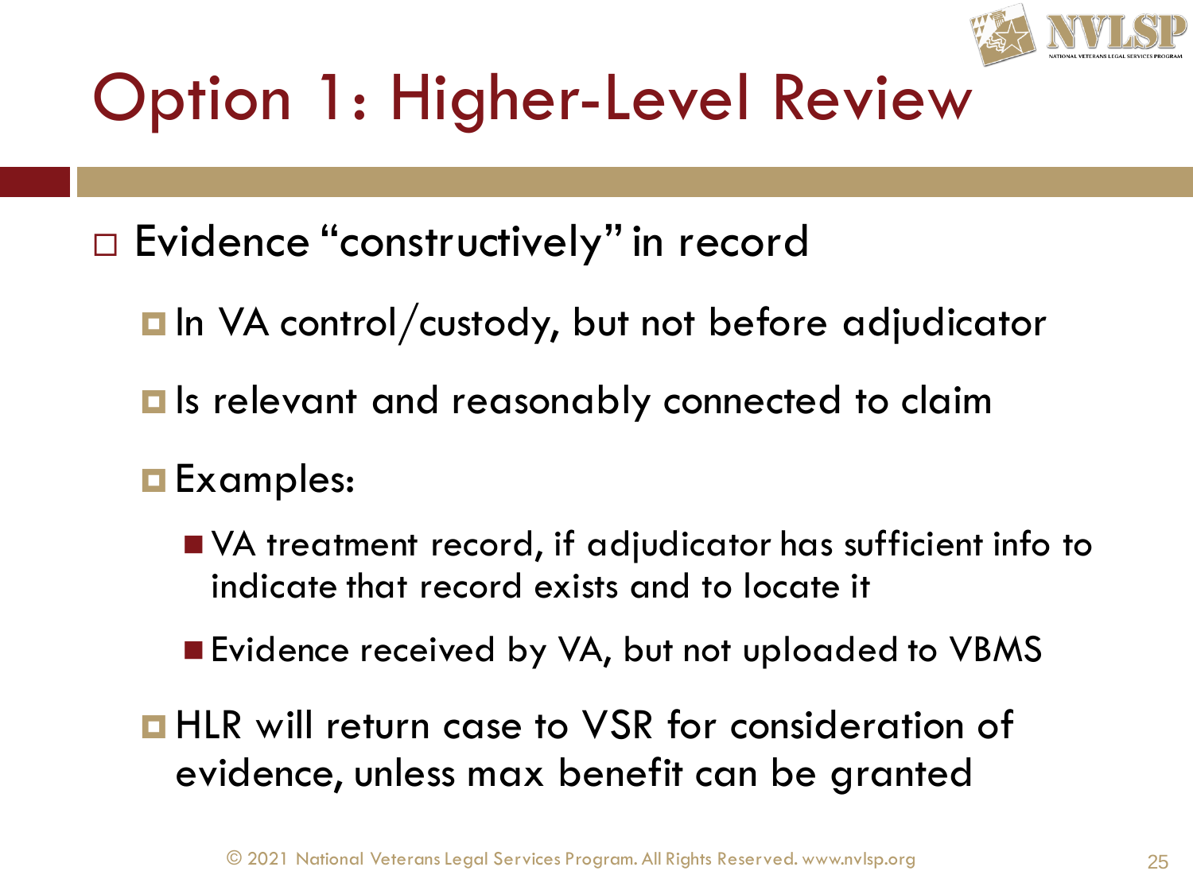# Option 1: Higher-Level Review

- Evidence "constructively" in record
  - In VA control/custody, but not before adjudicator
  - Is relevant and reasonably connected to claim
  - Examples:
    - VA treatment record, if adjudicator has sufficient info to indicate that record exists and to locate it
    - Evidence received by VA, but not uploaded to VBMS
  - HLR will return case to VSR for consideration of evidence, unless max benefit can be granted

© 2021 National Veterans Legal Services Program. All Rights Reserved. www.nvlsp.org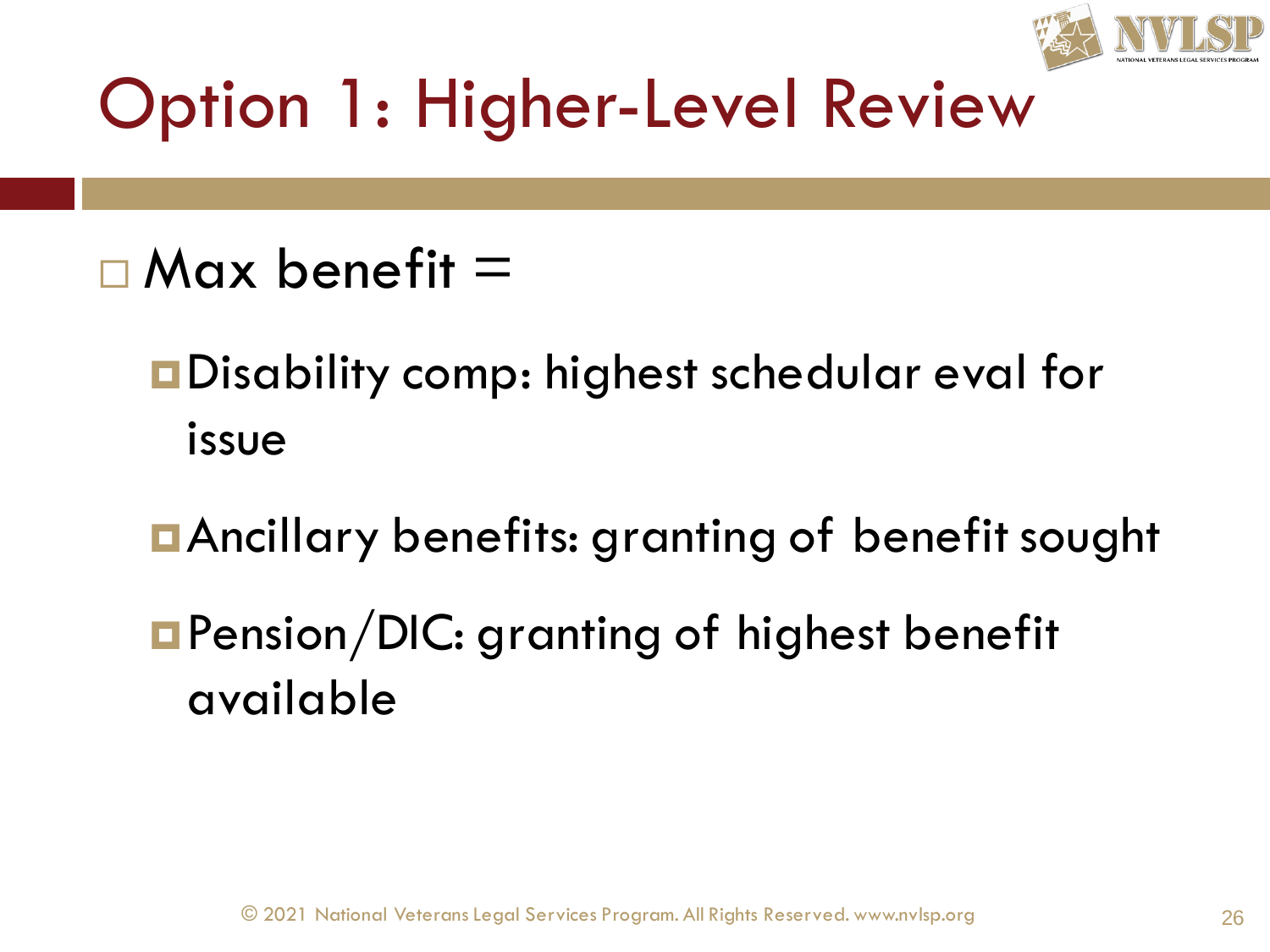# Option 1: Higher-Level Review

- Max benefit =
  - Disability comp: highest schedular eval for issue
  - Ancillary benefits: granting of benefit sought
  - Pension/DIC: granting of highest benefit available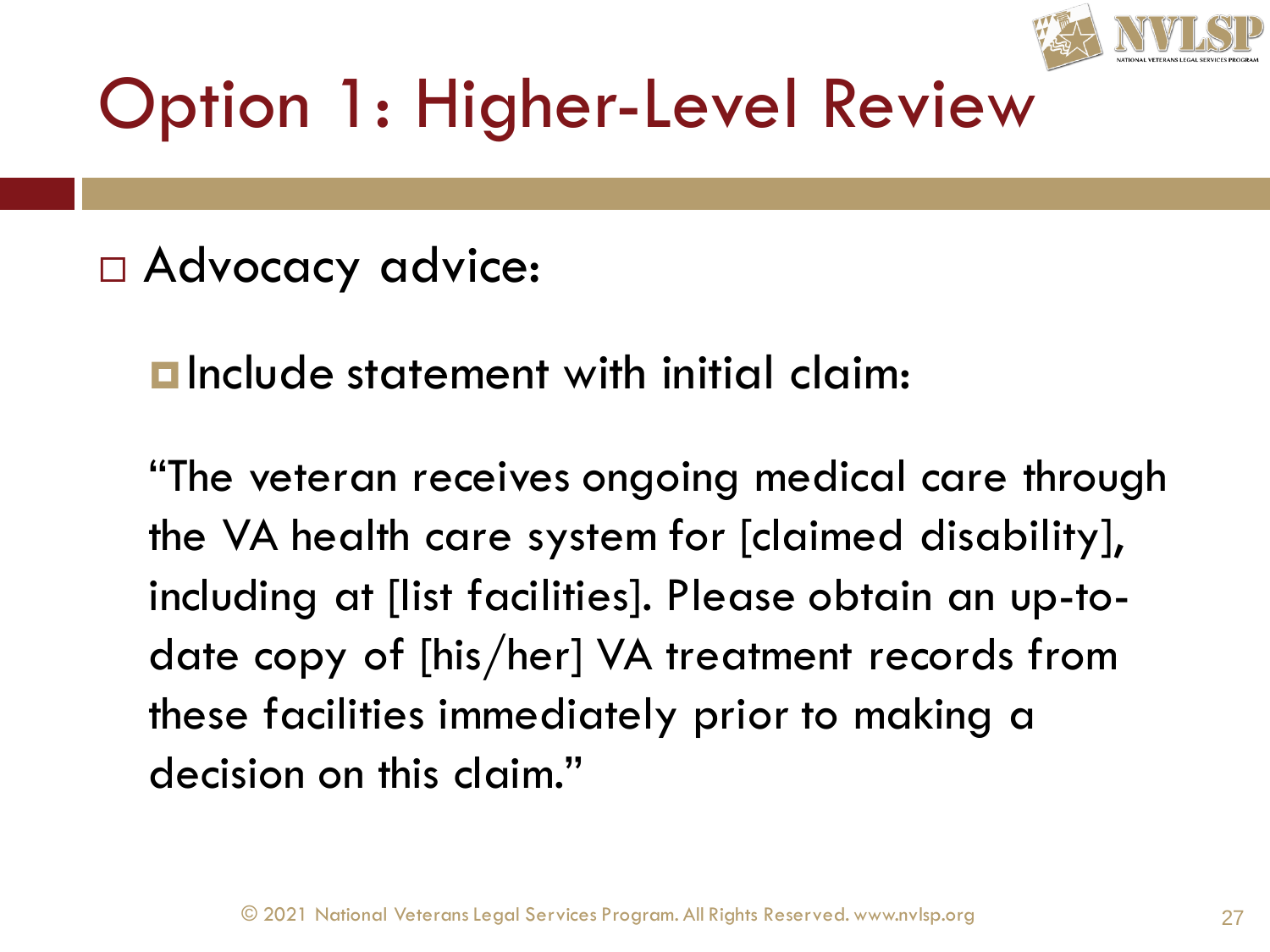# Option 1: Higher-Level Review

- Advocacy advice:
  - Include statement with initial claim:

    “The veteran receives ongoing medical care through the VA health care system for [claimed disability], including at [list facilities]. Please obtain an up-to-date copy of [his/her] VA treatment records from these facilities immediately prior to making a decision on this claim.”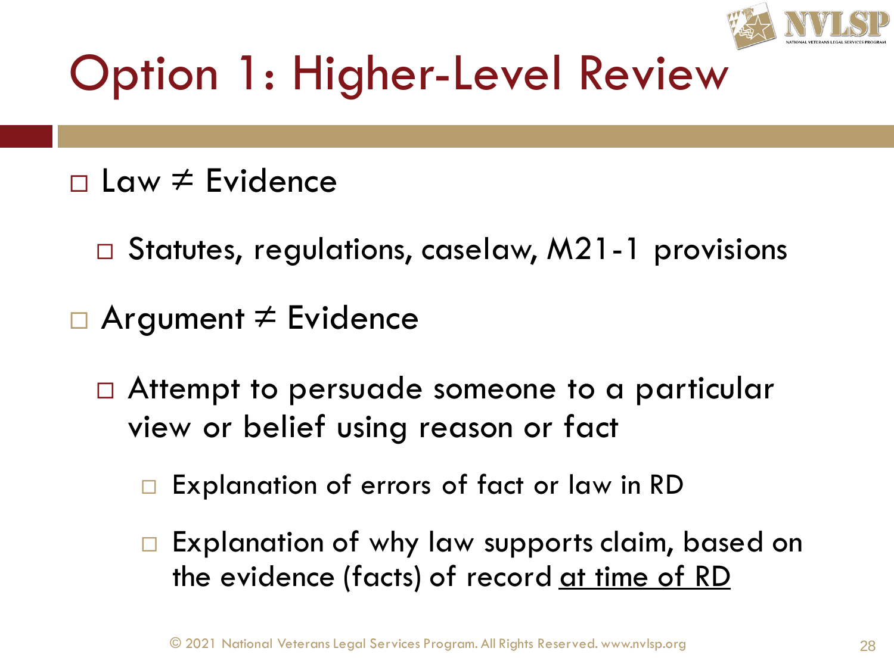# Option 1: Higher-Level Review

- Law ≠ Evidence
  - Statutes, regulations, caselaw, M21-1 provisions
- Argument ≠ Evidence
  - Attempt to persuade someone to a particular view or belief using reason or fact
    - Explanation of errors of fact or law in RD
    - Explanation of why law supports claim, based on the evidence (facts) of record <u>at time of RD</u>

© 2021 National Veterans Legal Services Program. All Rights Reserved. www.nvlsp.org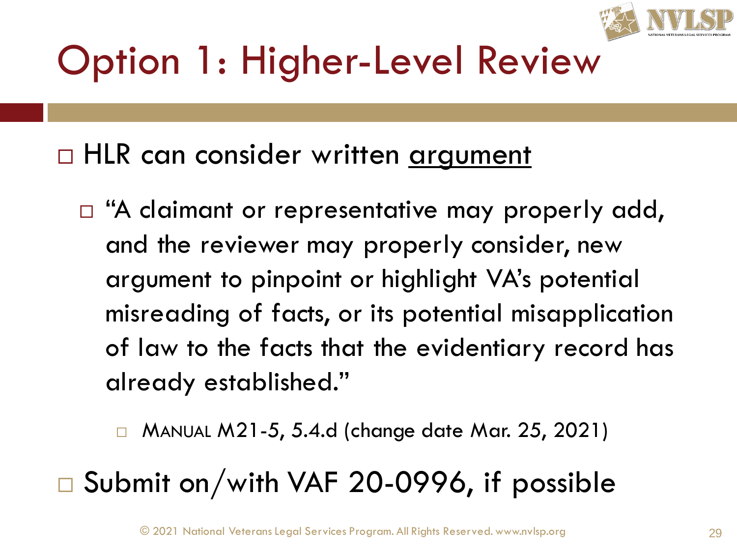# Option 1: Higher-Level Review

- HLR can consider written <u>argument</u>
  - "A claimant or representative may properly add, and the reviewer may properly consider, new argument to pinpoint or highlight VA's potential misreading of facts, or its potential misapplication of law to the facts that the evidentiary record has already established."
    - MANUAL M21-5, 5.4.d (change date Mar. 25, 2021)
- Submit on/with VAF 20-0996, if possible

© 2021 National Veterans Legal Services Program. All Rights Reserved. www.nvlsp.org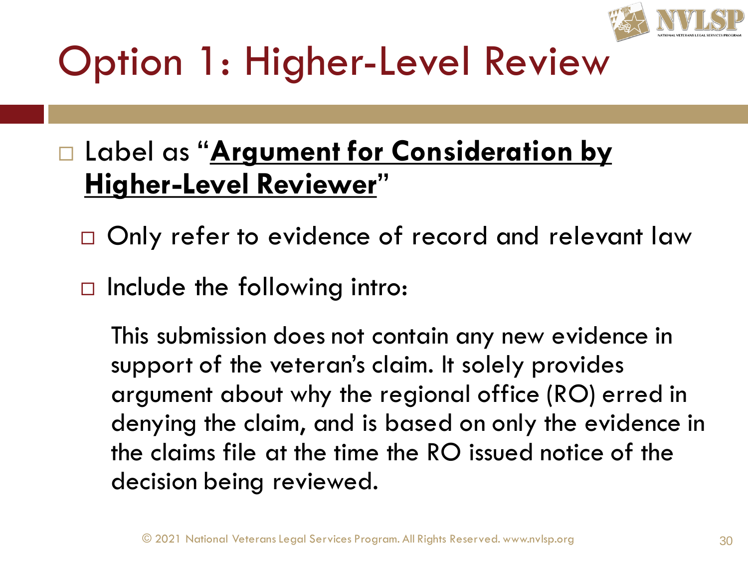# Option 1: Higher-Level Review

- Label as "**Argument for Consideration by Higher-Level Reviewer**"
  - Only refer to evidence of record and relevant law
  - Include the following intro:

    This submission does not contain any new evidence in support of the veteran's claim. It solely provides argument about why the regional office (RO) erred in denying the claim, and is based on only the evidence in the claims file at the time the RO issued notice of the decision being reviewed.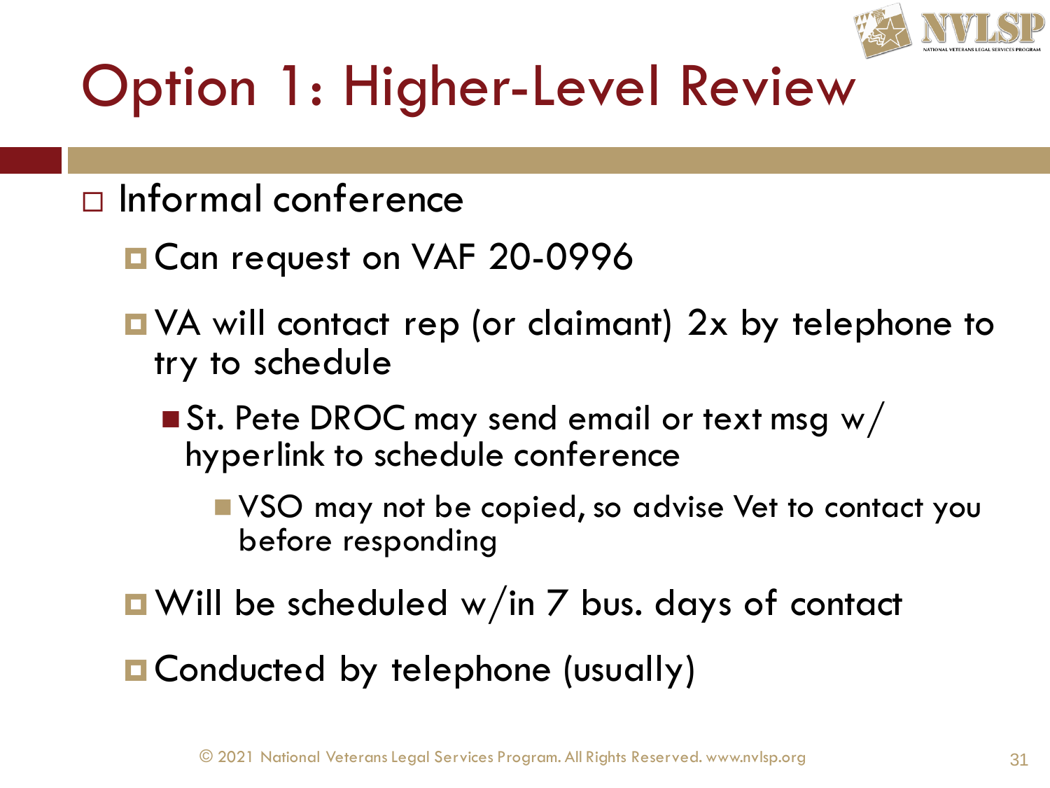# Option 1: Higher-Level Review

- Informal conference
  - Can request on VAF 20-0996
  - VA will contact rep (or claimant) 2x by telephone to try to schedule
    - St. Pete DROC may send email or text msg w/ hyperlink to schedule conference
      - VSO may not be copied, so advise Vet to contact you before responding
  - Will be scheduled w/in 7 bus. days of contact
  - Conducted by telephone (usually)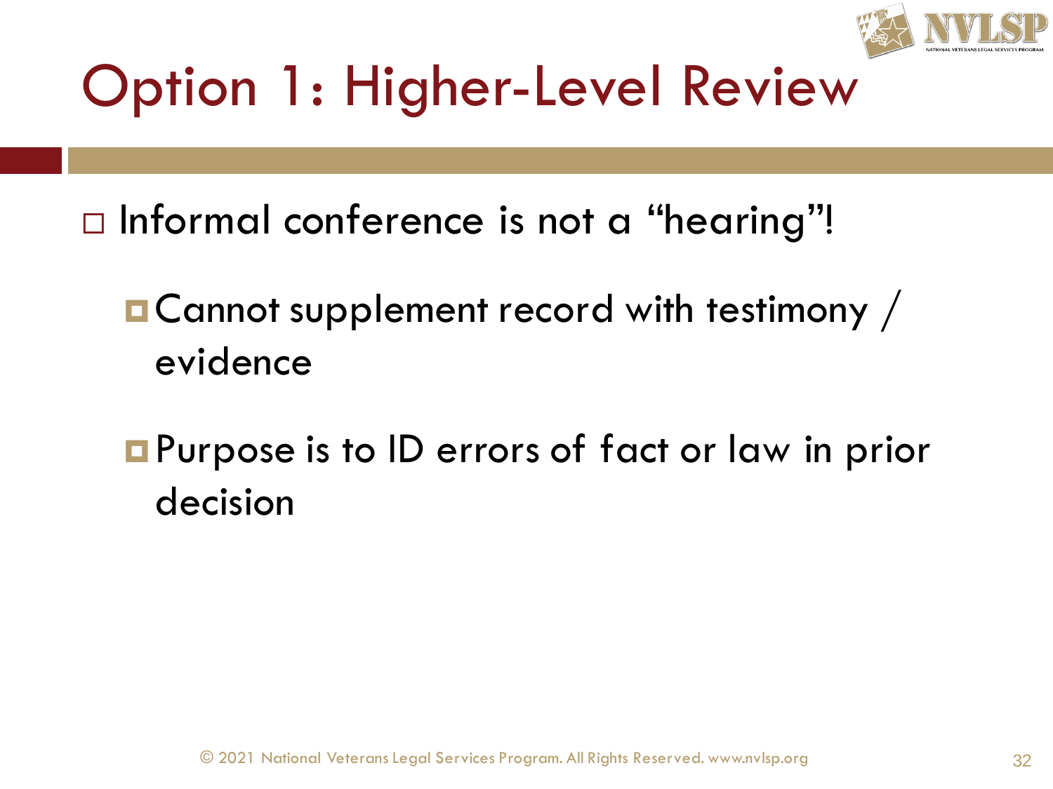# Option 1: Higher-Level Review

- Informal conference is not a "hearing"!
  - Cannot supplement record with testimony / evidence
  - Purpose is to ID errors of fact or law in prior decision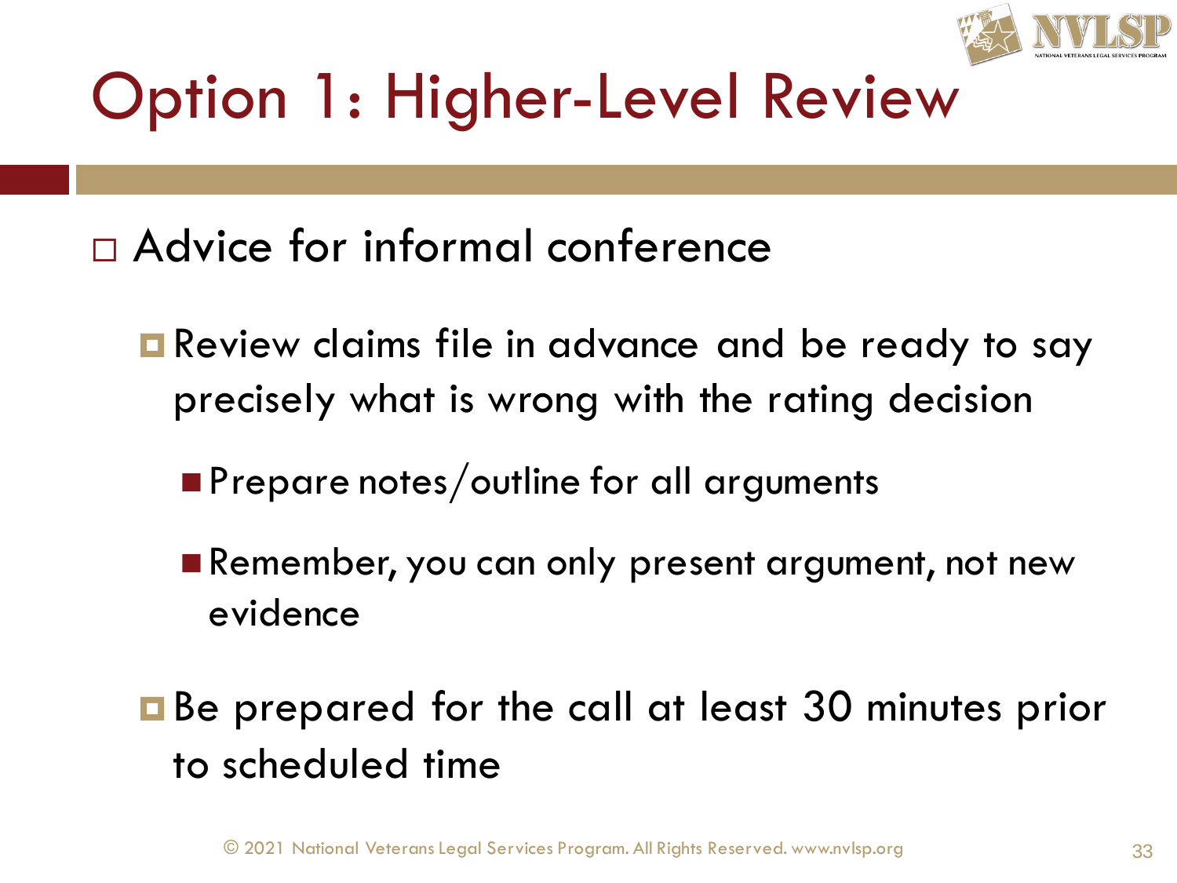# Option 1: Higher-Level Review

- Advice for informal conference
  - Review claims file in advance and be ready to say precisely what is wrong with the rating decision
    - Prepare notes/outline for all arguments
    - Remember, you can only present argument, not new evidence
  - Be prepared for the call at least 30 minutes prior to scheduled time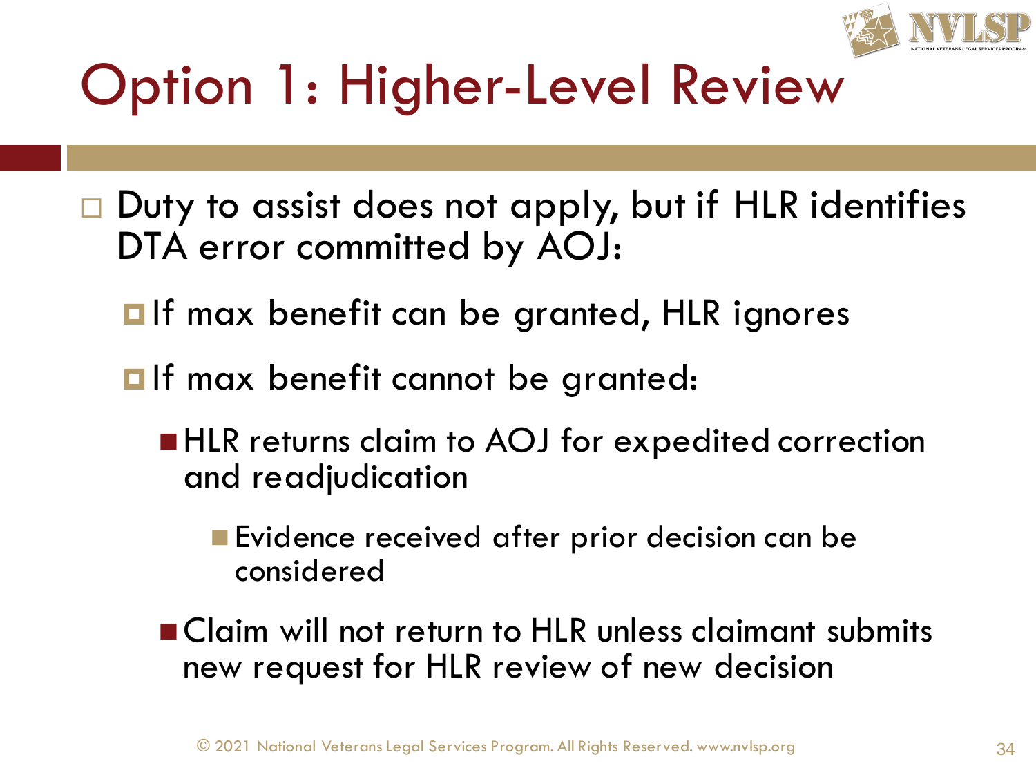# Option 1: Higher-Level Review

- Duty to assist does not apply, but if HLR identifies DTA error committed by AOJ:
  - If max benefit can be granted, HLR ignores
  - If max benefit cannot be granted:
    - HLR returns claim to AOJ for expedited correction and readjudication
      - Evidence received after prior decision can be considered
    - Claim will not return to HLR unless claimant submits new request for HLR review of new decision

© 2021 National Veterans Legal Services Program. All Rights Reserved. www.nvlsp.org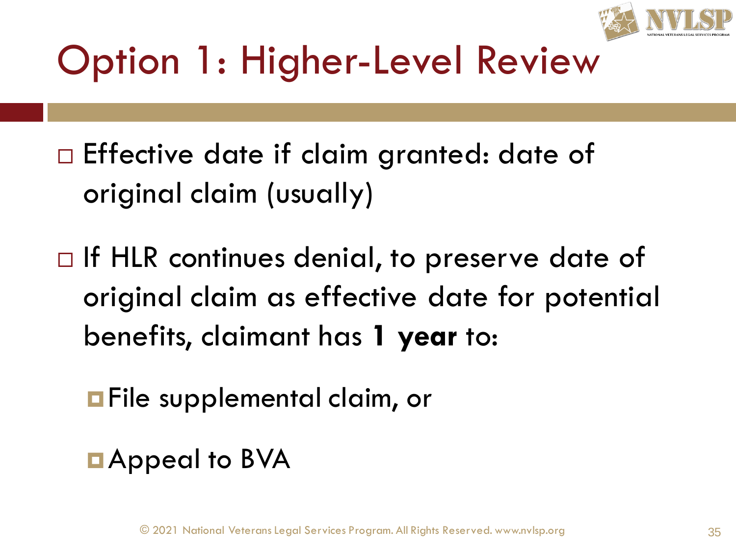# Option 1: Higher-Level Review

- Effective date if claim granted: date of original claim (usually)
- If HLR continues denial, to preserve date of original claim as effective date for potential benefits, claimant has **1 year** to:
  - File supplemental claim, or
  - Appeal to BVA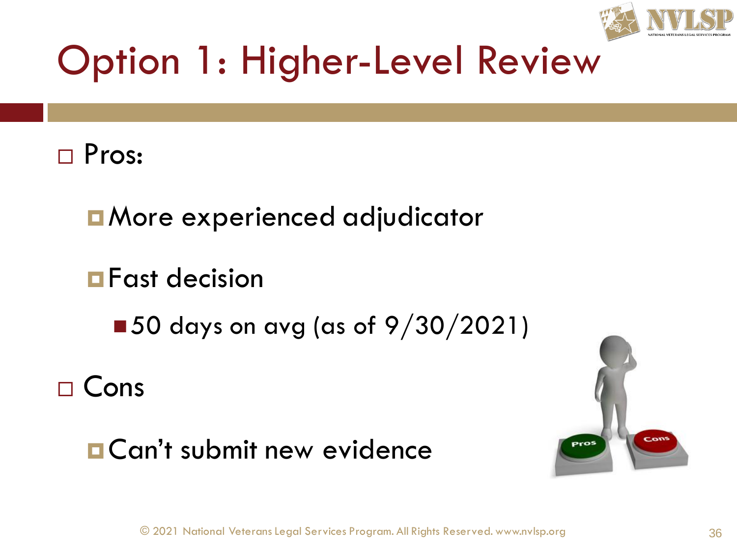# Option 1: Higher-Level Review

- Pros:
  - More experienced adjudicator
  - Fast decision
    - 50 days on avg (as of 9/30/2021)
- Cons
  - Can't submit new evidence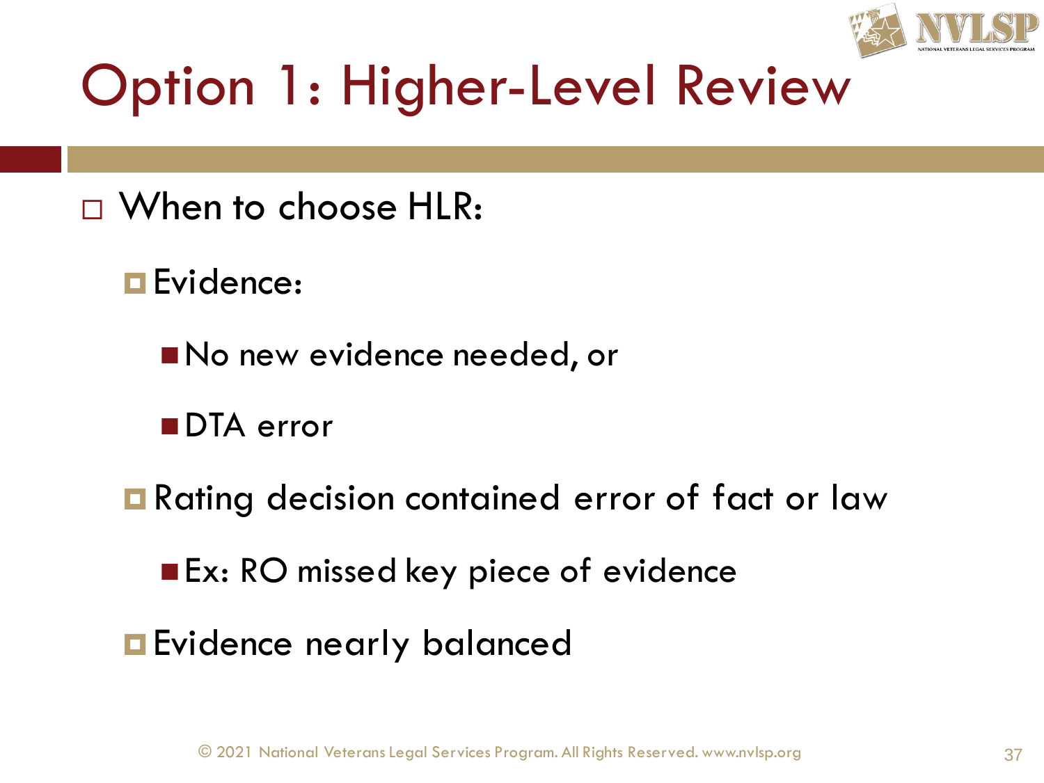# Option 1: Higher-Level Review

- When to choose HLR:
  - Evidence:
    - No new evidence needed, or
    - DTA error
  - Rating decision contained error of fact or law
    - Ex: RO missed key piece of evidence
  - Evidence nearly balanced

© 2021 National Veterans Legal Services Program. All Rights Reserved. www.nvlsp.org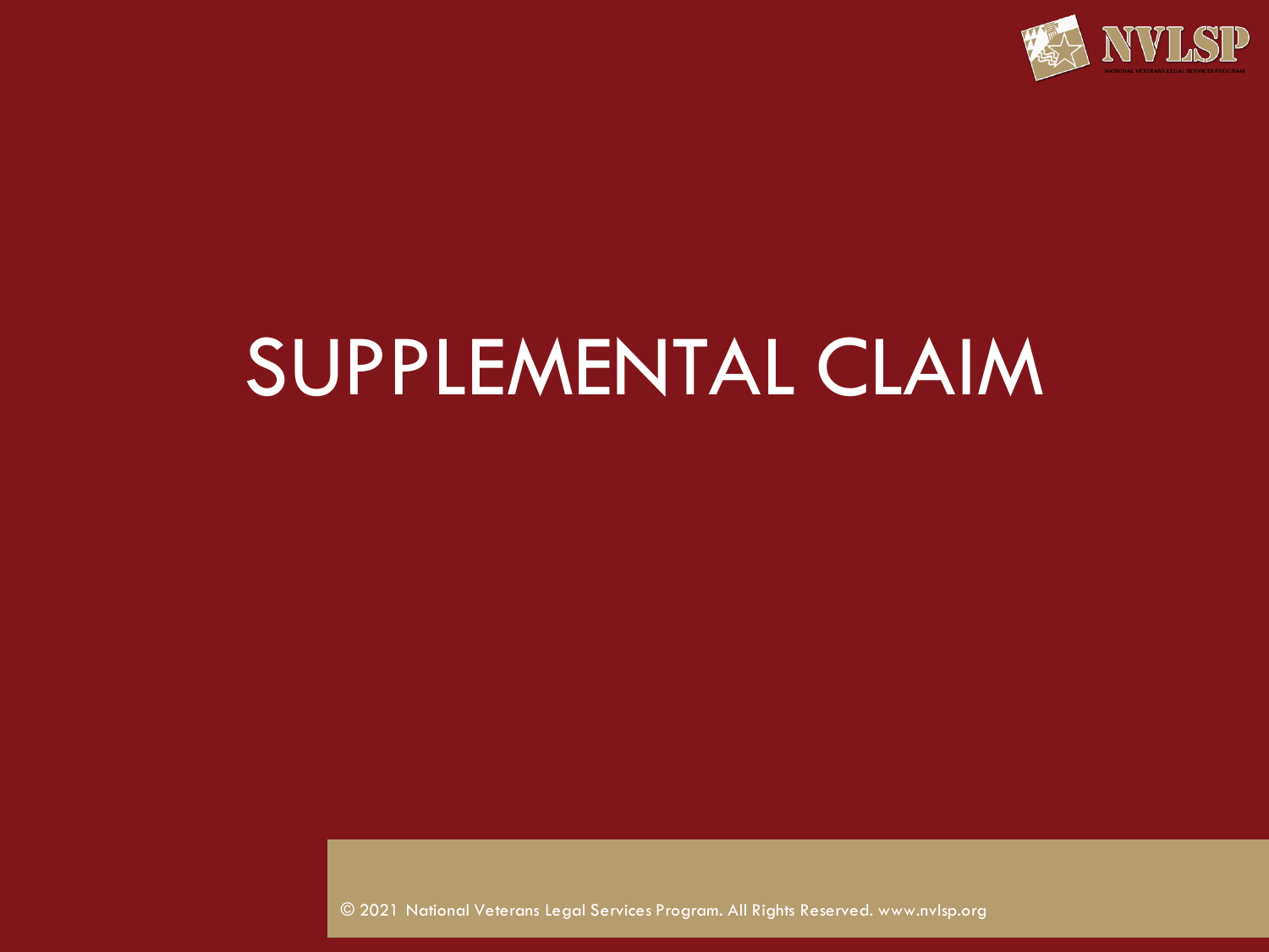# SUPPLEMENTAL CLAIM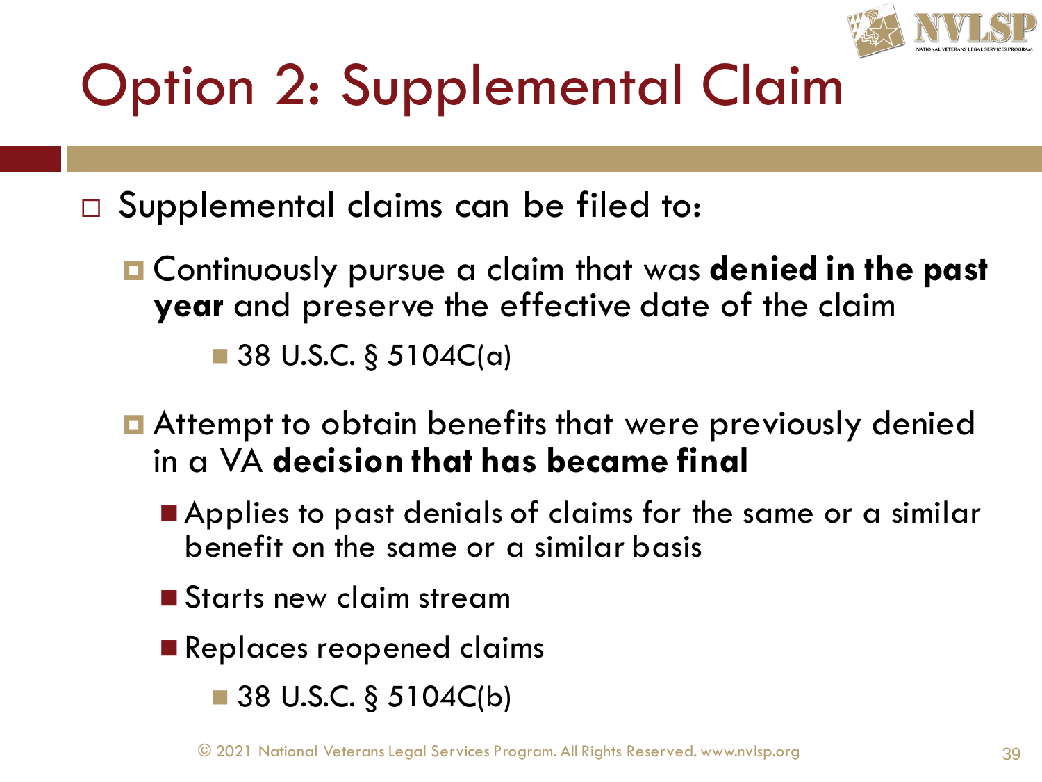# Option 2: Supplemental Claim

- Supplemental claims can be filed to:
  - Continuously pursue a claim that was **denied in the past year** and preserve the effective date of the claim
    - 38 U.S.C. § 5104C(a)
  - Attempt to obtain benefits that were previously denied in a VA **decision that has became final**
    - Applies to past denials of claims for the same or a similar benefit on the same or a similar basis
    - Starts new claim stream
    - Replaces reopened claims
      - 38 U.S.C. § 5104C(b)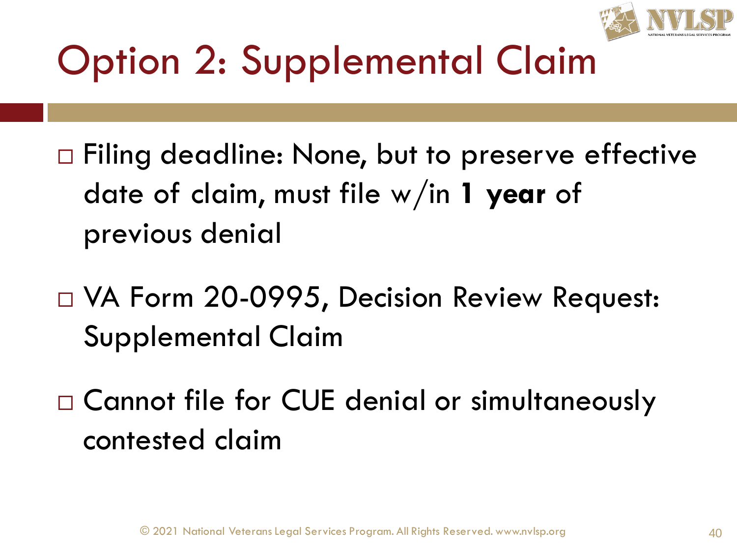# Option 2: Supplemental Claim

- Filing deadline: None, but to preserve effective date of claim, must file w/in **1 year** of previous denial
- VA Form 20-0995, Decision Review Request: Supplemental Claim
- Cannot file for CUE denial or simultaneously contested claim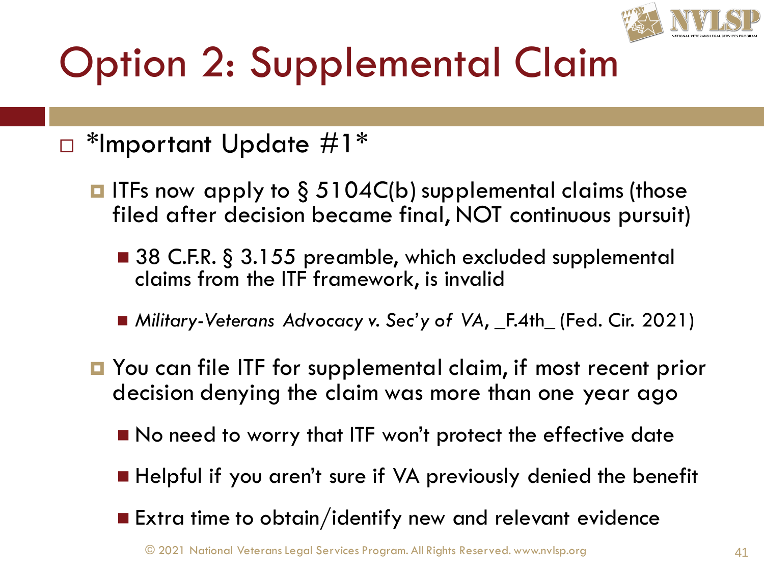# Option 2: Supplemental Claim

- *Important Update #1*
  - ITFs now apply to § 5104C(b) supplemental claims (those filed after decision became final, NOT continuous pursuit)
    - 38 C.F.R. § 3.155 preamble, which excluded supplemental claims from the ITF framework, is invalid
    - *Military-Veterans Advocacy v. Sec'y of VA*, _F.4th_ (Fed. Cir. 2021)
  - You can file ITF for supplemental claim, if most recent prior decision denying the claim was more than one year ago
    - No need to worry that ITF won't protect the effective date
    - Helpful if you aren't sure if VA previously denied the benefit
    - Extra time to obtain/identify new and relevant evidence

© 2021 National Veterans Legal Services Program. All Rights Reserved. www.nvlsp.org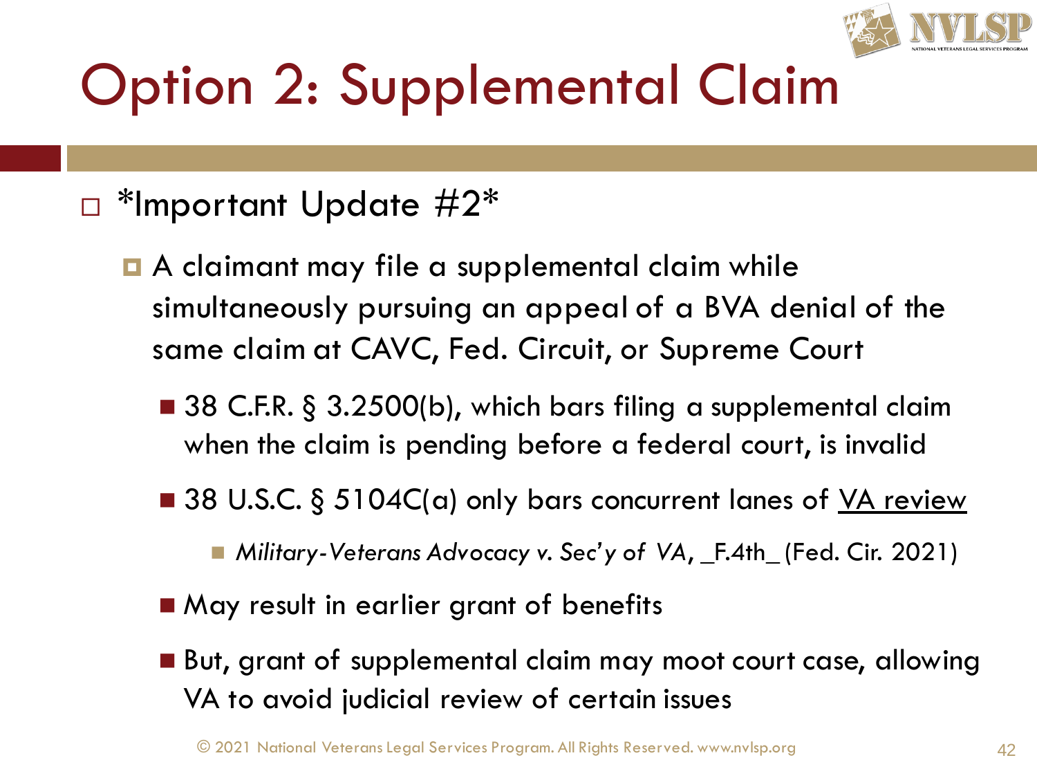# Option 2: Supplemental Claim

- *Important Update #2*
  - A claimant may file a supplemental claim while simultaneously pursuing an appeal of a BVA denial of the same claim at CAVC, Fed. Circuit, or Supreme Court
    - 38 C.F.R. § 3.2500(b), which bars filing a supplemental claim when the claim is pending before a federal court, is invalid
    - 38 U.S.C. § 5104C(a) only bars concurrent lanes of <u>VA review</u>
      - *Military-Veterans Advocacy v. Sec'y of VA*, _F.4th_ (Fed. Cir. 2021)
    - May result in earlier grant of benefits
    - But, grant of supplemental claim may moot court case, allowing VA to avoid judicial review of certain issues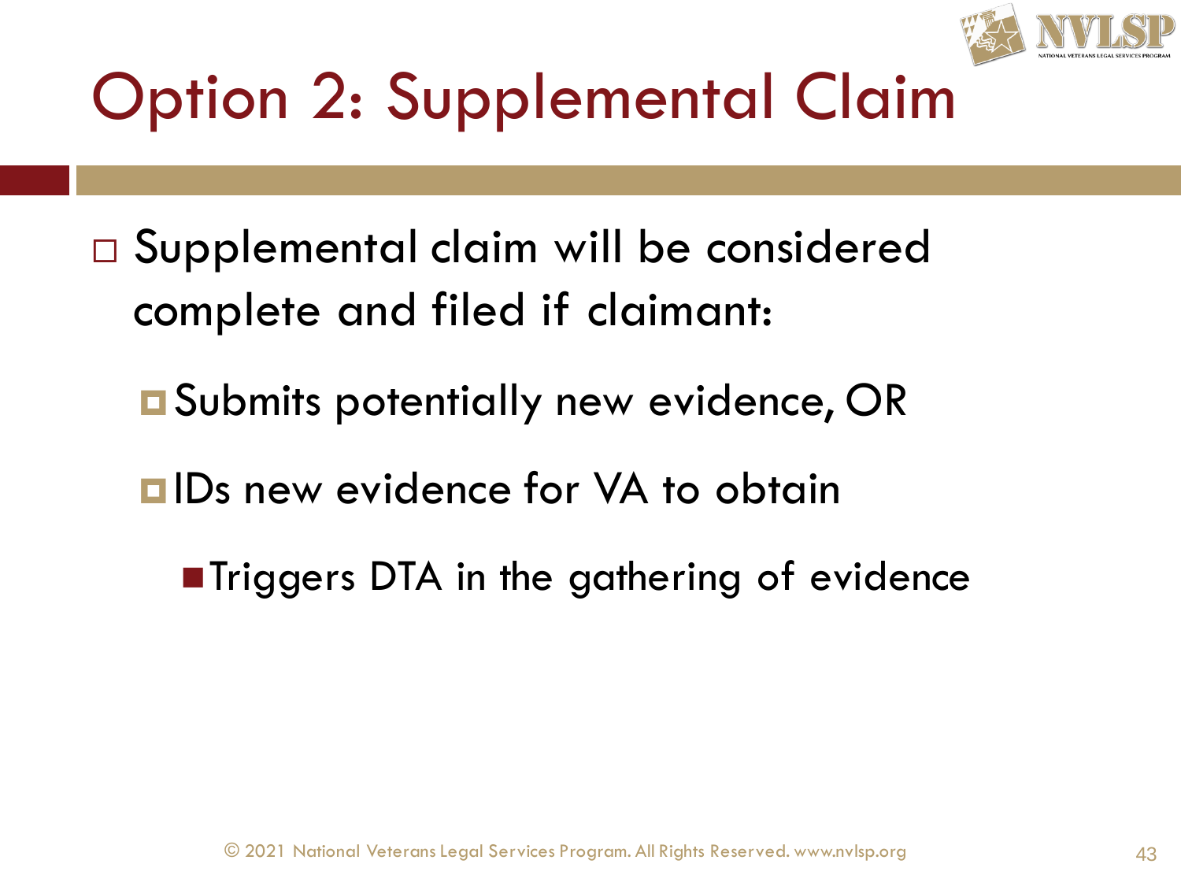# Option 2: Supplemental Claim

- Supplemental claim will be considered complete and filed if claimant:
  - Submits potentially new evidence, OR
  - IDs new evidence for VA to obtain
    - Triggers DTA in the gathering of evidence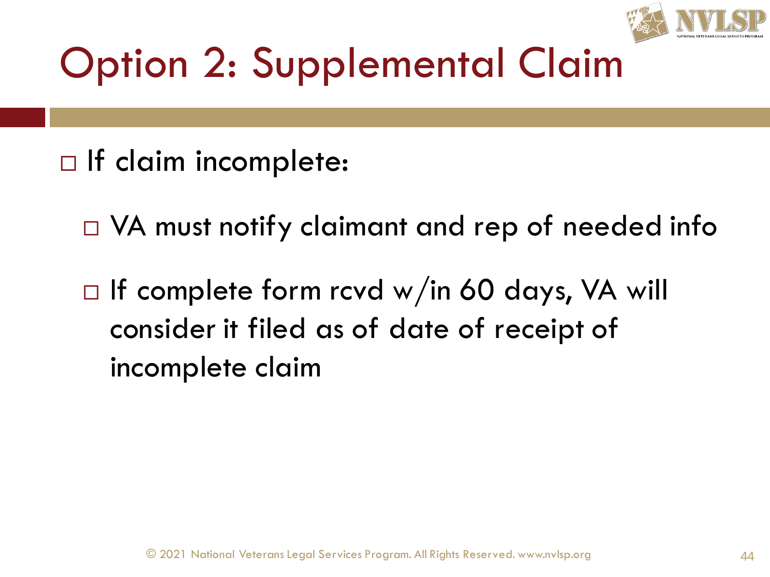# Option 2: Supplemental Claim

- If claim incomplete:
  - VA must notify claimant and rep of needed info
  - If complete form rcvd w/in 60 days, VA will consider it filed as of date of receipt of incomplete claim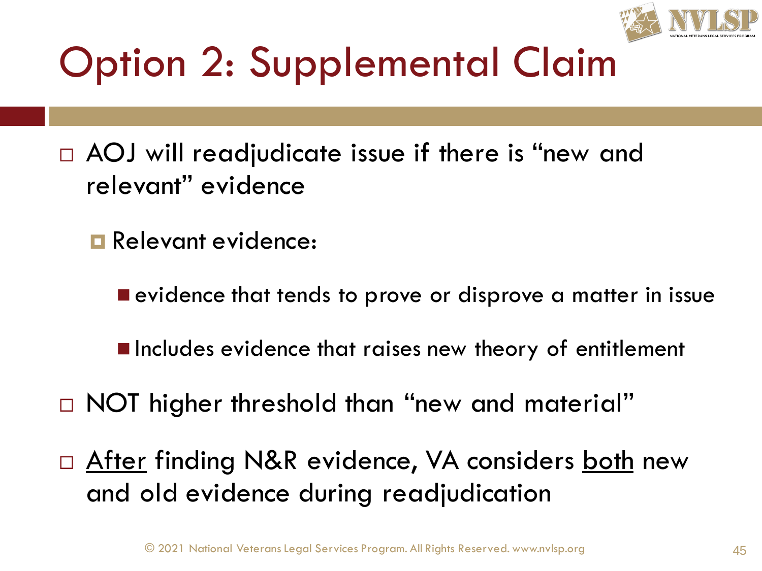# Option 2: Supplemental Claim

- AOJ will readjudicate issue if there is "new and relevant" evidence
  - Relevant evidence:
    - evidence that tends to prove or disprove a matter in issue
    - Includes evidence that raises new theory of entitlement
- NOT higher threshold than "new and material"
- <u>After</u> finding N&R evidence, VA considers <u>both</u> new and old evidence during readjudication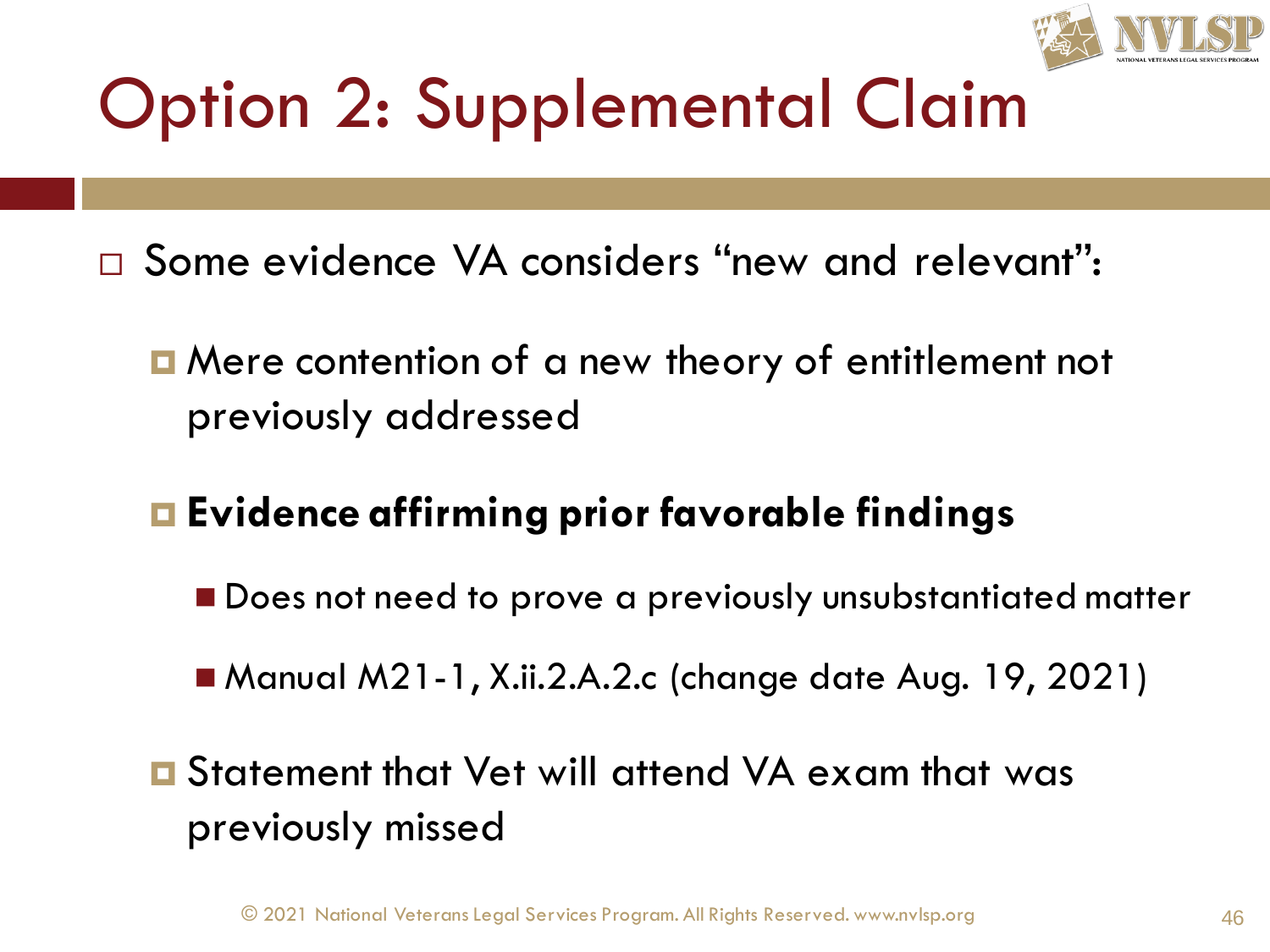# Option 2: Supplemental Claim

- Some evidence VA considers "new and relevant":
  - Mere contention of a new theory of entitlement not previously addressed
  - **Evidence affirming prior favorable findings**
    - Does not need to prove a previously unsubstantiated matter
    - Manual M21-1, X.ii.2.A.2.c (change date Aug. 19, 2021)
  - Statement that Vet will attend VA exam that was previously missed

© 2021 National Veterans Legal Services Program. All Rights Reserved. www.nvlsp.org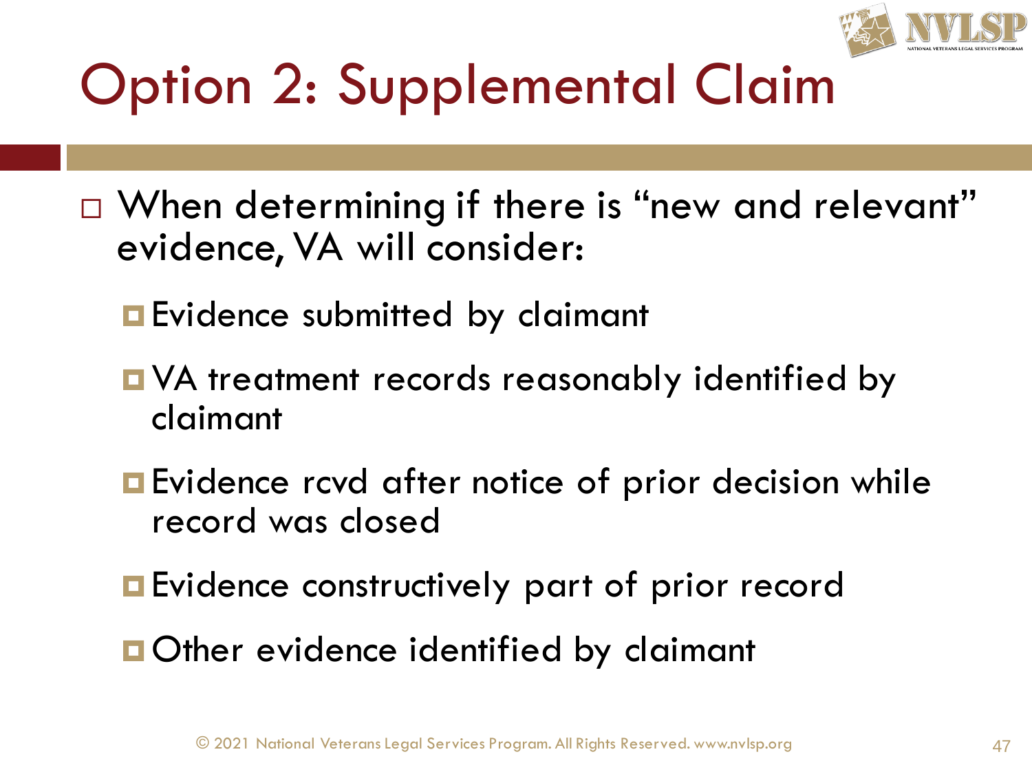# Option 2: Supplemental Claim

- When determining if there is "new and relevant" evidence, VA will consider:
  - Evidence submitted by claimant
  - VA treatment records reasonably identified by claimant
  - Evidence rcvd after notice of prior decision while record was closed
  - Evidence constructively part of prior record
  - Other evidence identified by claimant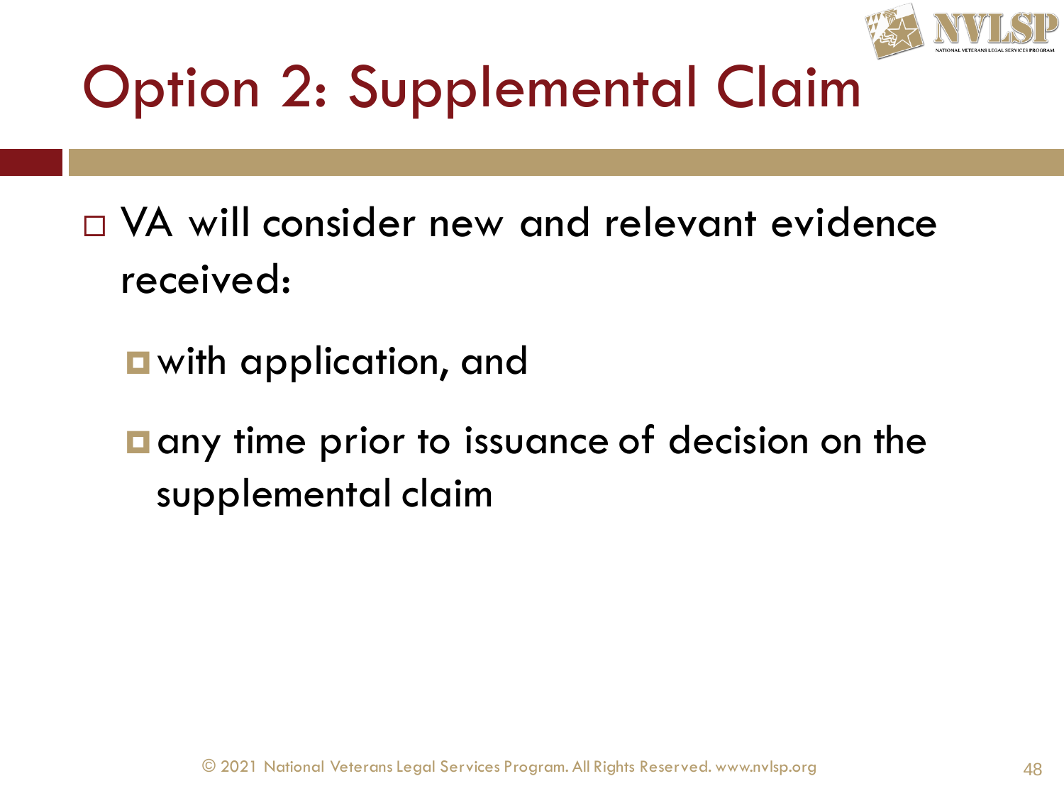# Option 2: Supplemental Claim

- VA will consider new and relevant evidence received:
  - with application, and
  - any time prior to issuance of decision on the supplemental claim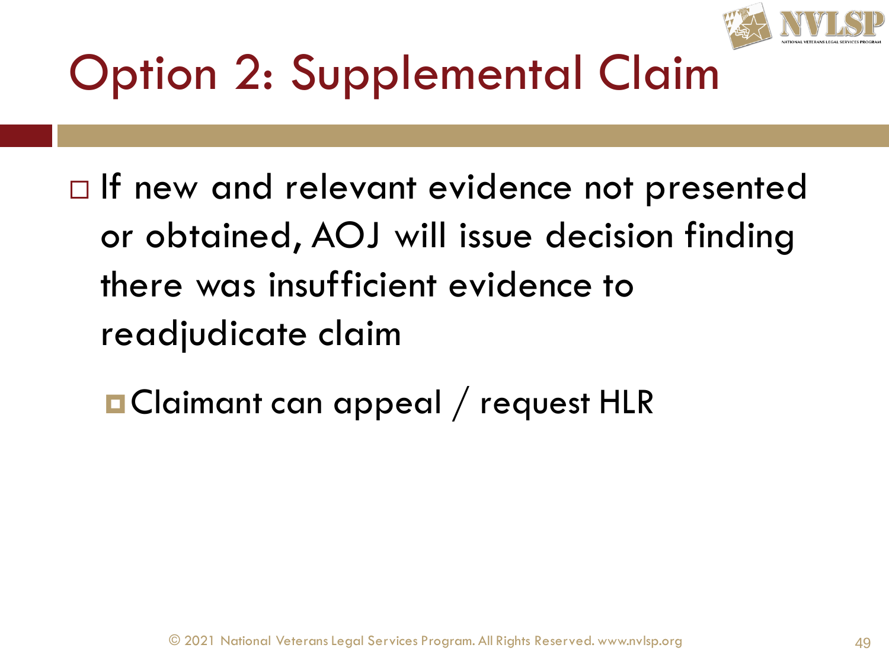# Option 2: Supplemental Claim

- If new and relevant evidence not presented or obtained, AOJ will issue decision finding there was insufficient evidence to readjudicate claim
  - Claimant can appeal / request HLR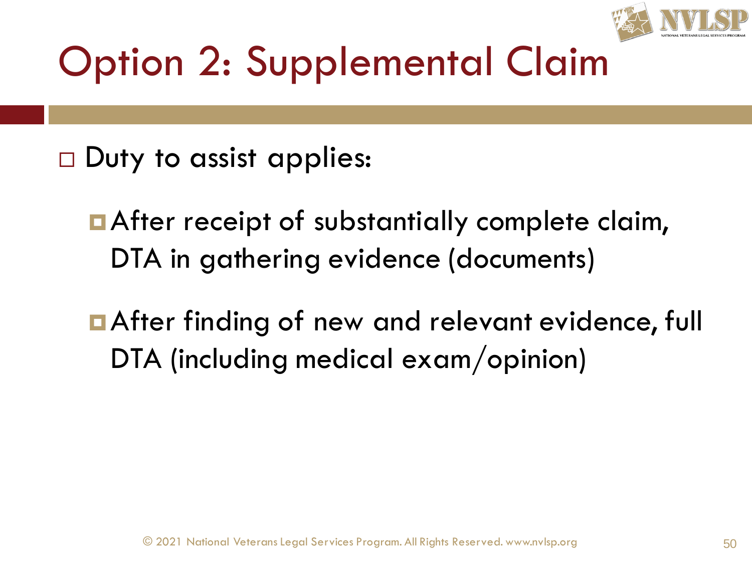# Option 2: Supplemental Claim

- Duty to assist applies:
  - After receipt of substantially complete claim, DTA in gathering evidence (documents)
  - After finding of new and relevant evidence, full DTA (including medical exam/opinion)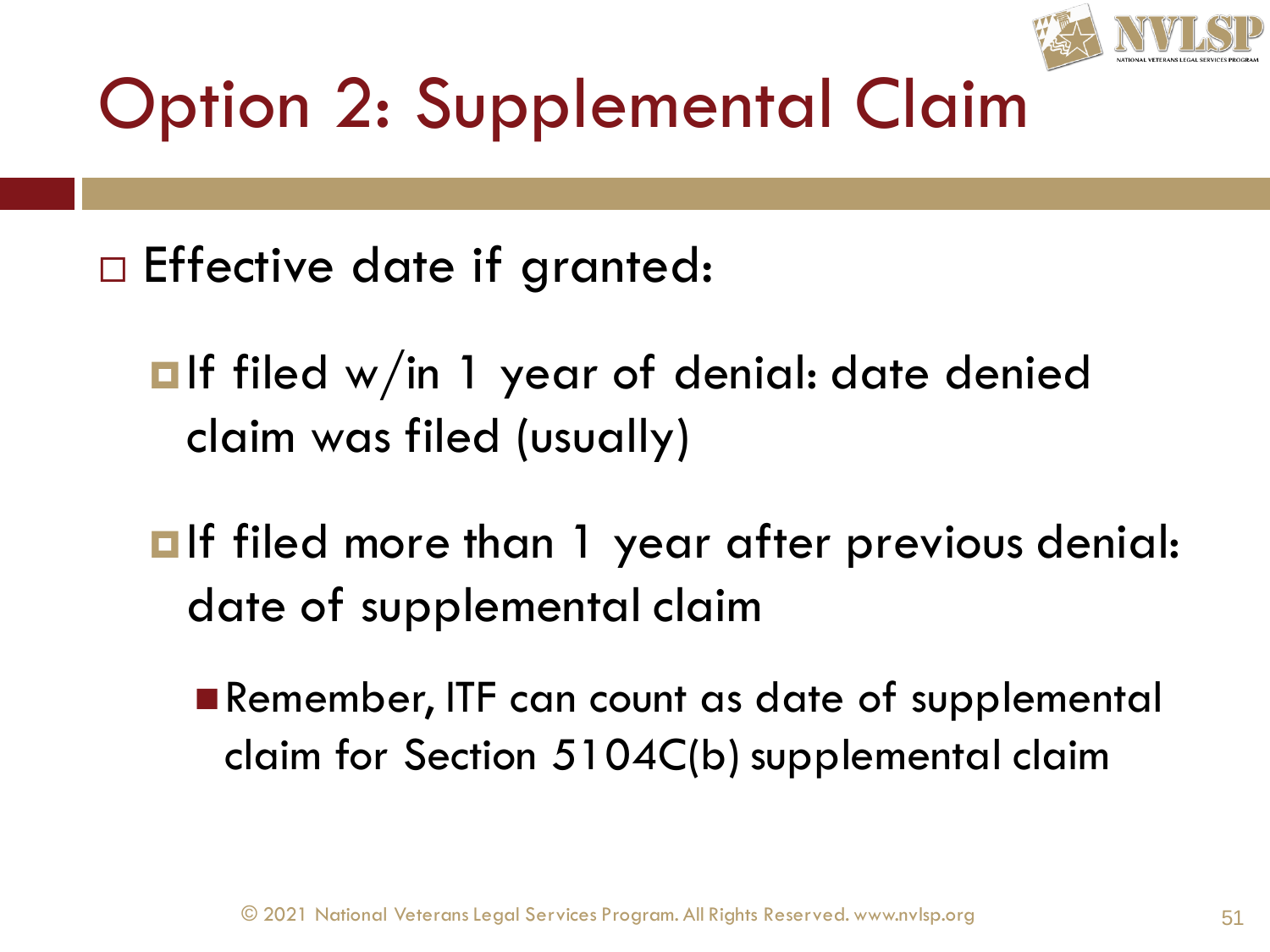# Option 2: Supplemental Claim

- Effective date if granted:
  - If filed w/in 1 year of denial: date denied claim was filed (usually)
  - If filed more than 1 year after previous denial: date of supplemental claim
    - Remember, ITF can count as date of supplemental claim for Section 5104C(b) supplemental claim

© 2021 National Veterans Legal Services Program. All Rights Reserved. www.nvlsp.org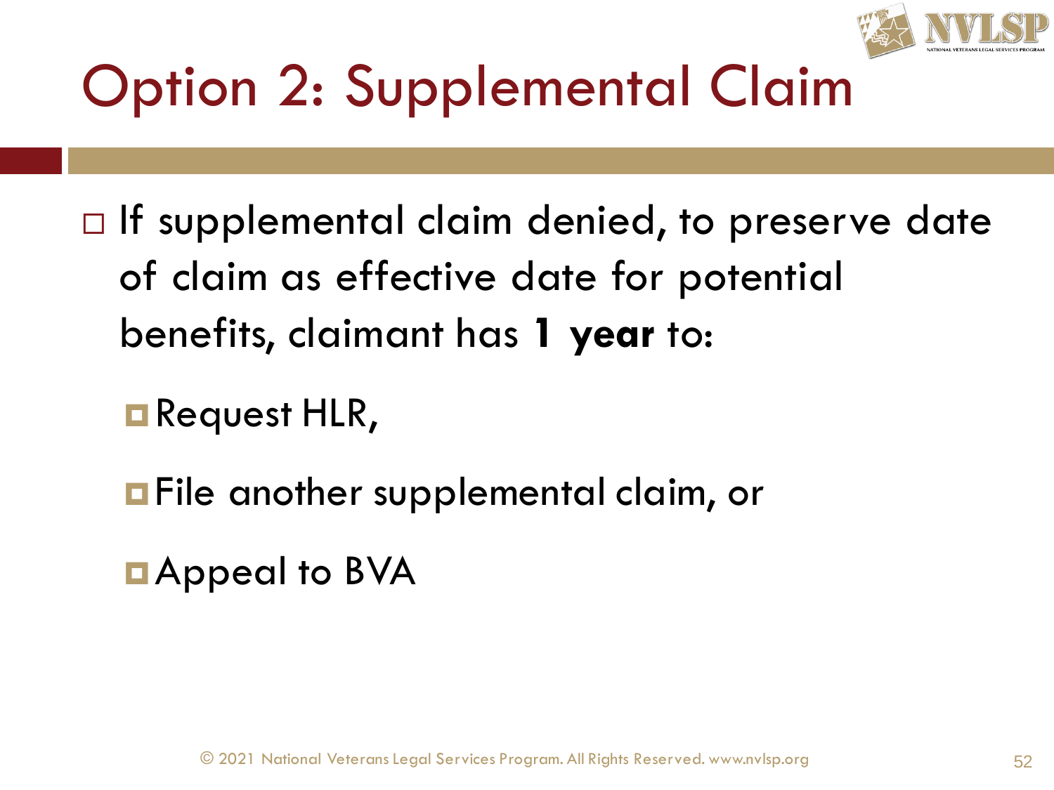# Option 2: Supplemental Claim

- If supplemental claim denied, to preserve date of claim as effective date for potential benefits, claimant has **1 year** to:
  - Request HLR,
  - File another supplemental claim, or
  - Appeal to BVA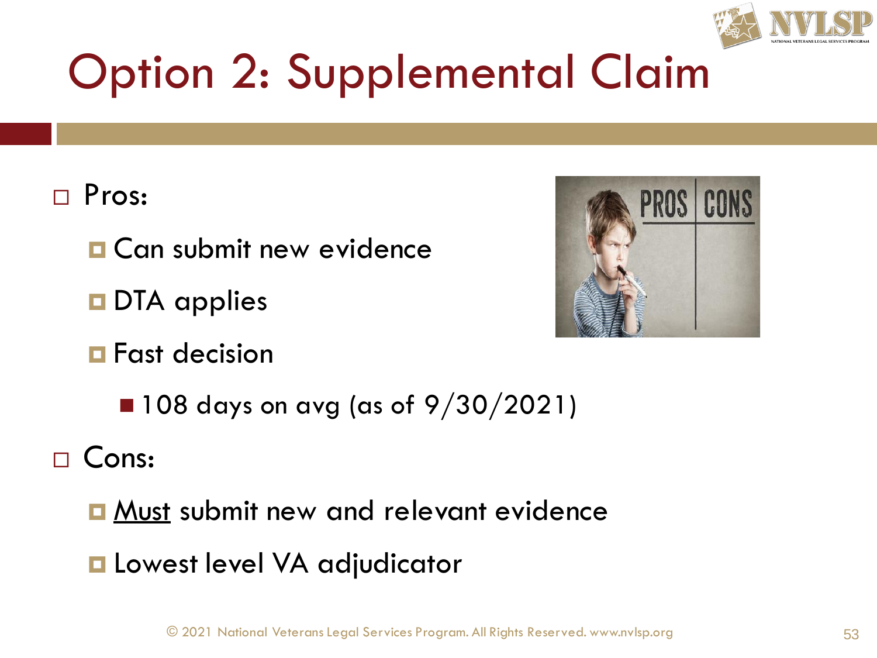# Option 2: Supplemental Claim

- Pros:
  - Can submit new evidence
  - DTA applies
  - Fast decision
    - 108 days on avg (as of 9/30/2021)
- Cons:
  - Must submit new and relevant evidence
  - Lowest level VA adjudicator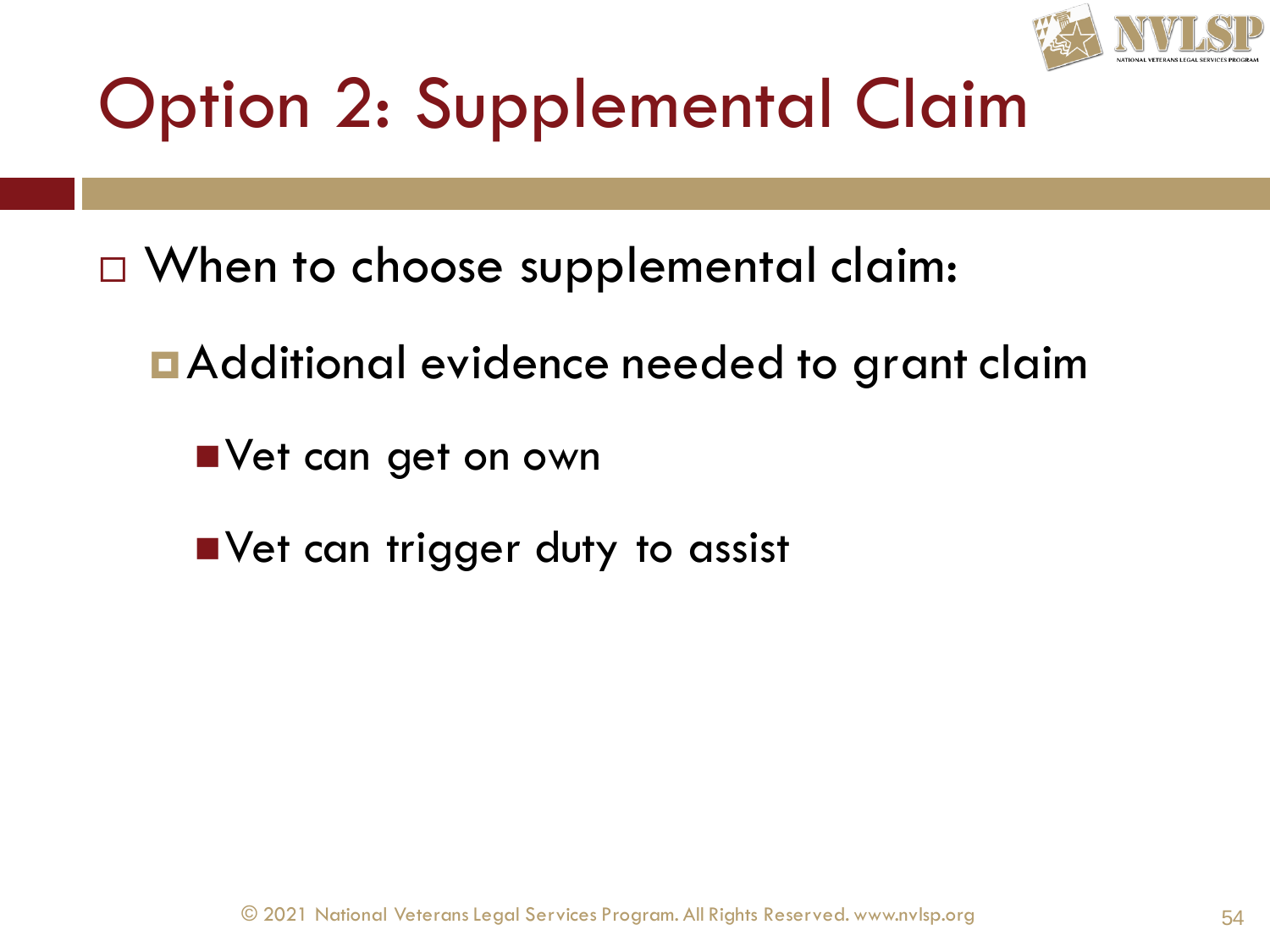# Option 2: Supplemental Claim

- When to choose supplemental claim:
  - Additional evidence needed to grant claim
    - Vet can get on own
    - Vet can trigger duty to assist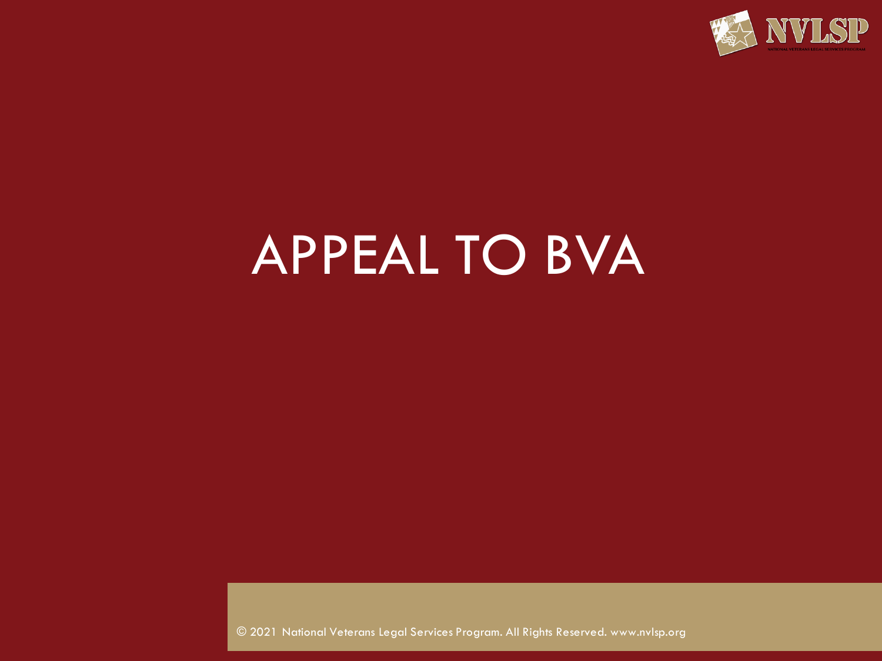# APPEAL TO BVA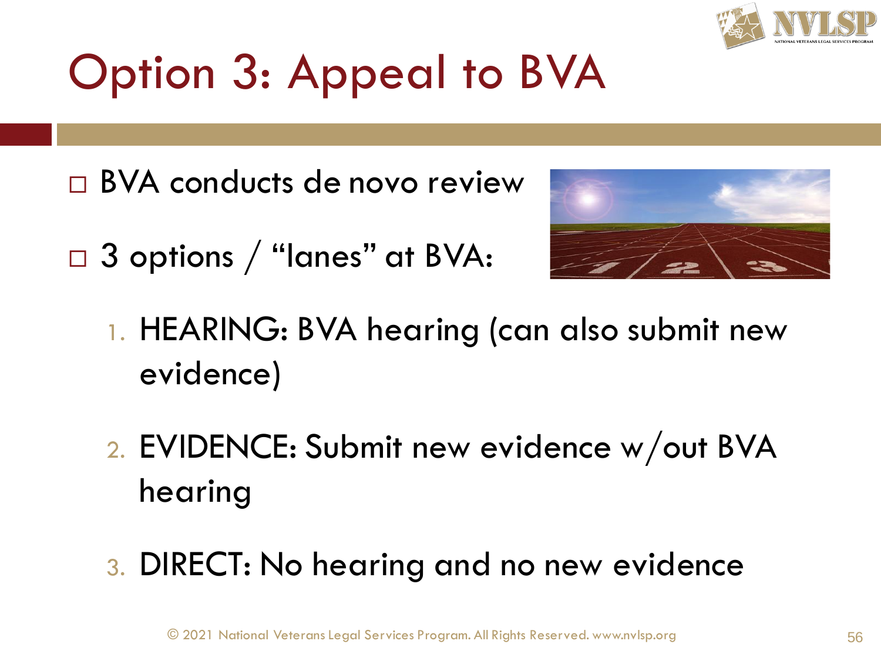# Option 3: Appeal to BVA

- BVA conducts de novo review
- 3 options / "lanes" at BVA:

1. HEARING: BVA hearing (can also submit new evidence)
2. EVIDENCE: Submit new evidence w/out BVA hearing
3. DIRECT: No hearing and no new evidence

© 2021 National Veterans Legal Services Program. All Rights Reserved. www.nvlsp.org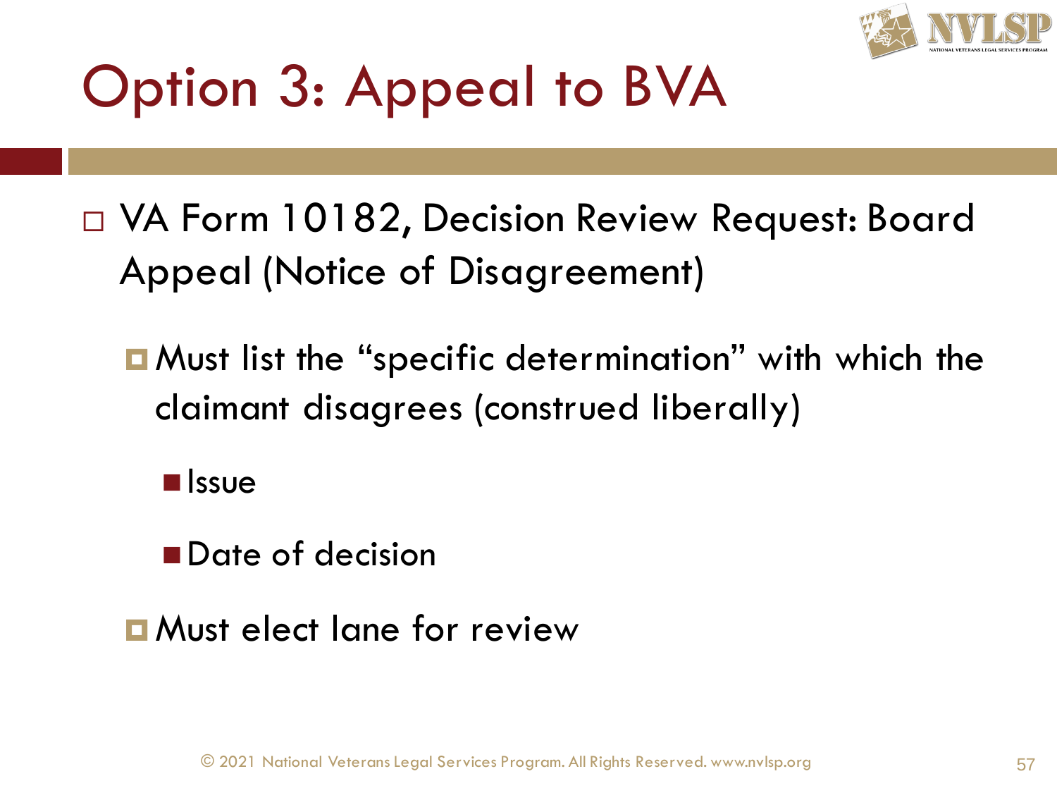# Option 3: Appeal to BVA

- VA Form 10182, Decision Review Request: Board Appeal (Notice of Disagreement)
  - Must list the "specific determination" with which the claimant disagrees (construed liberally)
    - Issue
    - Date of decision
  - Must elect lane for review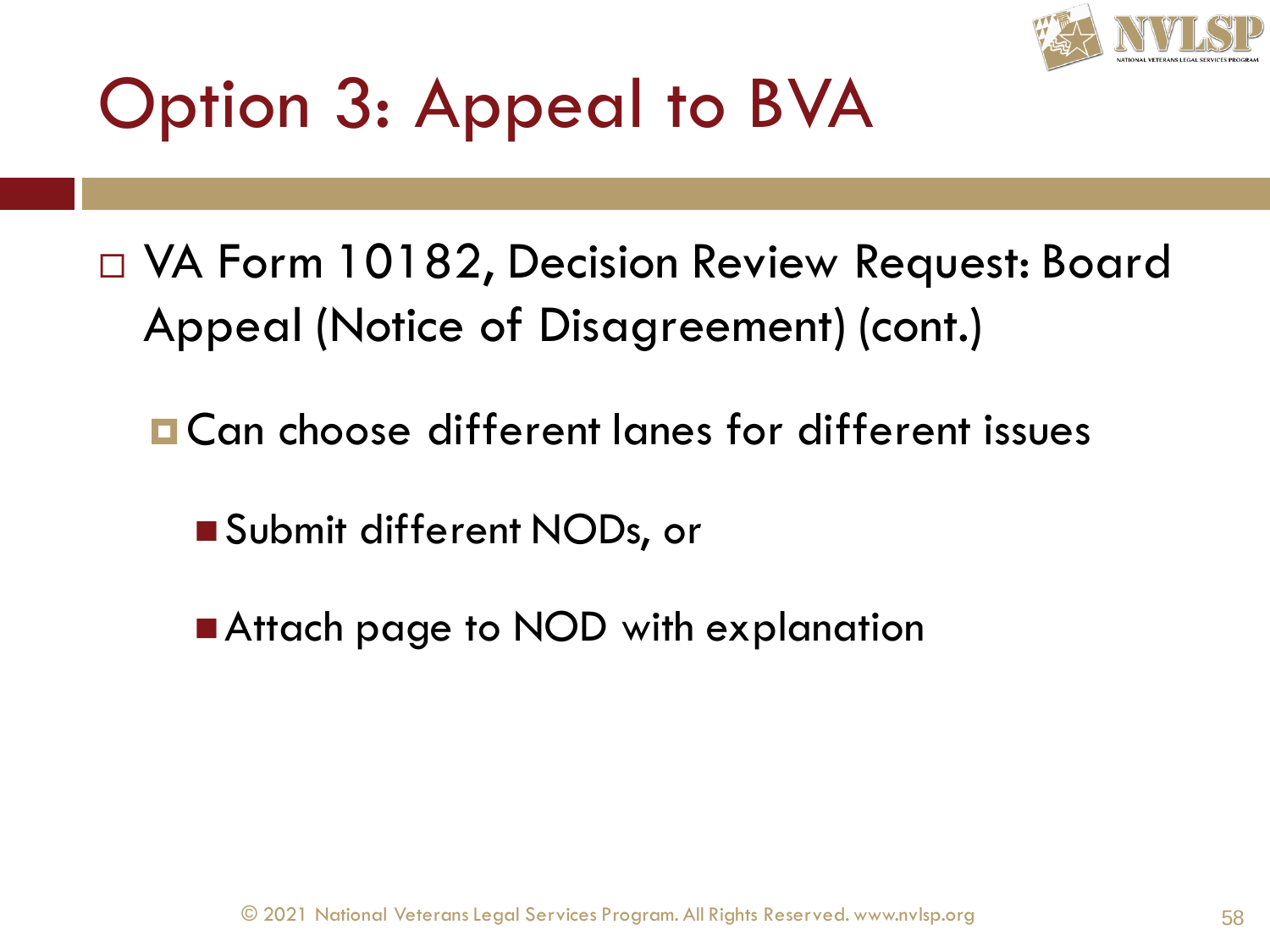# Option 3: Appeal to BVA

- VA Form 10182, Decision Review Request: Board Appeal (Notice of Disagreement) (cont.)
  - Can choose different lanes for different issues
    - Submit different NODs, or
    - Attach page to NOD with explanation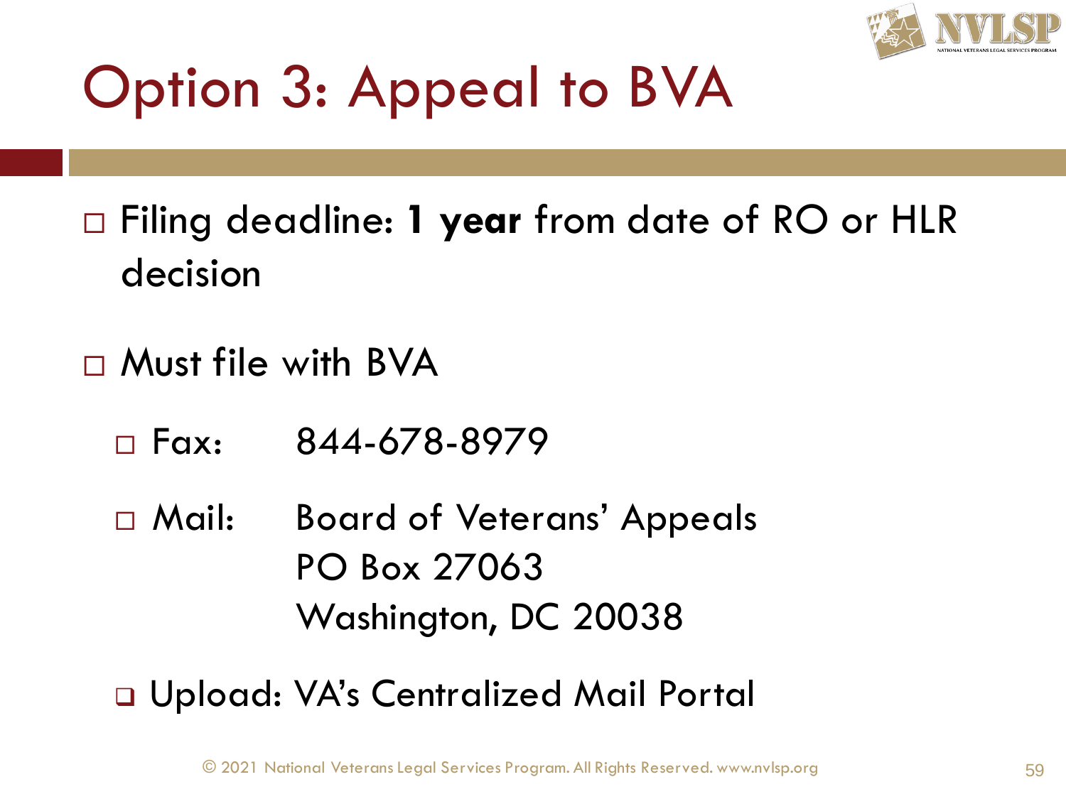# Option 3: Appeal to BVA

- Filing deadline: **1 year** from date of RO or HLR decision
- Must file with BVA
  - Fax: 844-678-8979
  - Mail: Board of Veterans' Appeals
    PO Box 27063
    Washington, DC 20038
  - Upload: VA's Centralized Mail Portal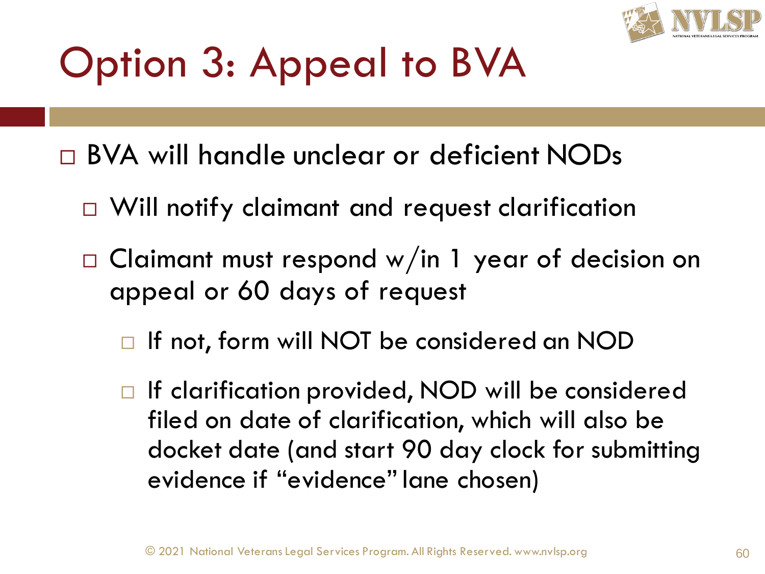# Option 3: Appeal to BVA

- BVA will handle unclear or deficient NODs
  - Will notify claimant and request clarification
  - Claimant must respond w/in 1 year of decision on appeal or 60 days of request
    - If not, form will NOT be considered an NOD
    - If clarification provided, NOD will be considered filed on date of clarification, which will also be docket date (and start 90 day clock for submitting evidence if "evidence" lane chosen)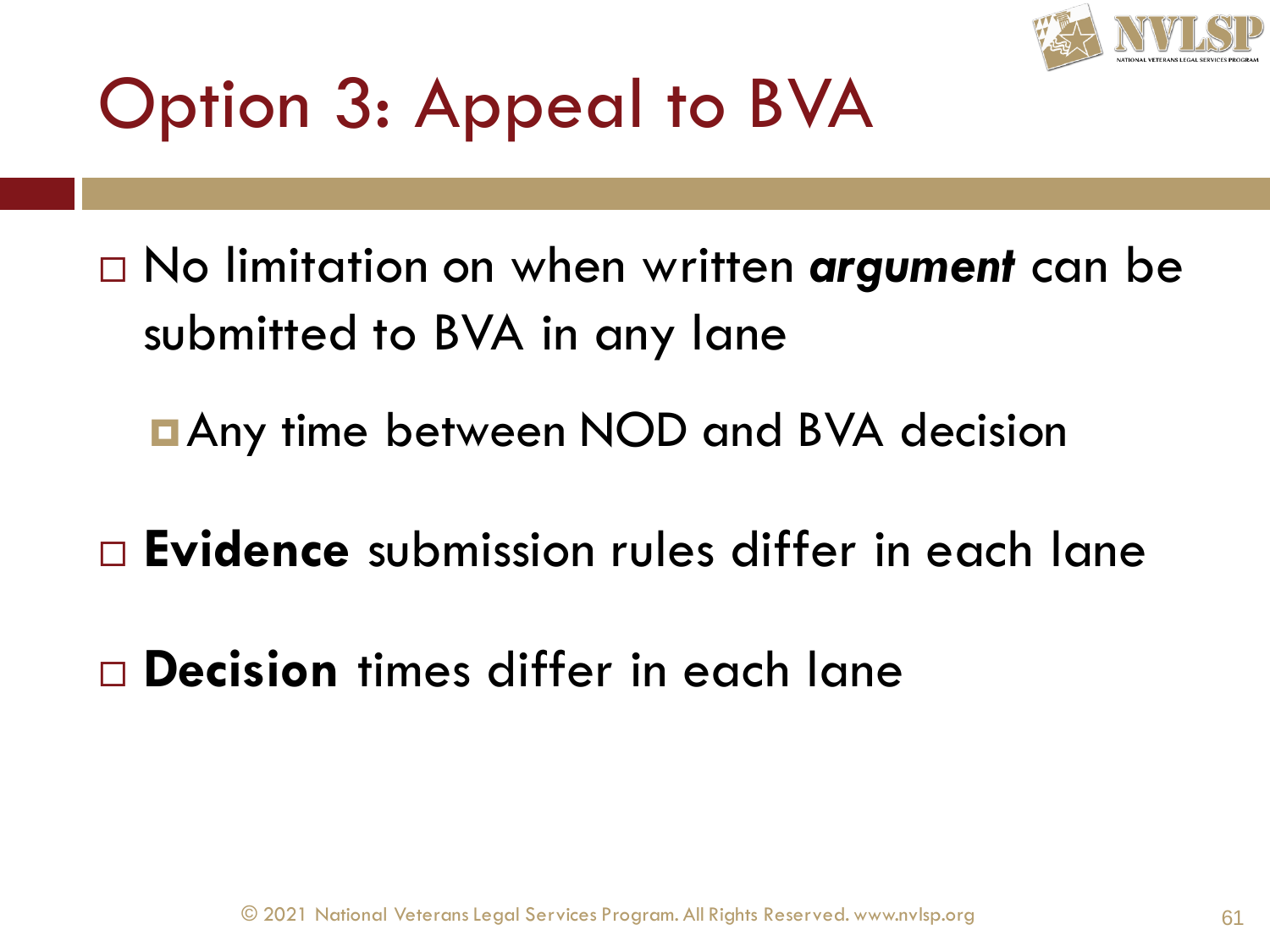# Option 3: Appeal to BVA

- No limitation on when written ***argument*** can be submitted to BVA in any lane
  - Any time between NOD and BVA decision
- **Evidence** submission rules differ in each lane
- **Decision** times differ in each lane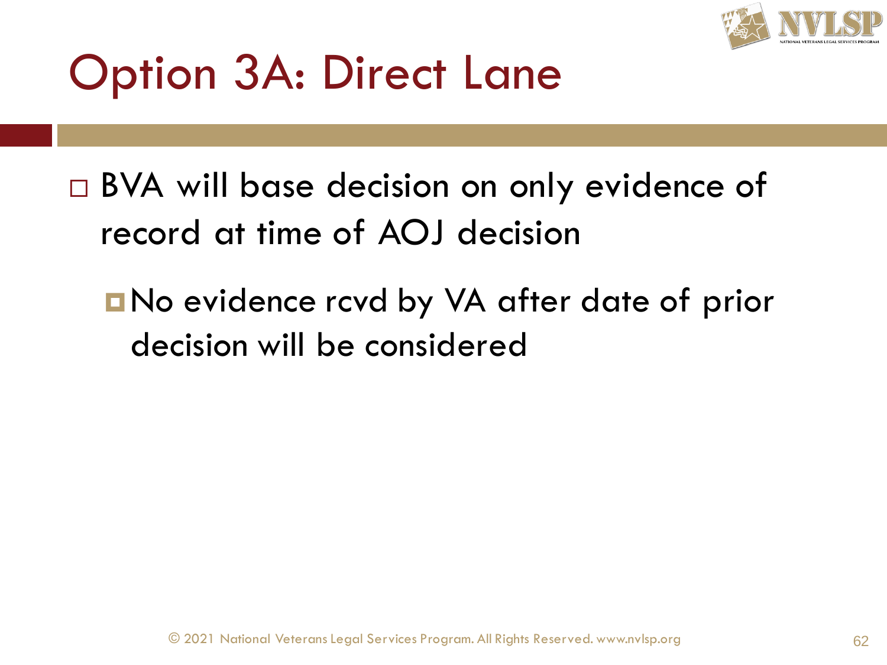# Option 3A: Direct Lane

- BVA will base decision on only evidence of record at time of AOJ decision
  - No evidence rcvd by VA after date of prior decision will be considered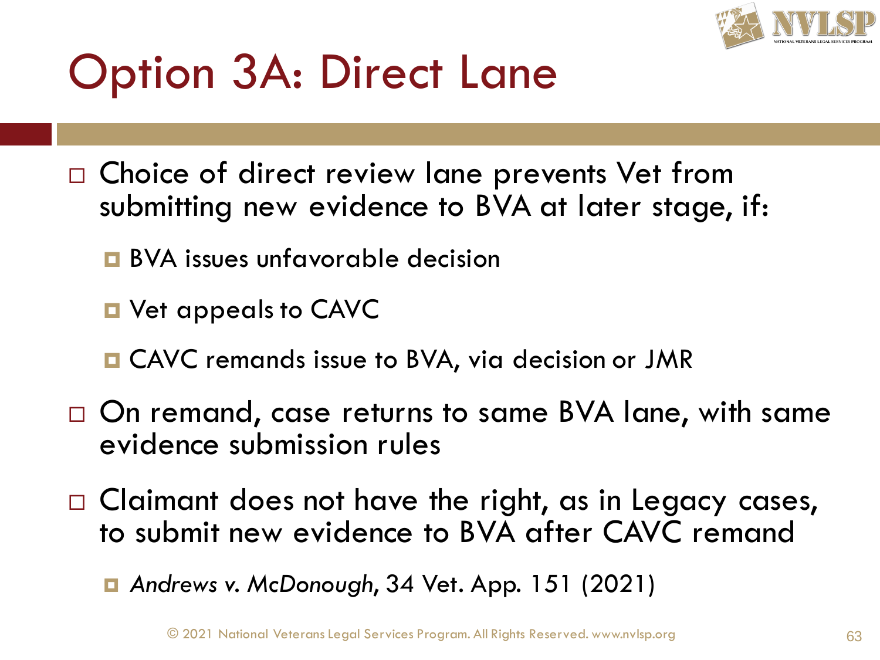# Option 3A: Direct Lane

- Choice of direct review lane prevents Vet from submitting new evidence to BVA at later stage, if:
  - BVA issues unfavorable decision
  - Vet appeals to CAVC
  - CAVC remands issue to BVA, via decision or JMR
- On remand, case returns to same BVA lane, with same evidence submission rules
- Claimant does not have the right, as in Legacy cases, to submit new evidence to BVA after CAVC remand
  - *Andrews v. McDonough*, 34 Vet. App. 151 (2021)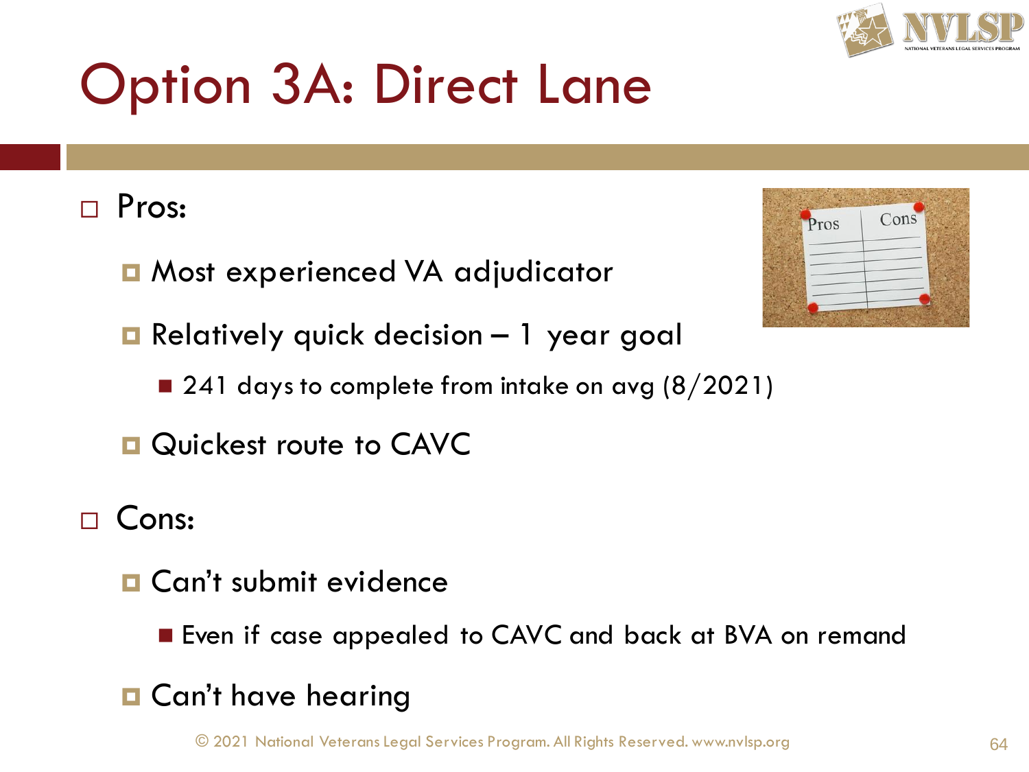# Option 3A: Direct Lane

- Pros:
  - Most experienced VA adjudicator
  - Relatively quick decision – 1 year goal
    - 241 days to complete from intake on avg (8/2021)
  - Quickest route to CAVC
- Cons:
  - Can't submit evidence
    - Even if case appealed to CAVC and back at BVA on remand
  - Can't have hearing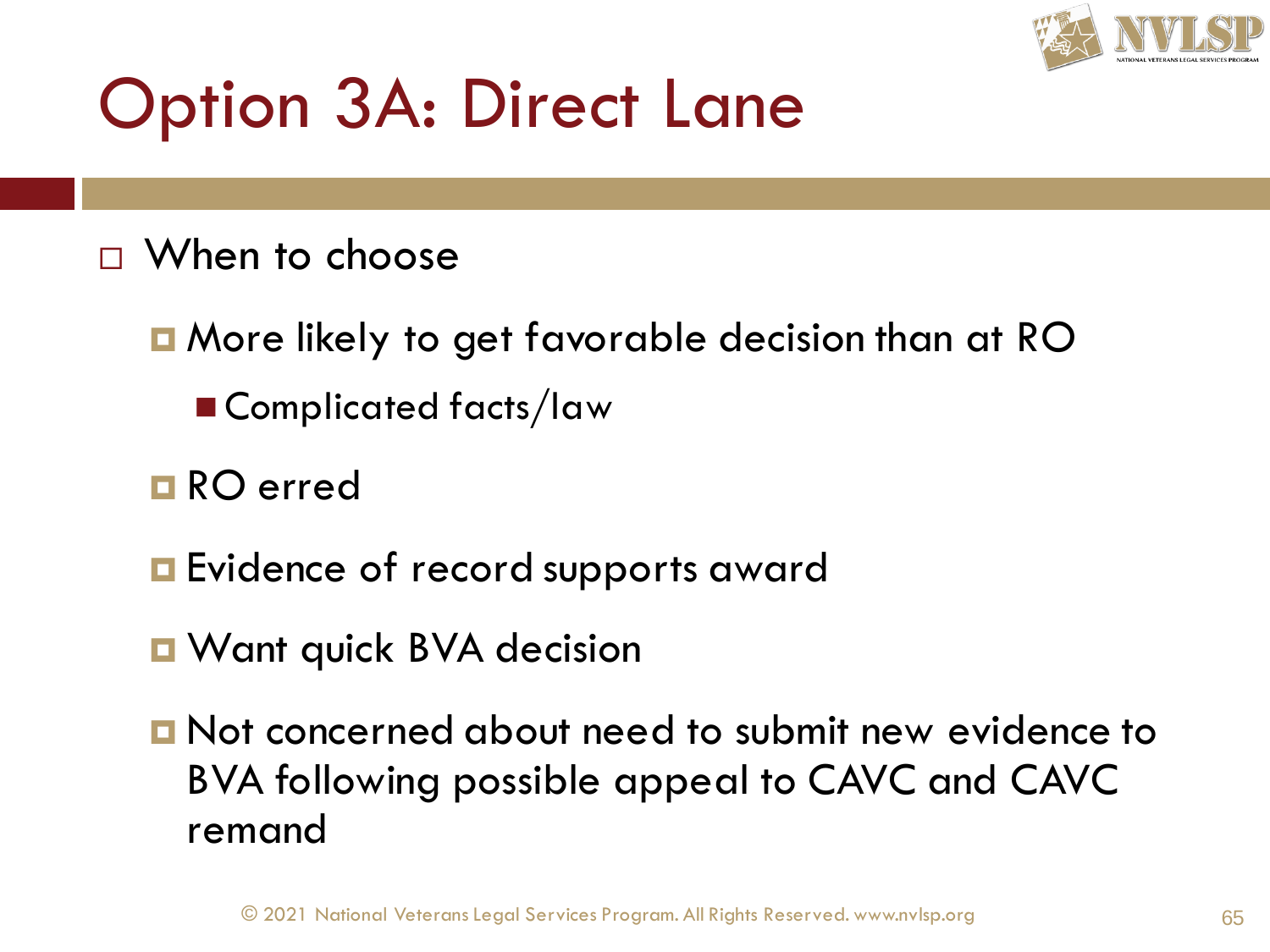# Option 3A: Direct Lane

- When to choose
  - More likely to get favorable decision than at RO
    - Complicated facts/law
  - RO erred
  - Evidence of record supports award
  - Want quick BVA decision
  - Not concerned about need to submit new evidence to BVA following possible appeal to CAVC and CAVC remand

© 2021 National Veterans Legal Services Program. All Rights Reserved. www.nvlsp.org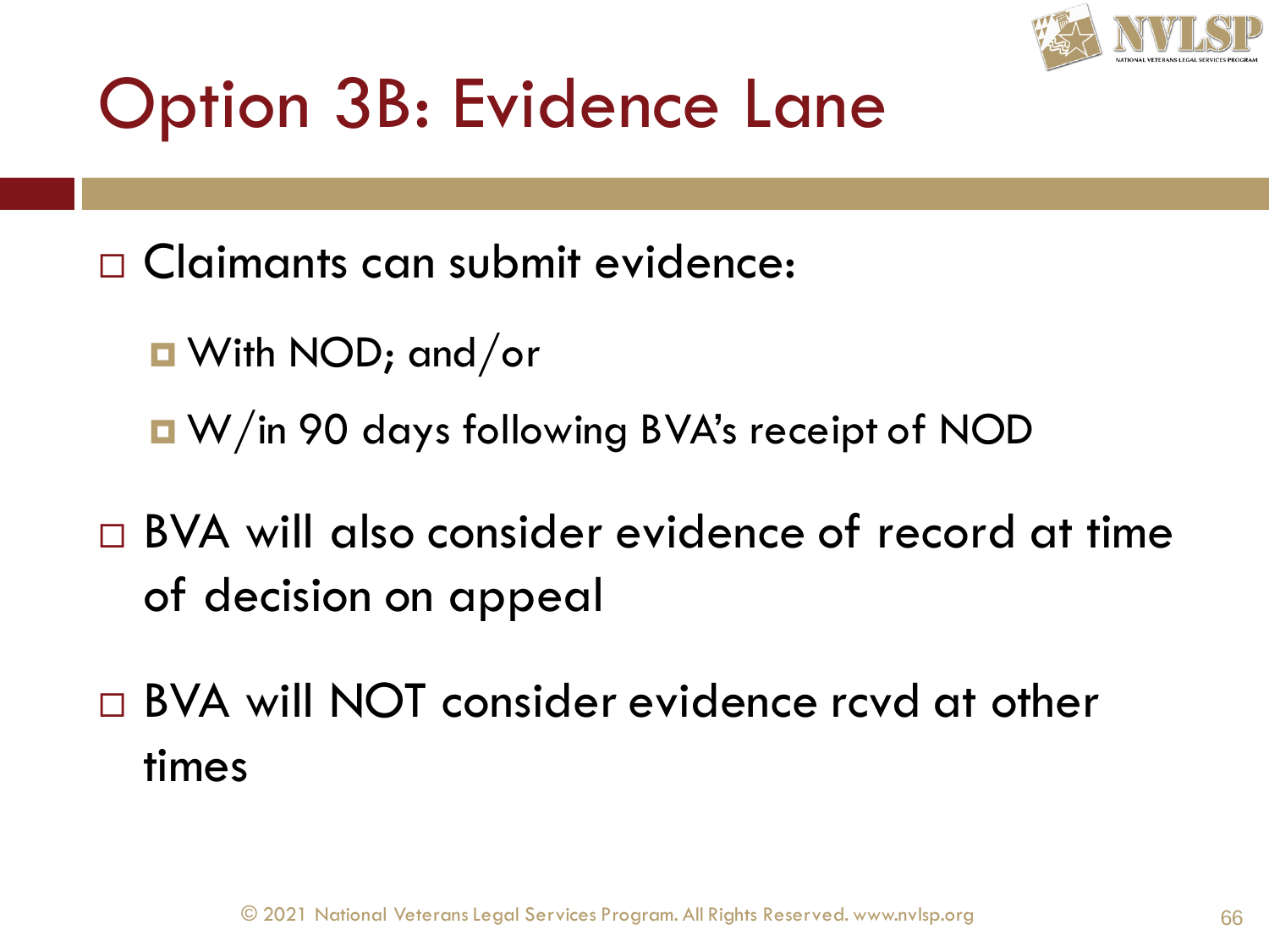# Option 3B: Evidence Lane

- Claimants can submit evidence:
  - With NOD; and/or
  - W/in 90 days following BVA's receipt of NOD
- BVA will also consider evidence of record at time of decision on appeal
- BVA will NOT consider evidence rcvd at other times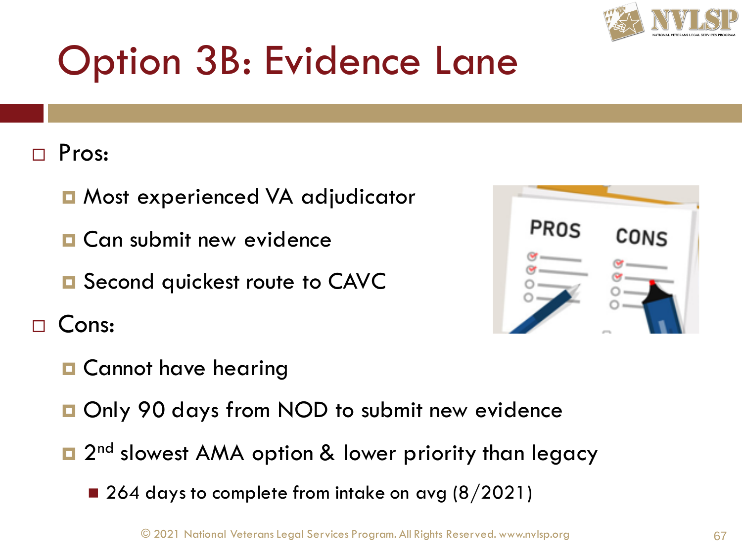# Option 3B: Evidence Lane

- Pros:
  - Most experienced VA adjudicator
  - Can submit new evidence
  - Second quickest route to CAVC
- Cons:
  - Cannot have hearing
  - Only 90 days from NOD to submit new evidence
  - 2nd slowest AMA option & lower priority than legacy
    - 264 days to complete from intake on avg (8/2021)

© 2021 National Veterans Legal Services Program. All Rights Reserved. www.nvlsp.org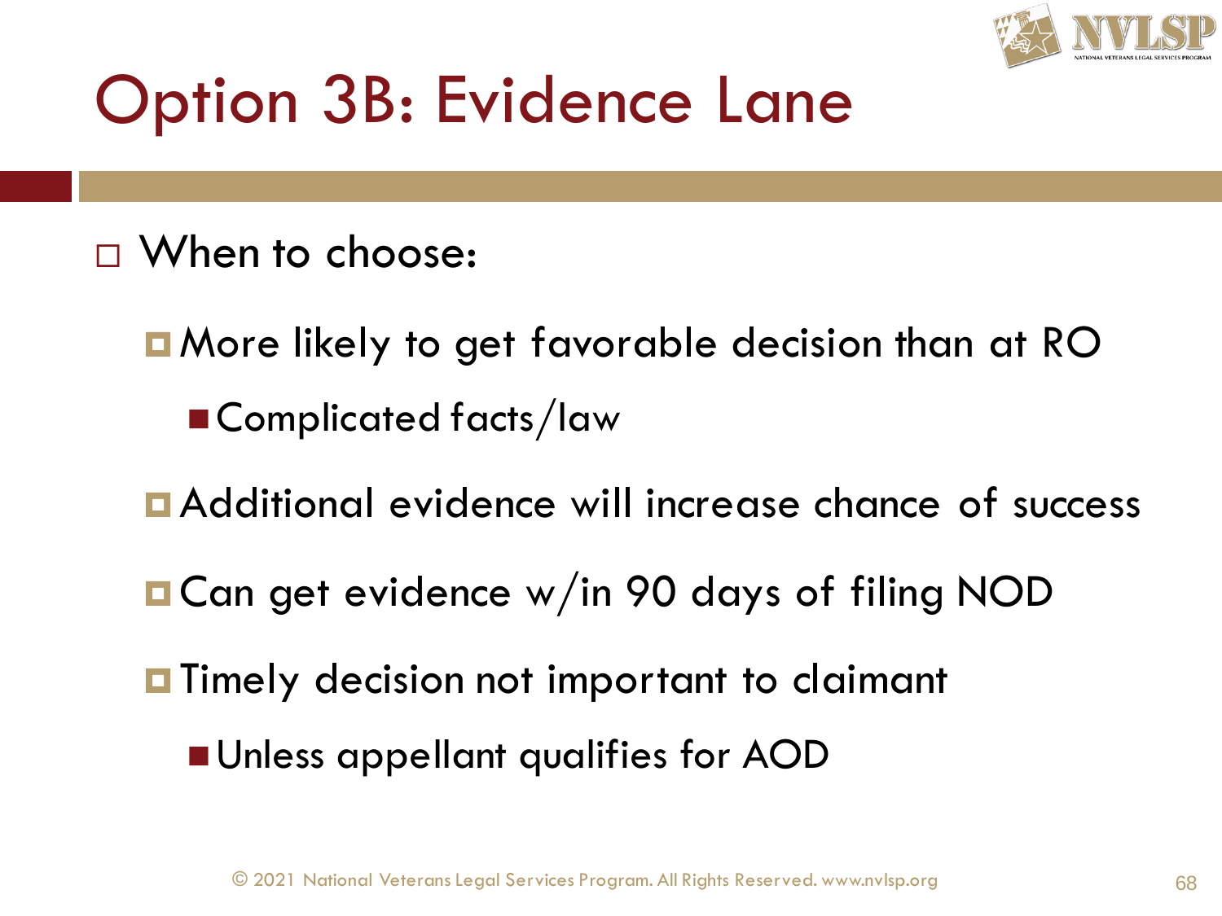# Option 3B: Evidence Lane

- When to choose:
  - More likely to get favorable decision than at RO
    - Complicated facts/law
  - Additional evidence will increase chance of success
  - Can get evidence w/in 90 days of filing NOD
  - Timely decision not important to claimant
    - Unless appellant qualifies for AOD

© 2021 National Veterans Legal Services Program. All Rights Reserved. www.nvlsp.org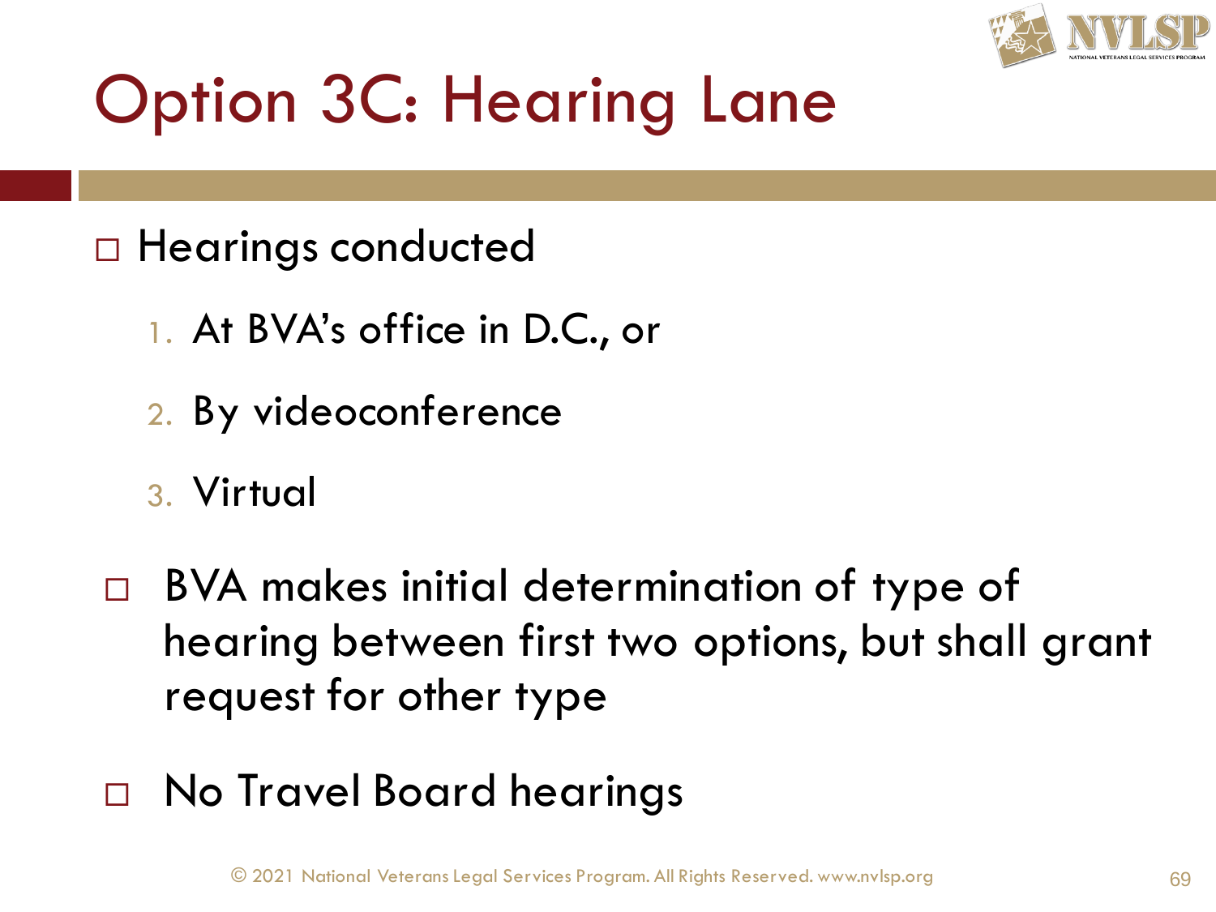# Option 3C: Hearing Lane

- Hearings conducted
  1. At BVA's office in D.C., or
  2. By videoconference
  3. Virtual
- BVA makes initial determination of type of hearing between first two options, but shall grant request for other type
- No Travel Board hearings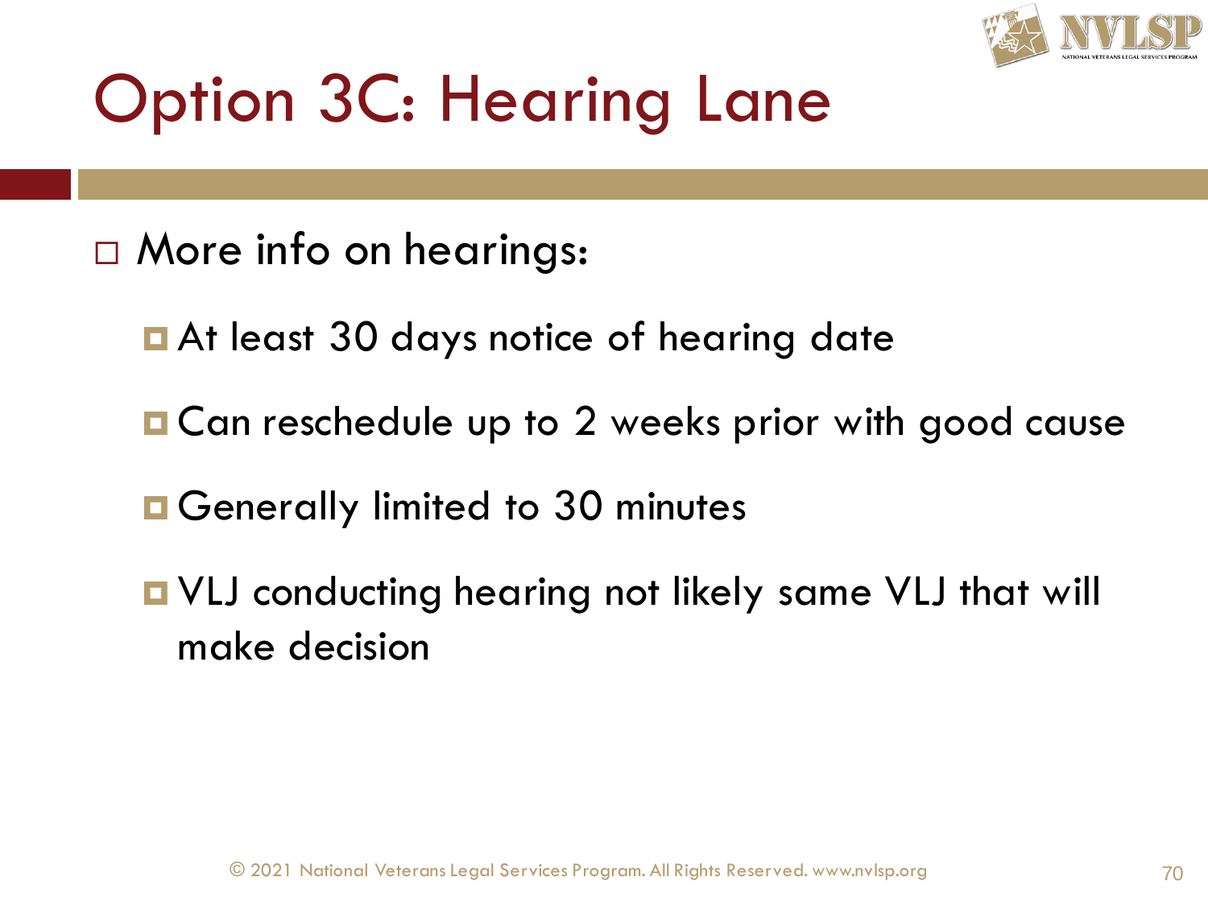# Option 3C: Hearing Lane

- More info on hearings:
  - At least 30 days notice of hearing date
  - Can reschedule up to 2 weeks prior with good cause
  - Generally limited to 30 minutes
  - VLJ conducting hearing not likely same VLJ that will make decision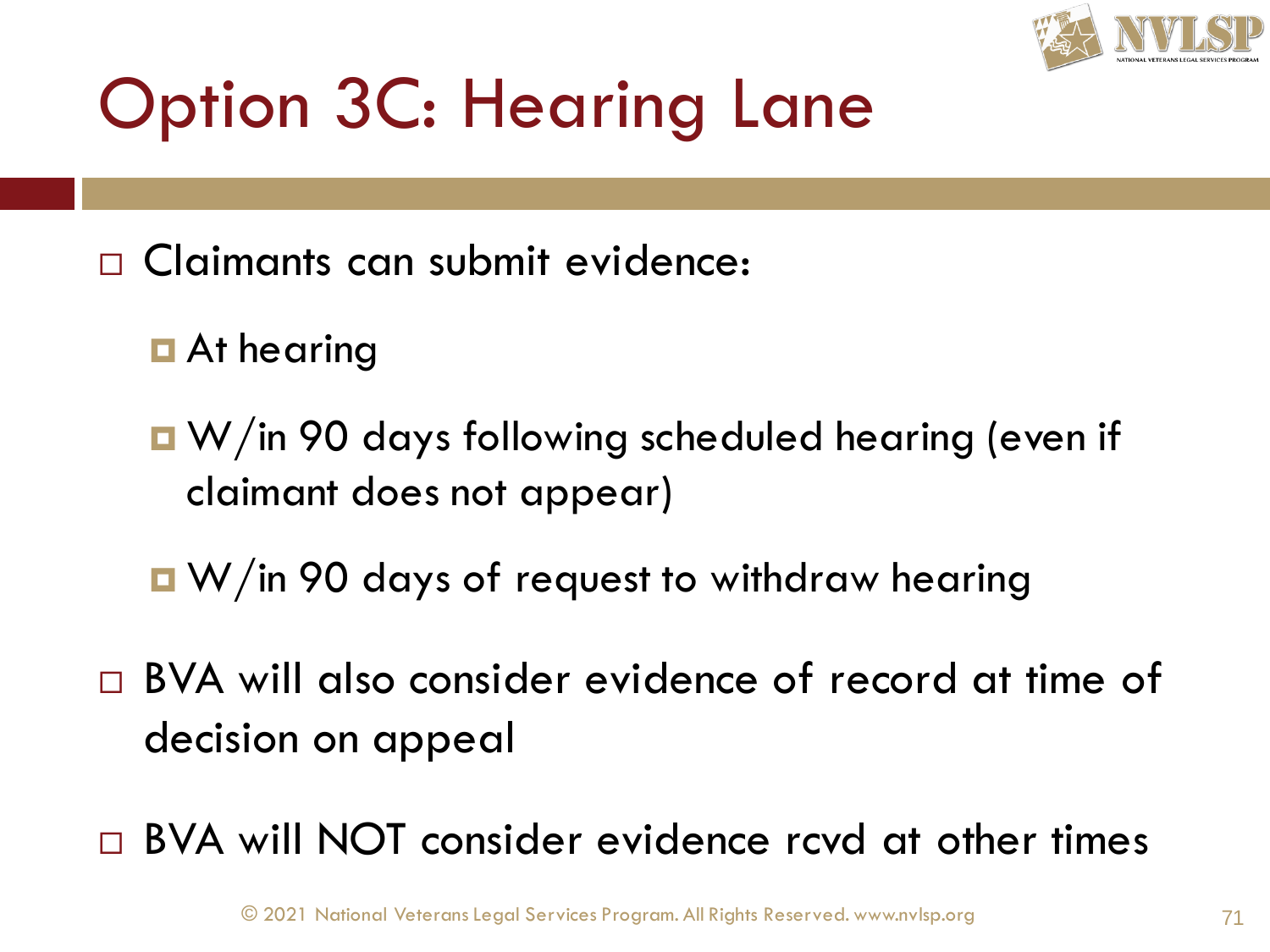# Option 3C: Hearing Lane

- Claimants can submit evidence:
  - At hearing
  - W/in 90 days following scheduled hearing (even if claimant does not appear)
  - W/in 90 days of request to withdraw hearing
- BVA will also consider evidence of record at time of decision on appeal
- BVA will NOT consider evidence rcvd at other times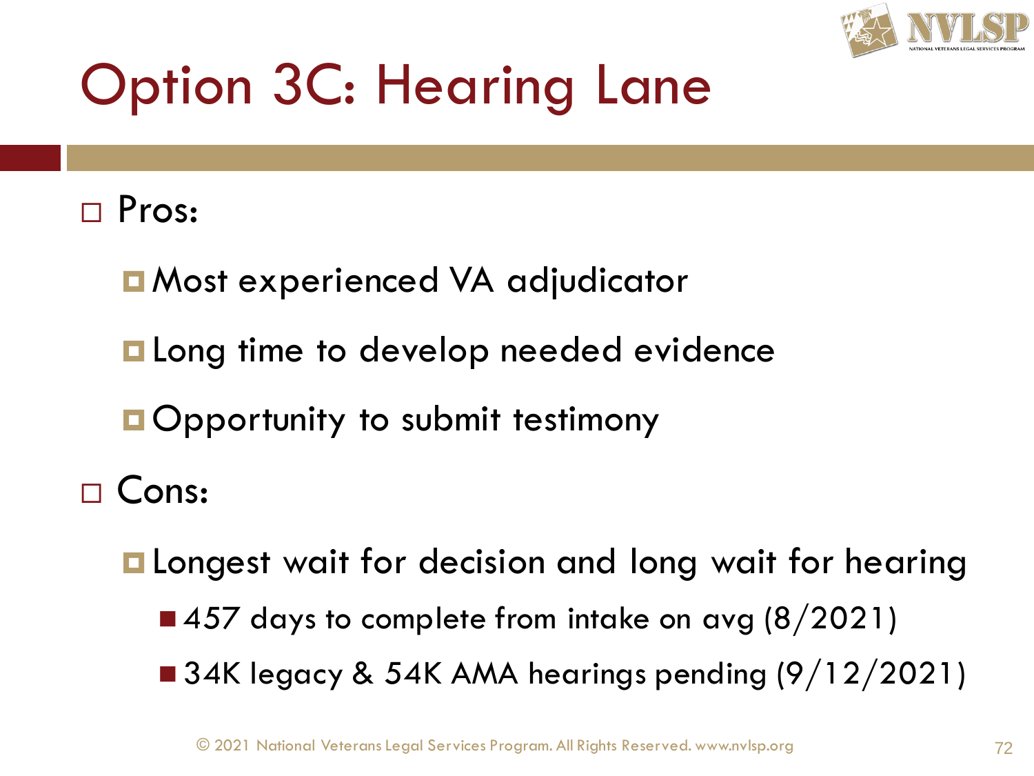# Option 3C: Hearing Lane

- Pros:
  - Most experienced VA adjudicator
  - Long time to develop needed evidence
  - Opportunity to submit testimony
- Cons:
  - Longest wait for decision and long wait for hearing
    - 457 days to complete from intake on avg (8/2021)
    - 34K legacy & 54K AMA hearings pending (9/12/2021)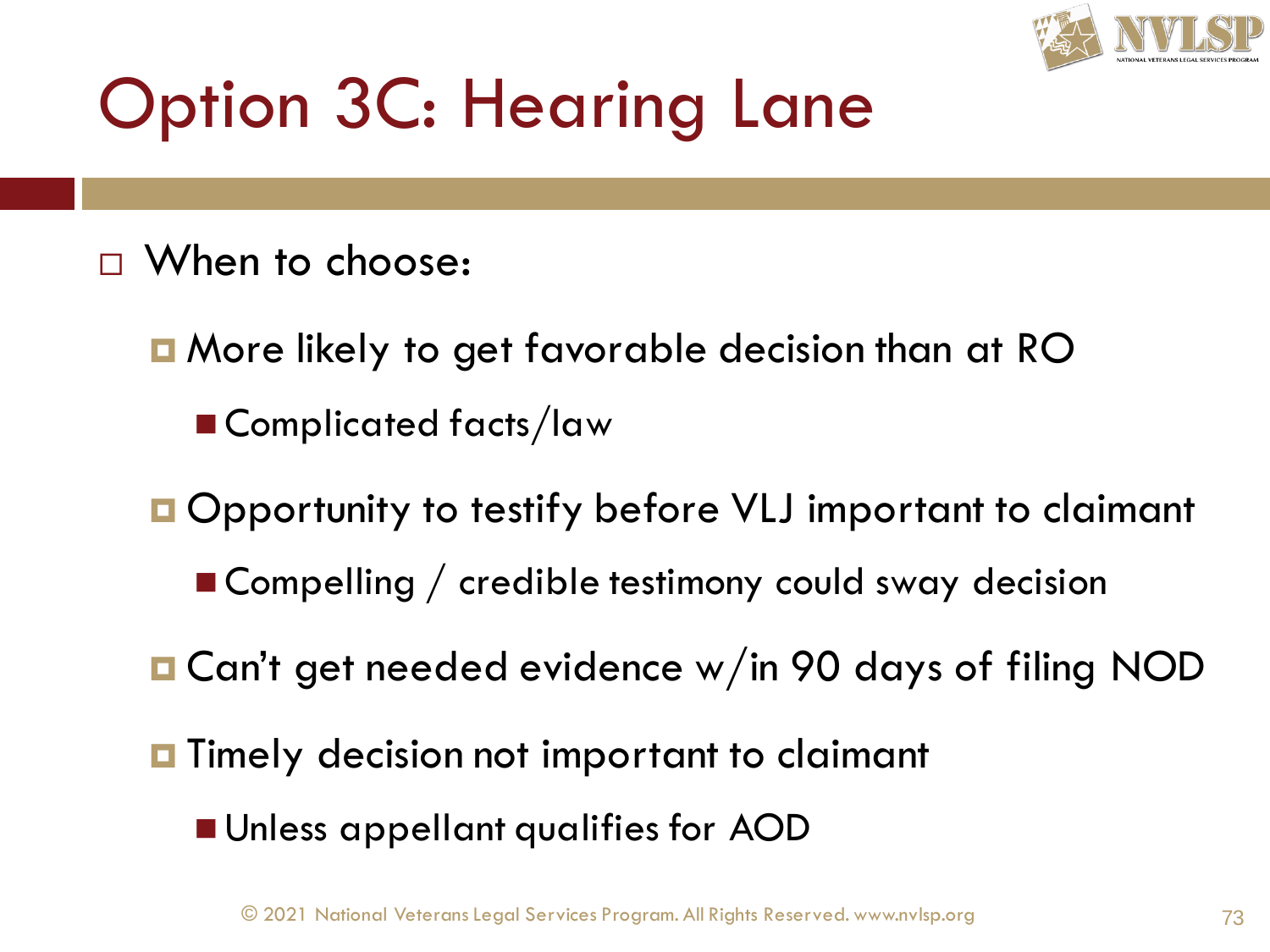# Option 3C: Hearing Lane

- When to choose:
  - More likely to get favorable decision than at RO
    - Complicated facts/law
  - Opportunity to testify before VLJ important to claimant
    - Compelling / credible testimony could sway decision
  - Can't get needed evidence w/in 90 days of filing NOD
  - Timely decision not important to claimant
    - Unless appellant qualifies for AOD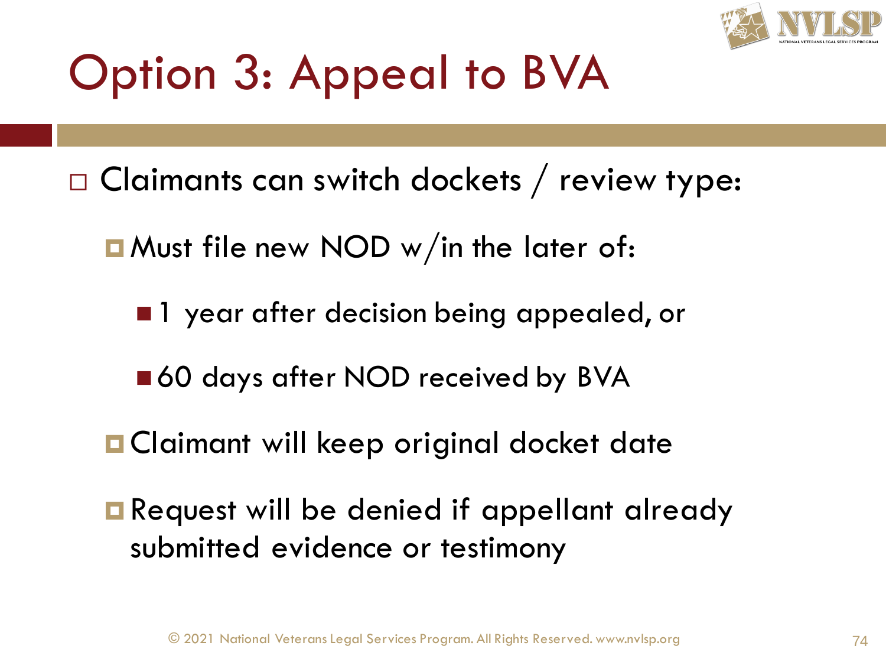# Option 3: Appeal to BVA

- Claimants can switch dockets / review type:
  - Must file new NOD w/in the later of:
    - 1 year after decision being appealed, or
    - 60 days after NOD received by BVA
  - Claimant will keep original docket date
  - Request will be denied if appellant already submitted evidence or testimony

© 2021 National Veterans Legal Services Program. All Rights Reserved. www.nvlsp.org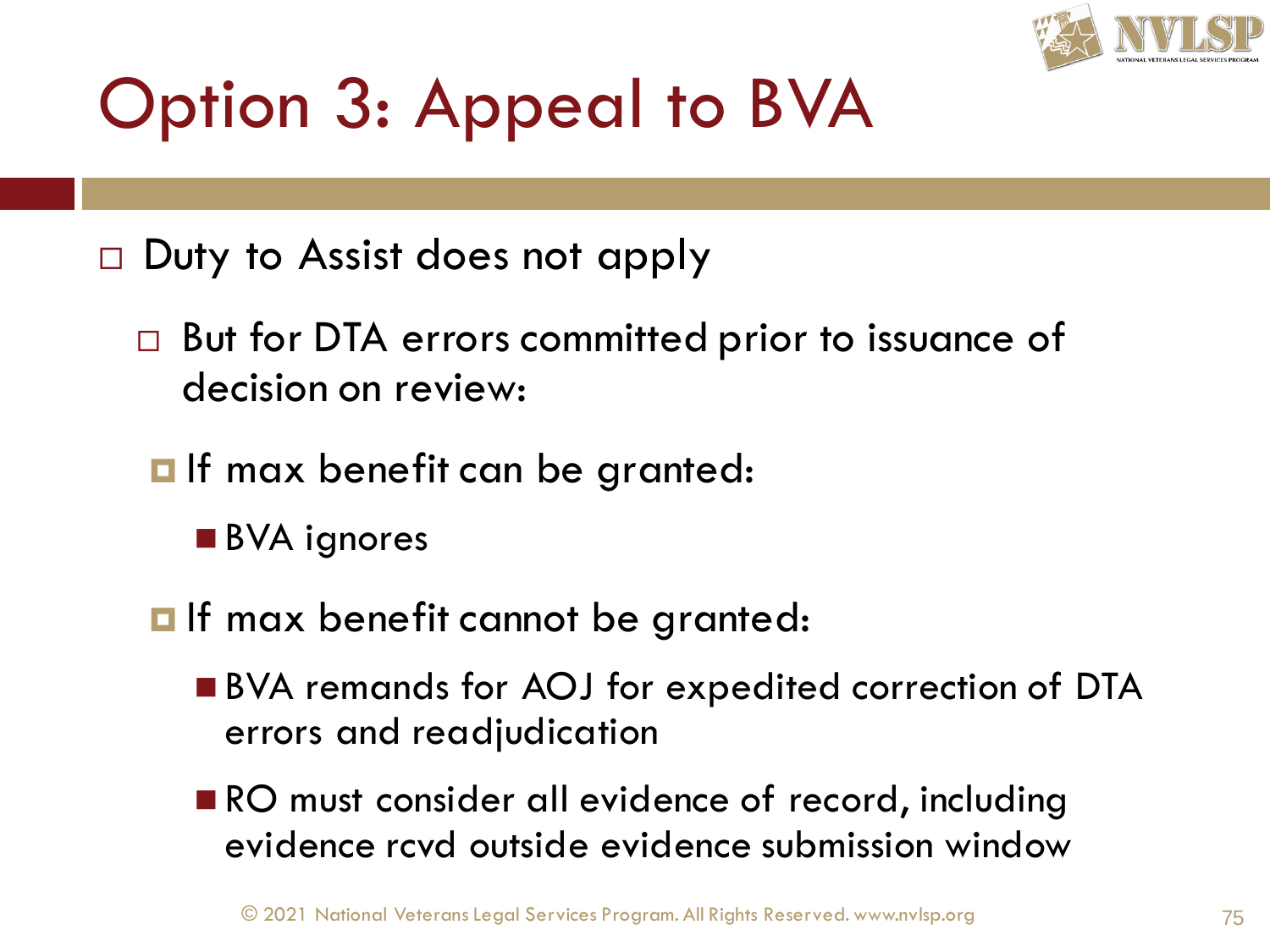# Option 3: Appeal to BVA

- Duty to Assist does not apply
  - But for DTA errors committed prior to issuance of decision on review:
    - If max benefit can be granted:
      - BVA ignores
    - If max benefit cannot be granted:
      - BVA remands for AOJ for expedited correction of DTA errors and readjudication
      - RO must consider all evidence of record, including evidence rcvd outside evidence submission window

© 2021 National Veterans Legal Services Program. All Rights Reserved. www.nvlsp.org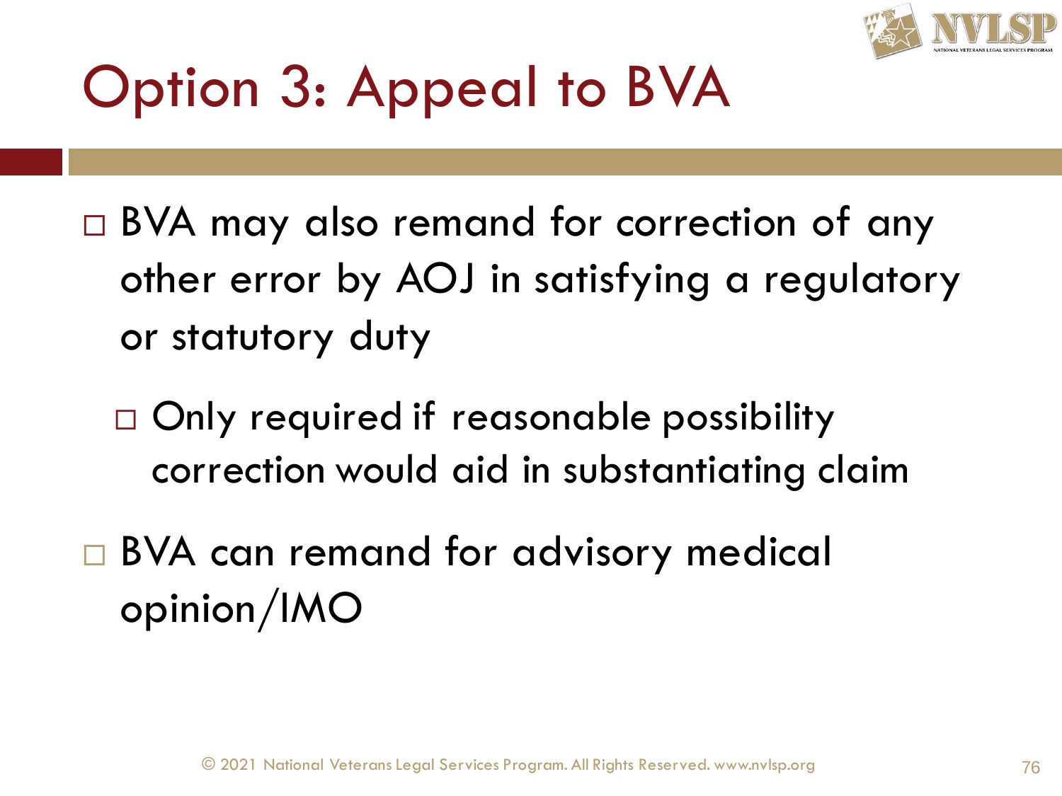# Option 3: Appeal to BVA

- BVA may also remand for correction of any other error by AOJ in satisfying a regulatory or statutory duty
  - Only required if reasonable possibility correction would aid in substantiating claim
- BVA can remand for advisory medical opinion/IMO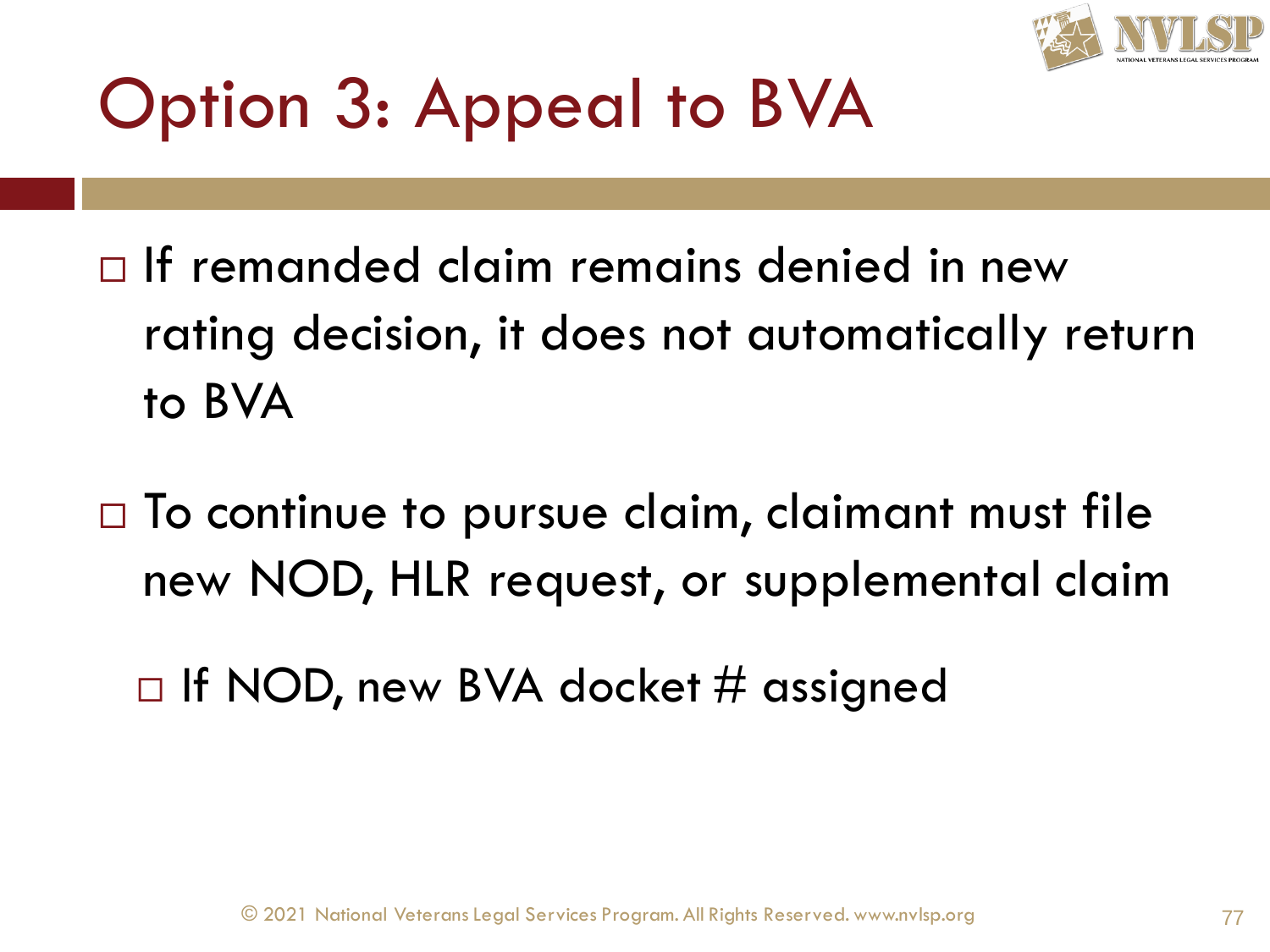# Option 3: Appeal to BVA

- If remanded claim remains denied in new rating decision, it does not automatically return to BVA
- To continue to pursue claim, claimant must file new NOD, HLR request, or supplemental claim
  - If NOD, new BVA docket # assigned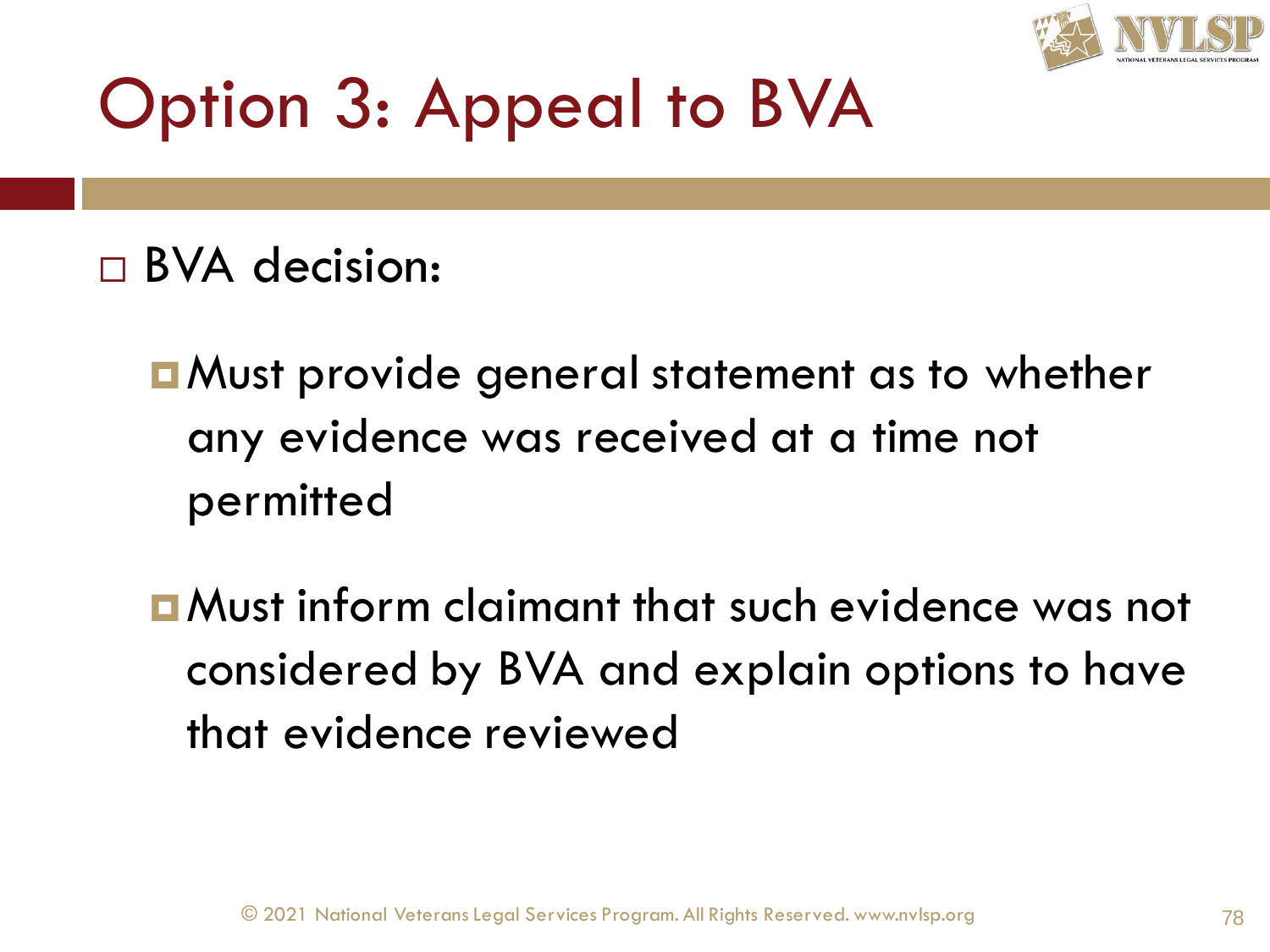# Option 3: Appeal to BVA

- BVA decision:
  - Must provide general statement as to whether any evidence was received at a time not permitted
  - Must inform claimant that such evidence was not considered by BVA and explain options to have that evidence reviewed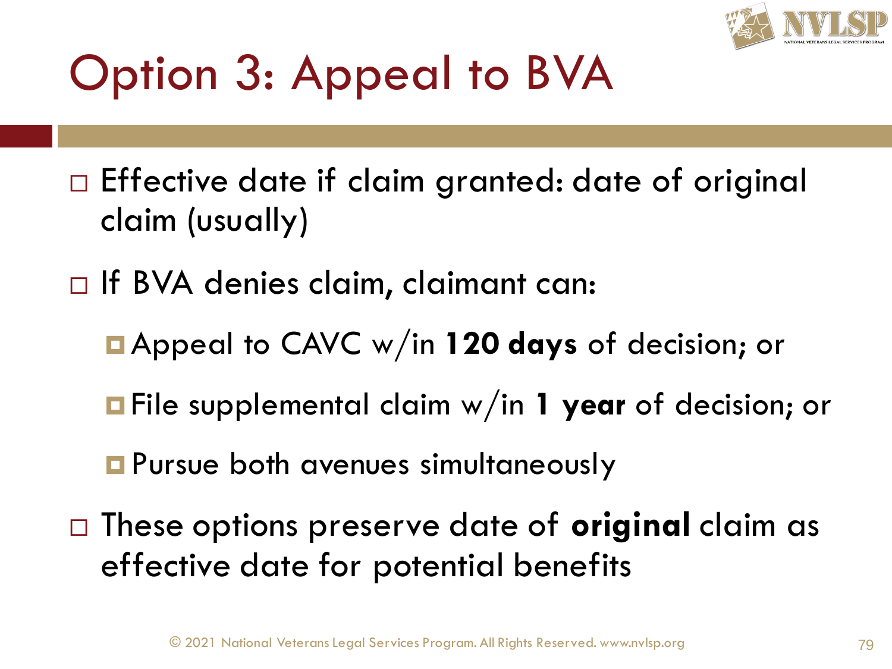# Option 3: Appeal to BVA

- Effective date if claim granted: date of original claim (usually)
- If BVA denies claim, claimant can:
  - Appeal to CAVC w/in **120 days** of decision; or
  - File supplemental claim w/in **1 year** of decision; or
  - Pursue both avenues simultaneously
- These options preserve date of **original** claim as effective date for potential benefits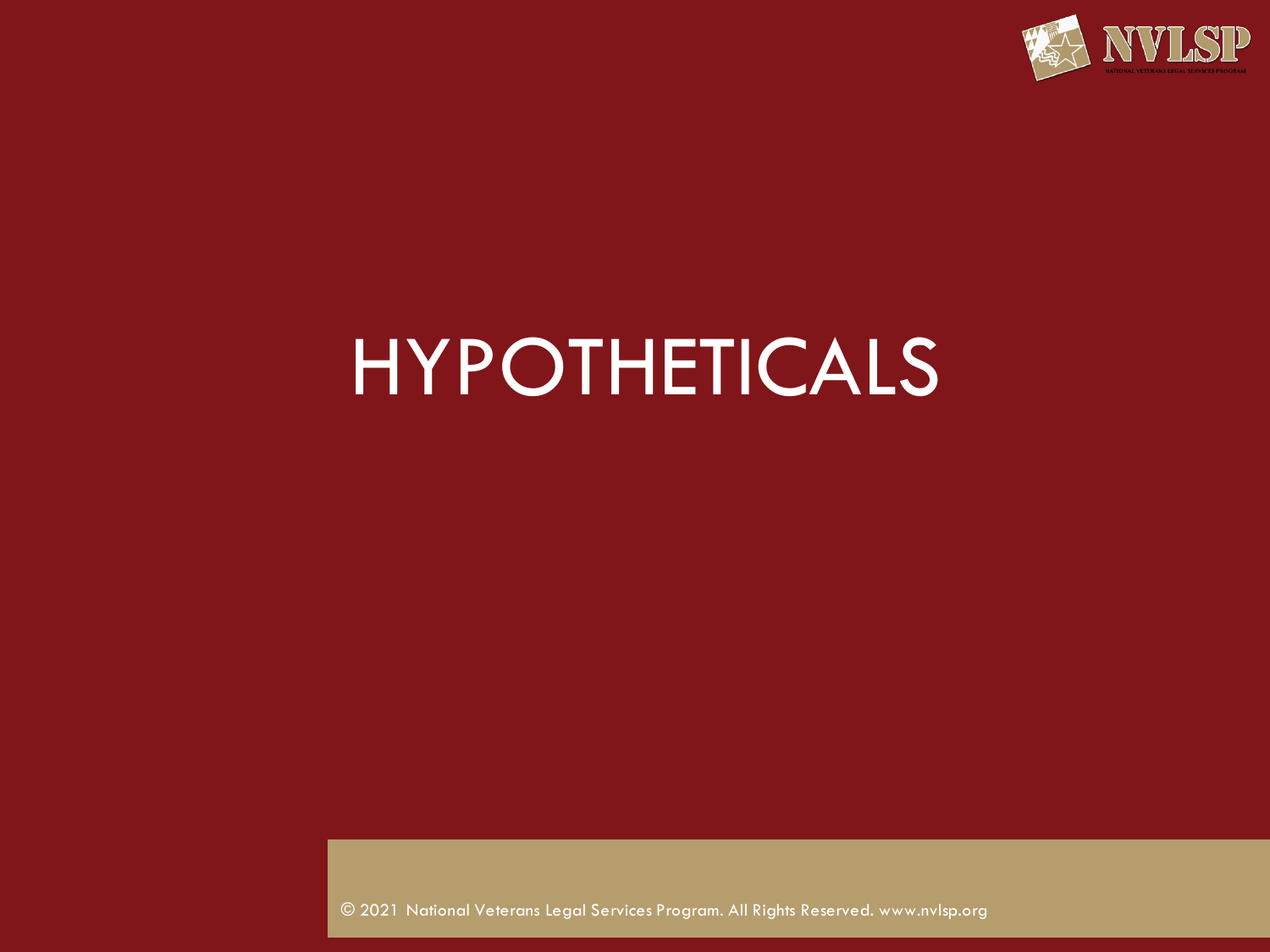# HYPOTHETICALS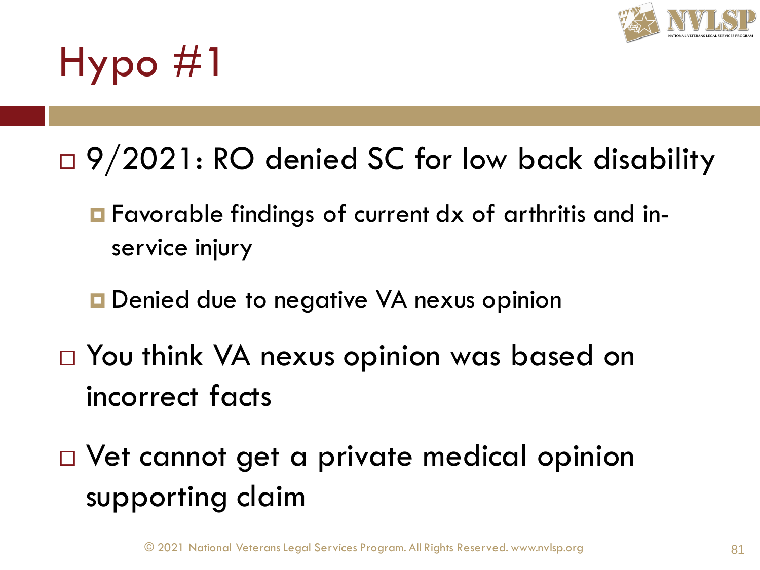# Hypo #1

- 9/2021: RO denied SC for low back disability
  - Favorable findings of current dx of arthritis and in-service injury
  - Denied due to negative VA nexus opinion
- You think VA nexus opinion was based on incorrect facts
- Vet cannot get a private medical opinion supporting claim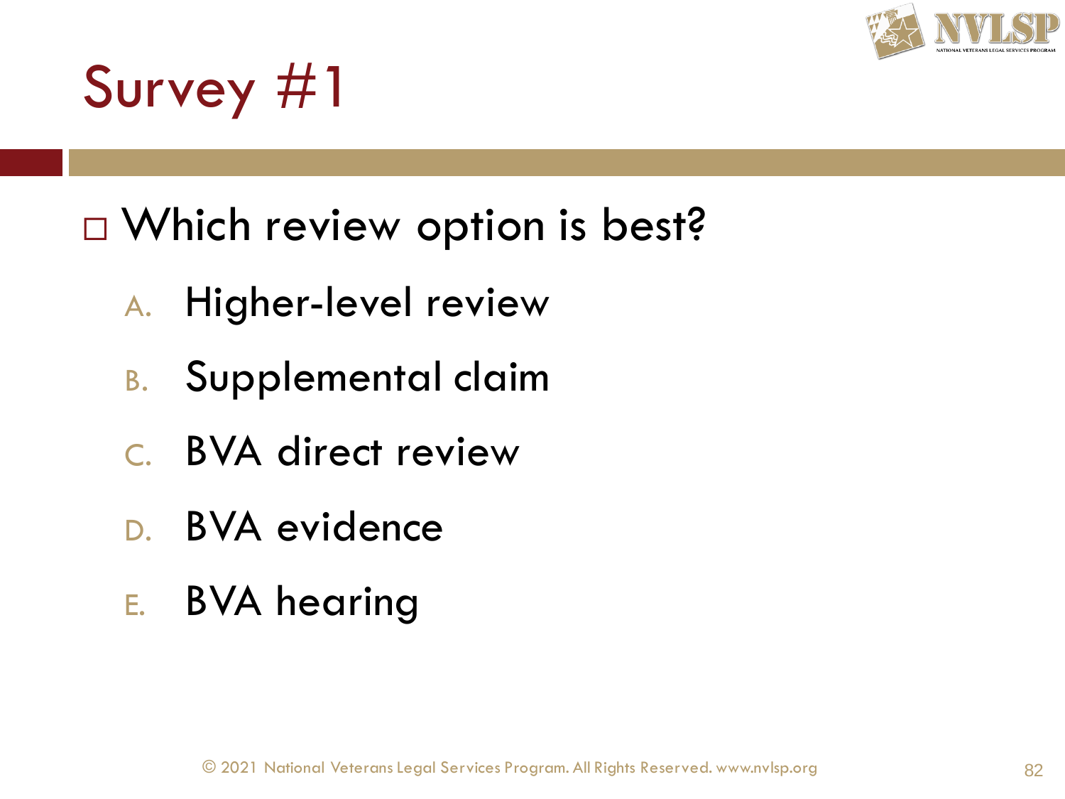# Survey #1

- Which review option is best?
  A. Higher-level review
  B. Supplemental claim
  C. BVA direct review
  D. BVA evidence
  E. BVA hearing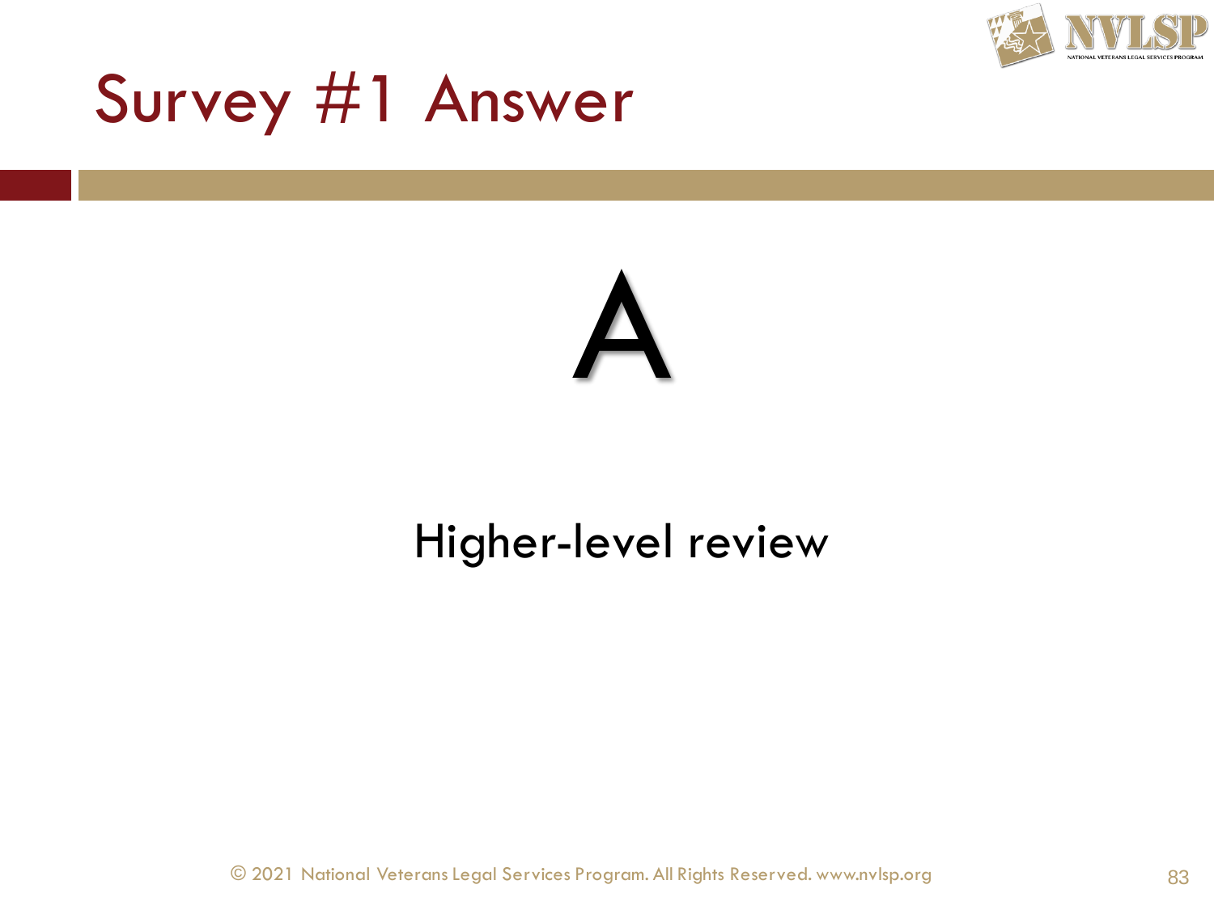# Survey #1 Answer

A

Higher-level review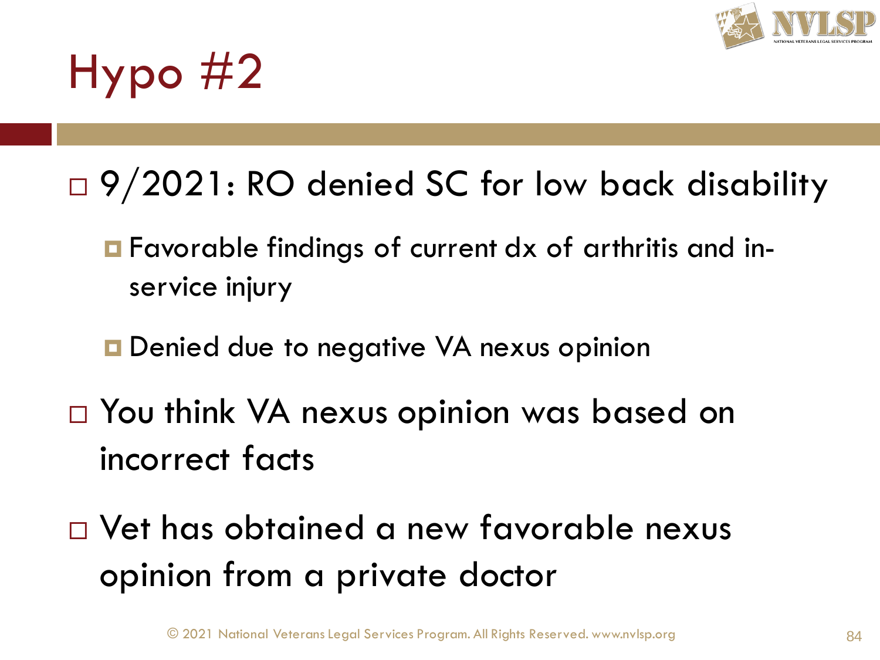# Hypo #2

- 9/2021: RO denied SC for low back disability
  - Favorable findings of current dx of arthritis and in-service injury
  - Denied due to negative VA nexus opinion
- You think VA nexus opinion was based on incorrect facts
- Vet has obtained a new favorable nexus opinion from a private doctor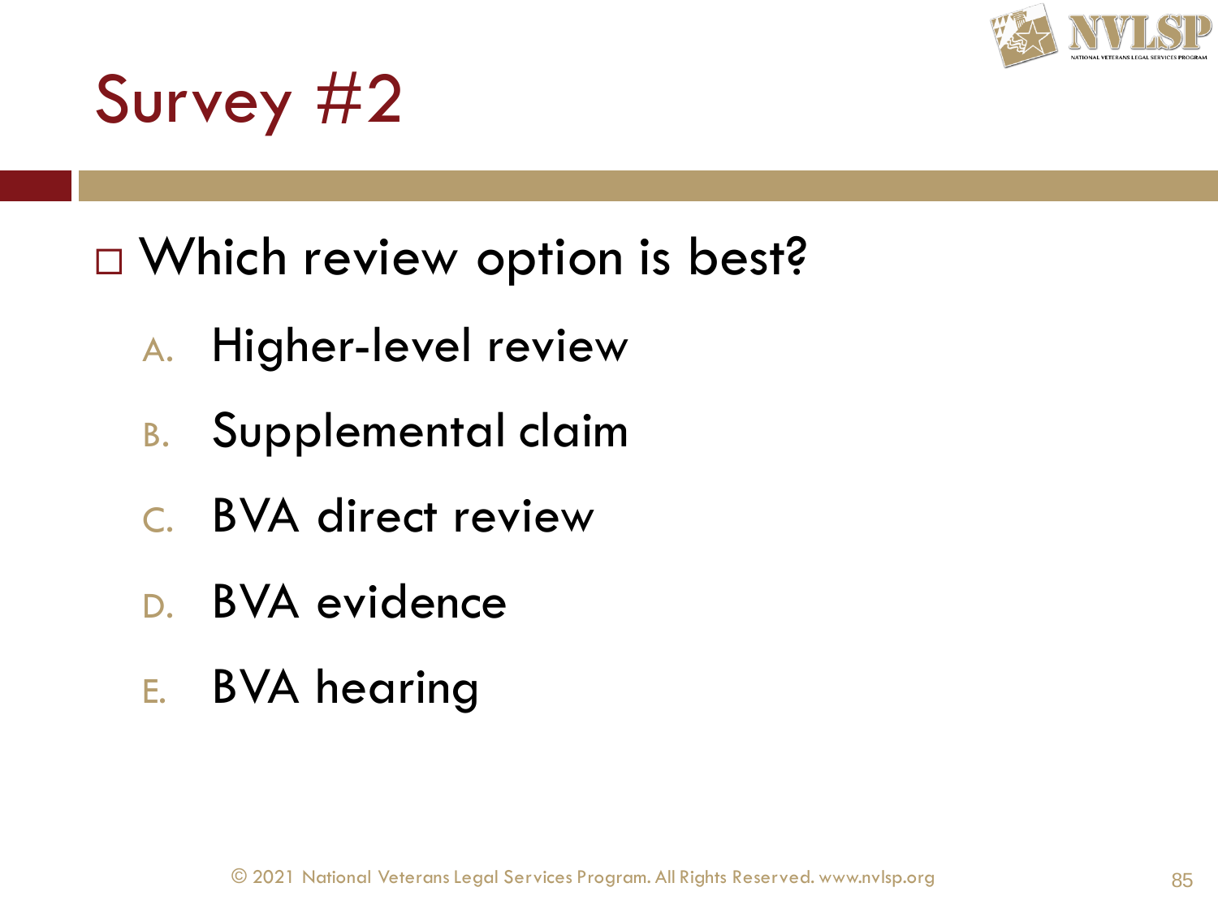# Survey #2

- Which review option is best?
  - A. Higher-level review
  - B. Supplemental claim
  - C. BVA direct review
  - D. BVA evidence
  - E. BVA hearing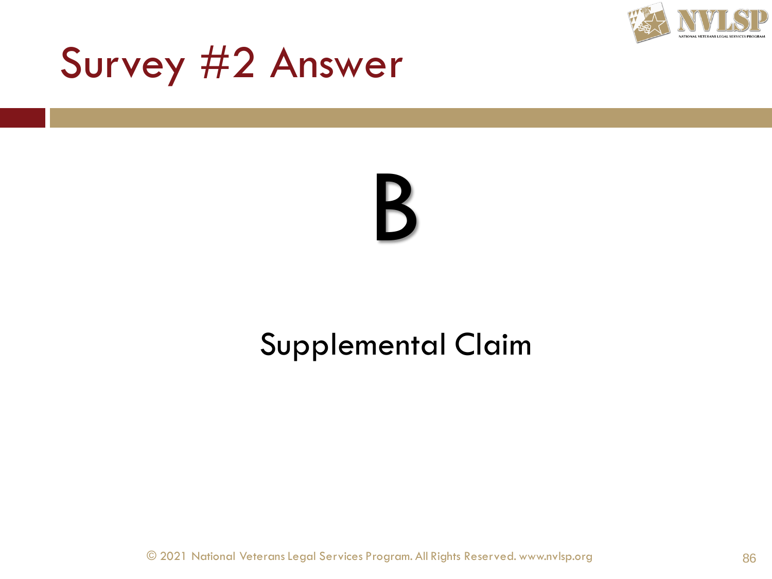# Survey #2 Answer

B

Supplemental Claim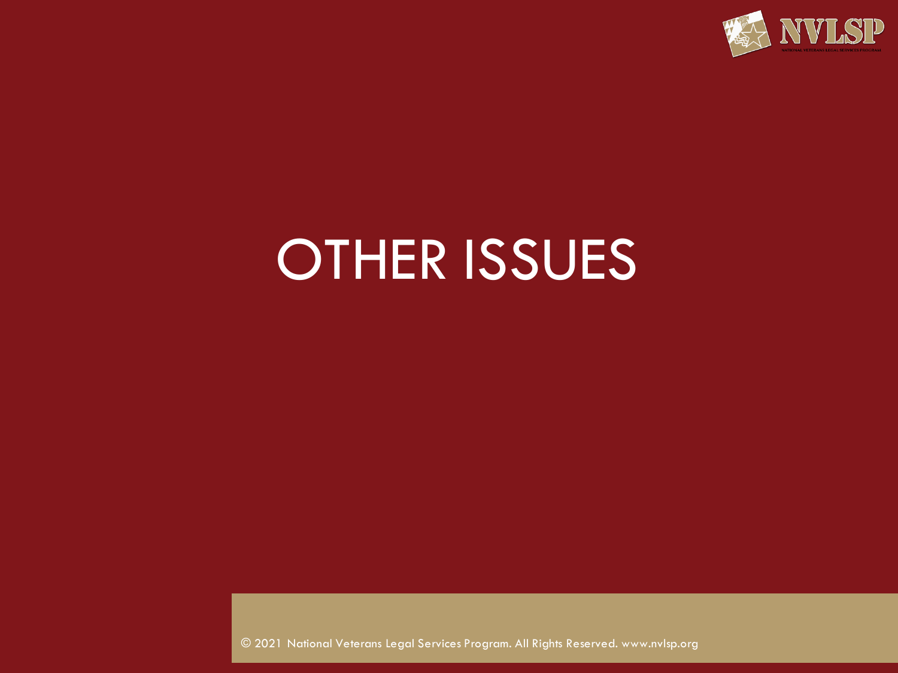# OTHER ISSUES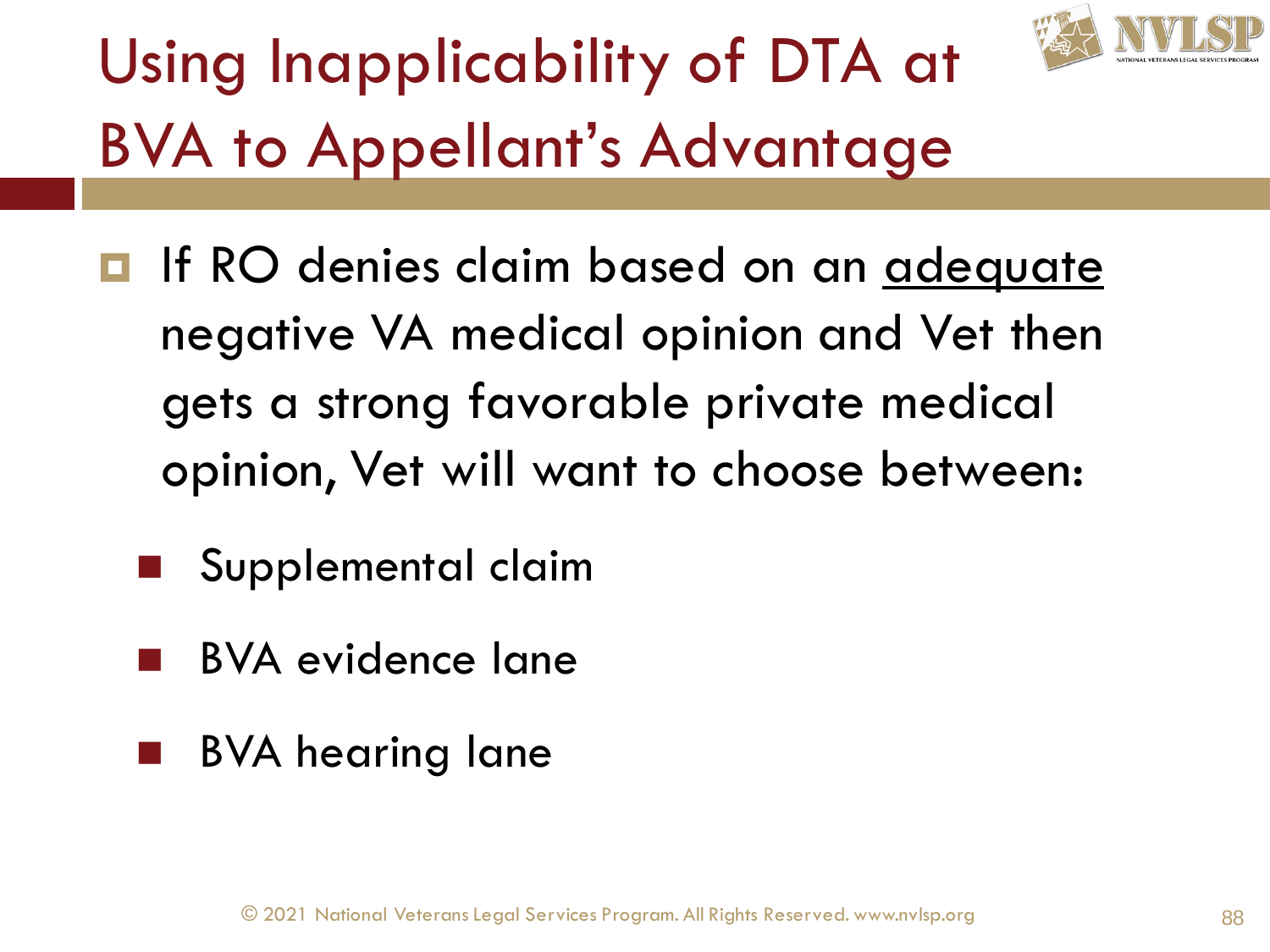# Using Inapplicability of DTA at BVA to Appellant's Advantage

- If RO denies claim based on an <u>adequate</u> negative VA medical opinion and Vet then gets a strong favorable private medical opinion, Vet will want to choose between:
  - Supplemental claim
  - BVA evidence lane
  - BVA hearing lane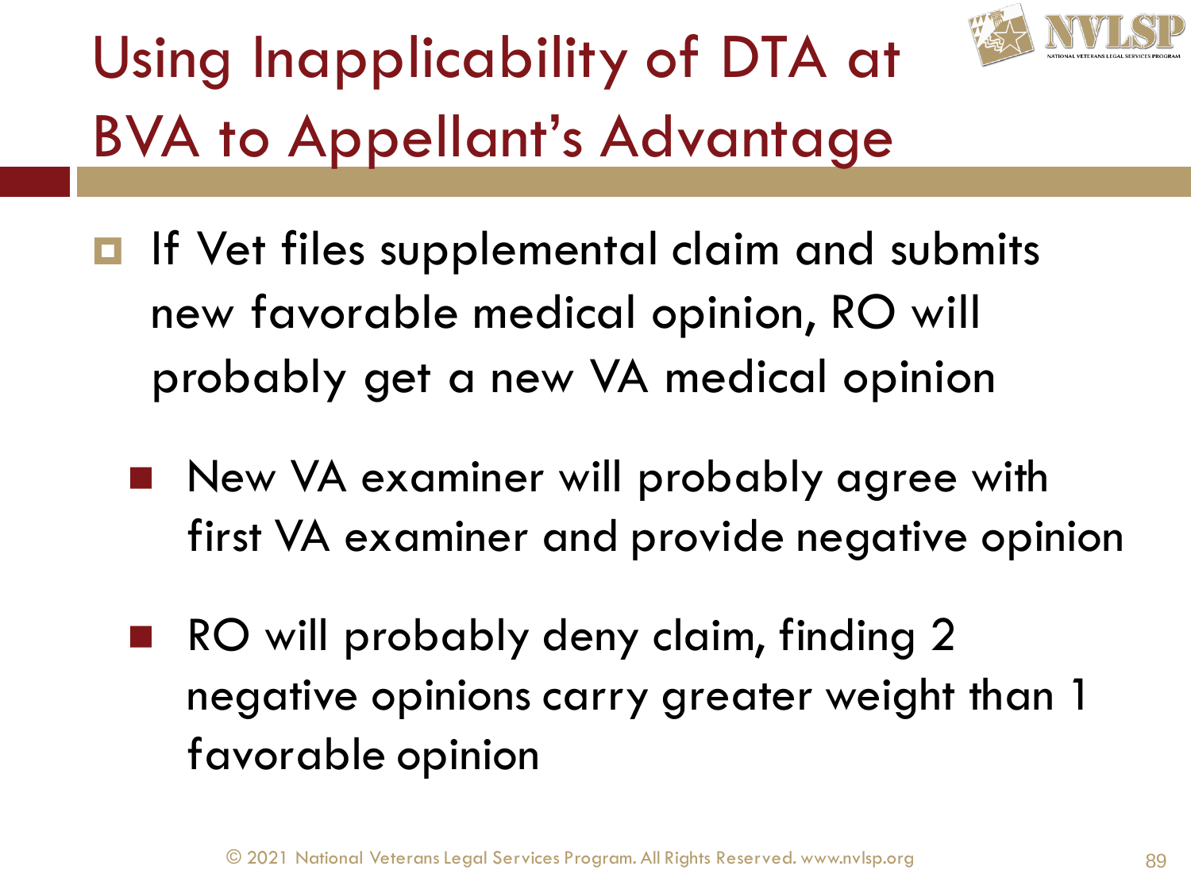# Using Inapplicability of DTA at BVA to Appellant's Advantage

- If Vet files supplemental claim and submits new favorable medical opinion, RO will probably get a new VA medical opinion
  - New VA examiner will probably agree with first VA examiner and provide negative opinion
  - RO will probably deny claim, finding 2 negative opinions carry greater weight than 1 favorable opinion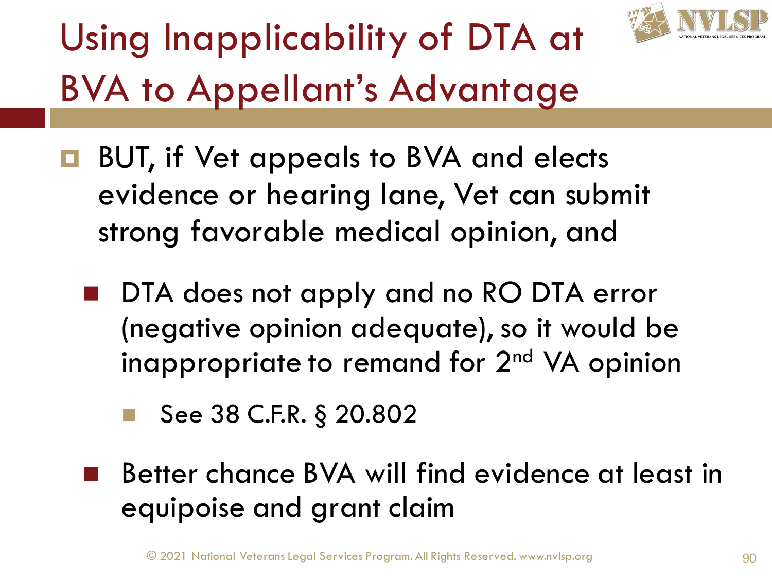# Using Inapplicability of DTA at BVA to Appellant's Advantage

- BUT, if Vet appeals to BVA and elects evidence or hearing lane, Vet can submit strong favorable medical opinion, and
  - DTA does not apply and no RO DTA error (negative opinion adequate), so it would be inappropriate to remand for 2nd VA opinion
    - See 38 C.F.R. § 20.802
  - Better chance BVA will find evidence at least in equipoise and grant claim

© 2021 National Veterans Legal Services Program. All Rights Reserved. www.nvlsp.org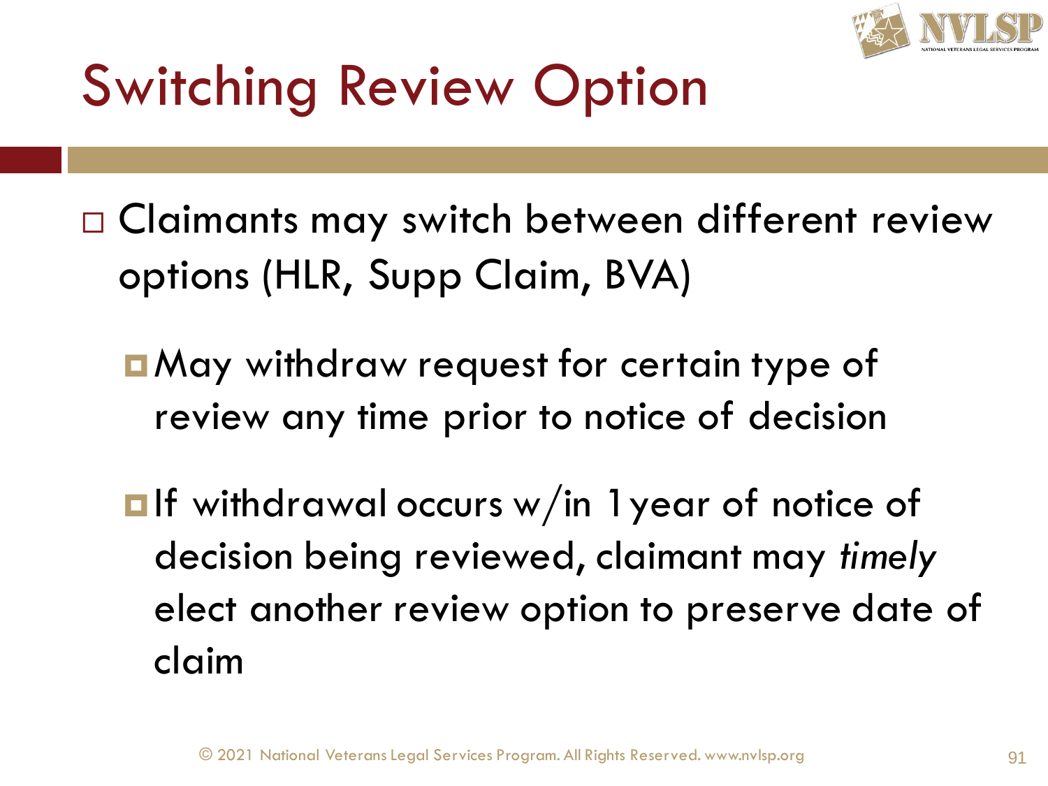# Switching Review Option

- Claimants may switch between different review options (HLR, Supp Claim, BVA)
  - May withdraw request for certain type of review any time prior to notice of decision
  - If withdrawal occurs w/in 1 year of notice of decision being reviewed, claimant may *timely* elect another review option to preserve date of claim

© 2021 National Veterans Legal Services Program. All Rights Reserved. www.nvlsp.org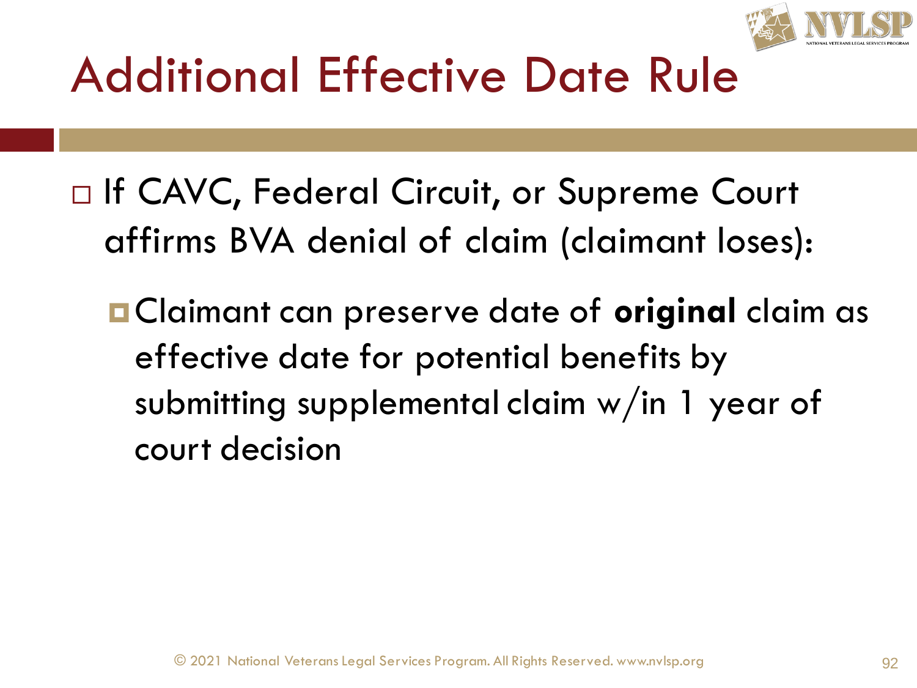# Additional Effective Date Rule

- If CAVC, Federal Circuit, or Supreme Court affirms BVA denial of claim (claimant loses):
  - Claimant can preserve date of **original** claim as effective date for potential benefits by submitting supplemental claim w/in 1 year of court decision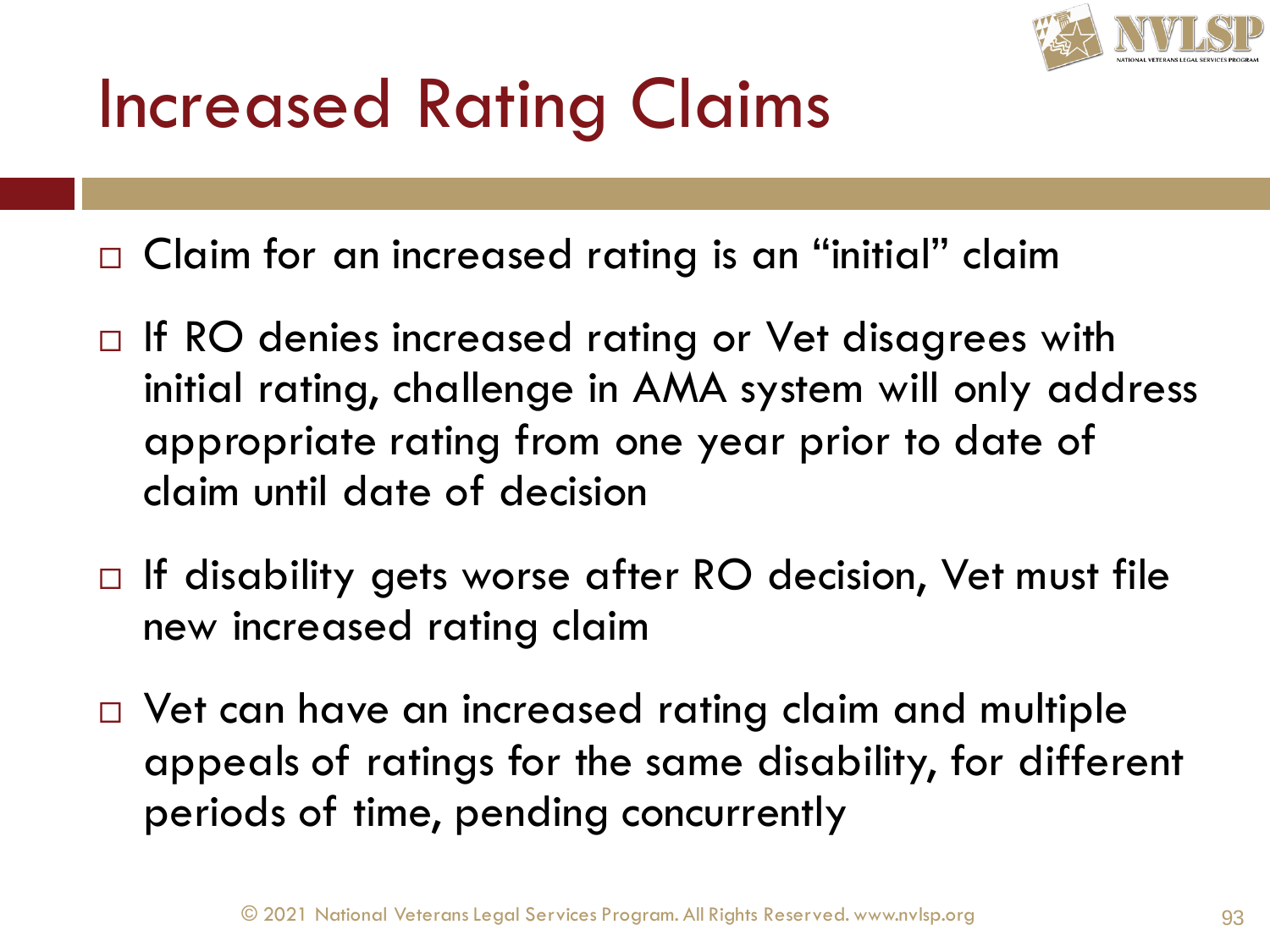# Increased Rating Claims

- Claim for an increased rating is an "initial" claim
- If RO denies increased rating or Vet disagrees with initial rating, challenge in AMA system will only address appropriate rating from one year prior to date of claim until date of decision
- If disability gets worse after RO decision, Vet must file new increased rating claim
- Vet can have an increased rating claim and multiple appeals of ratings for the same disability, for different periods of time, pending concurrently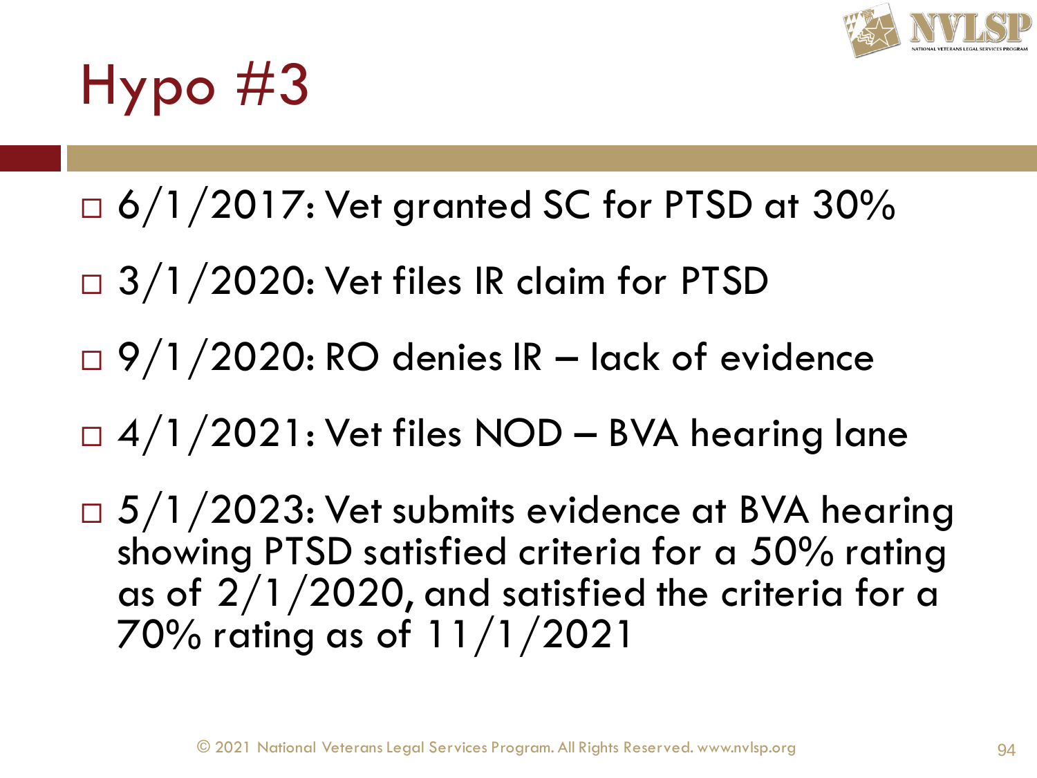# Hypo #3

- 6/1/2017: Vet granted SC for PTSD at 30%
- 3/1/2020: Vet files IR claim for PTSD
- 9/1/2020: RO denies IR – lack of evidence
- 4/1/2021: Vet files NOD – BVA hearing lane
- 5/1/2023: Vet submits evidence at BVA hearing showing PTSD satisfied criteria for a 50% rating as of 2/1/2020, and satisfied the criteria for a 70% rating as of 11/1/2021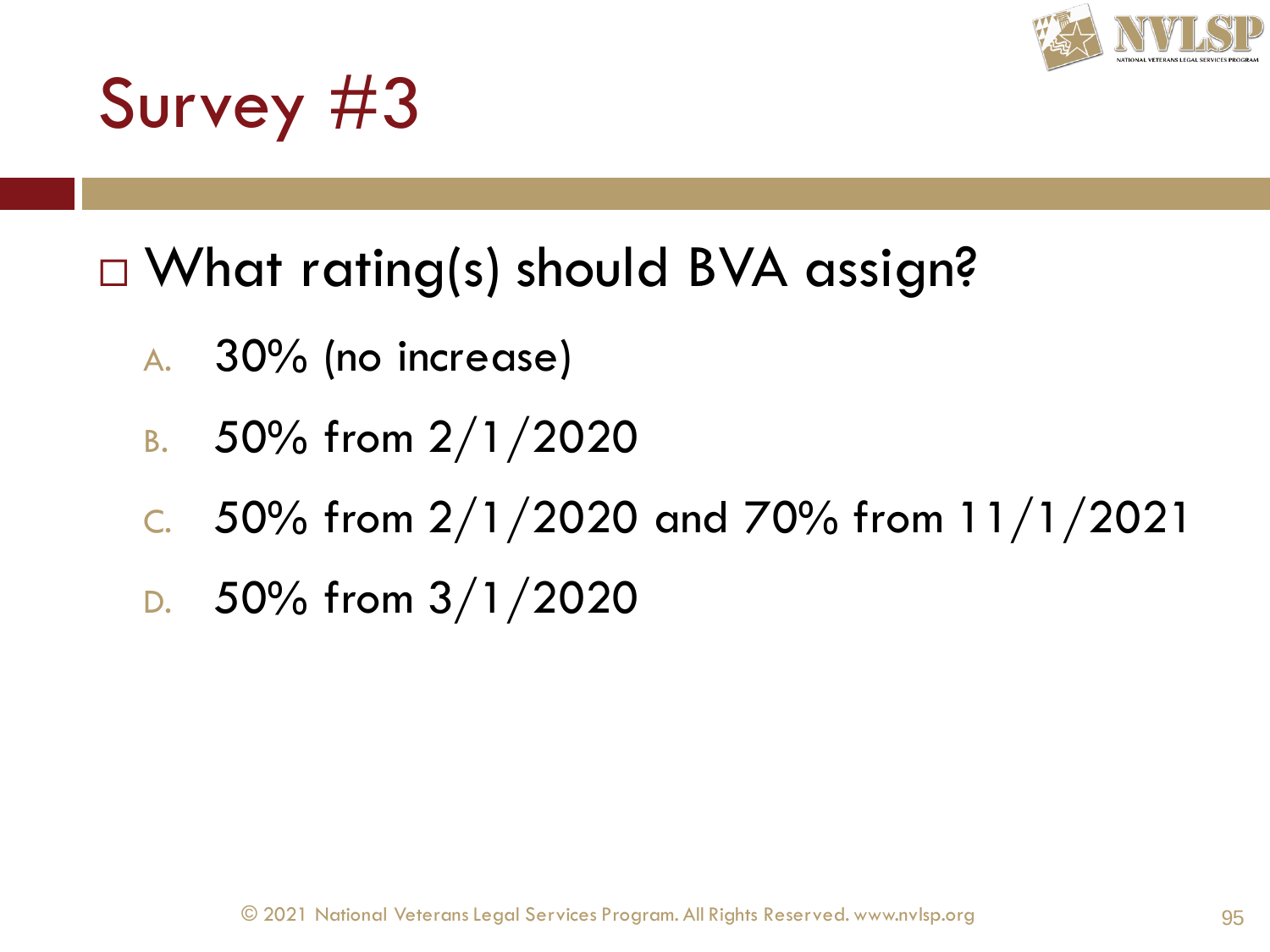# Survey #3

- What rating(s) should BVA assign?
  - A. 30% (no increase)
  - B. 50% from 2/1/2020
  - C. 50% from 2/1/2020 and 70% from 11/1/2021
  - D. 50% from 3/1/2020

© 2021 National Veterans Legal Services Program. All Rights Reserved. www.nvlsp.org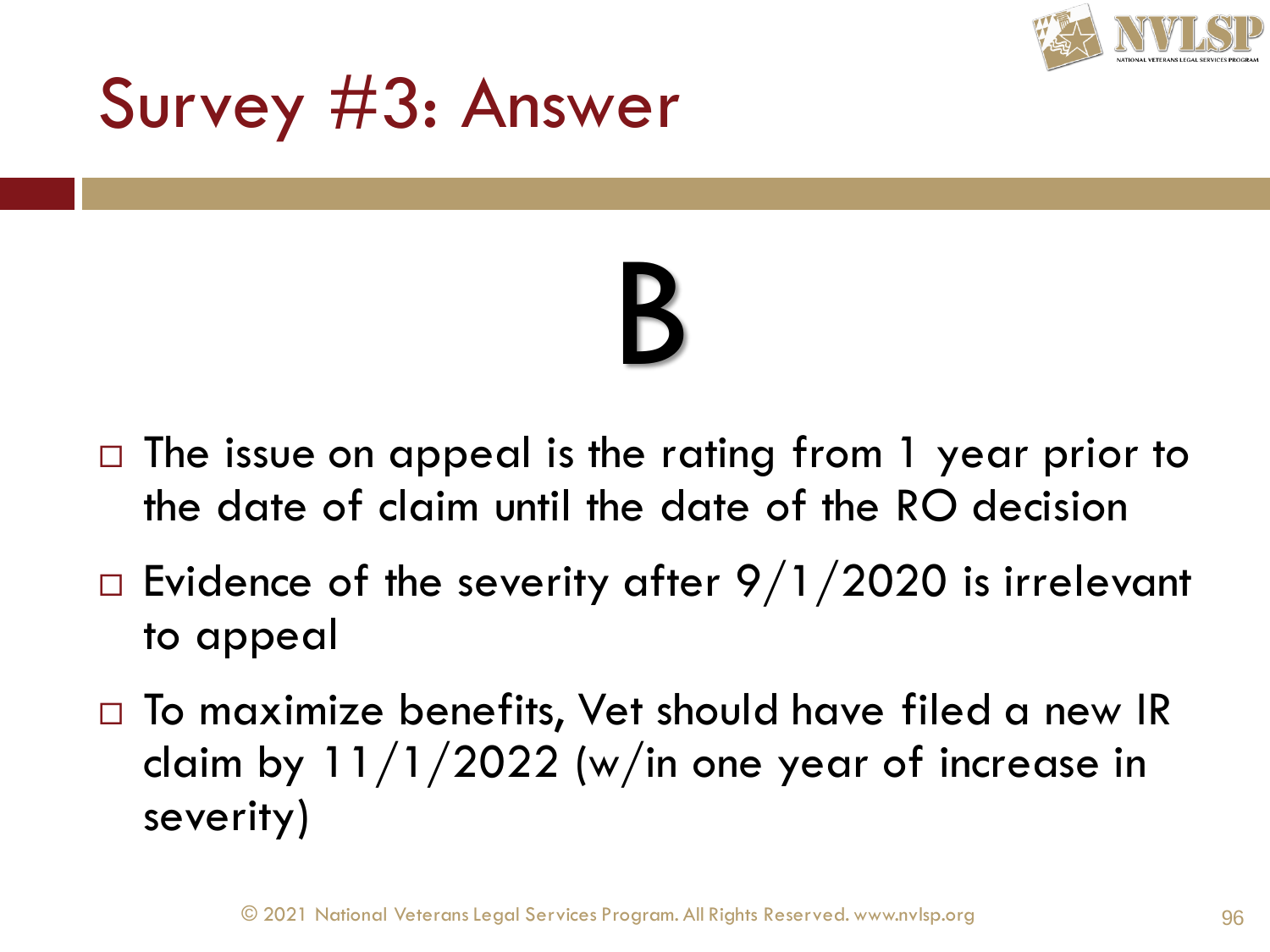# Survey #3: Answer

# B

- The issue on appeal is the rating from 1 year prior to the date of claim until the date of the RO decision
- Evidence of the severity after 9/1/2020 is irrelevant to appeal
- To maximize benefits, Vet should have filed a new IR claim by 11/1/2022 (w/in one year of increase in severity)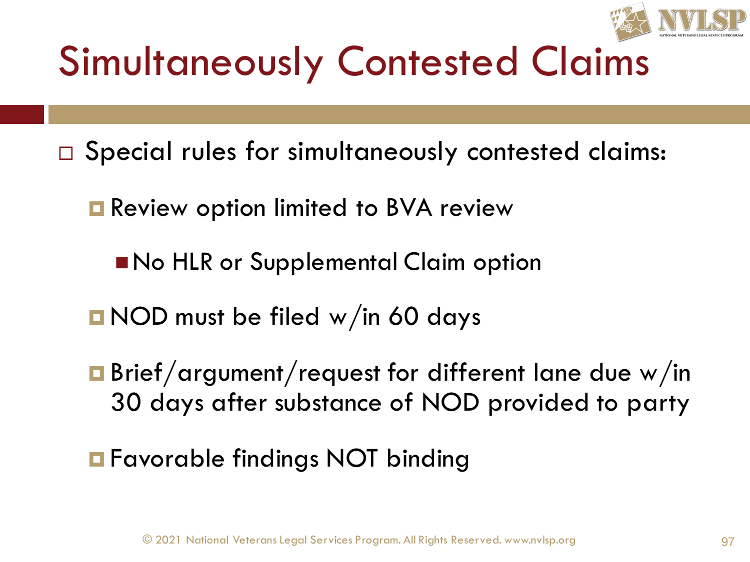# Simultaneously Contested Claims

- Special rules for simultaneously contested claims:
  - Review option limited to BVA review
    - No HLR or Supplemental Claim option
  - NOD must be filed w/in 60 days
  - Brief/argument/request for different lane due w/in 30 days after substance of NOD provided to party
  - Favorable findings NOT binding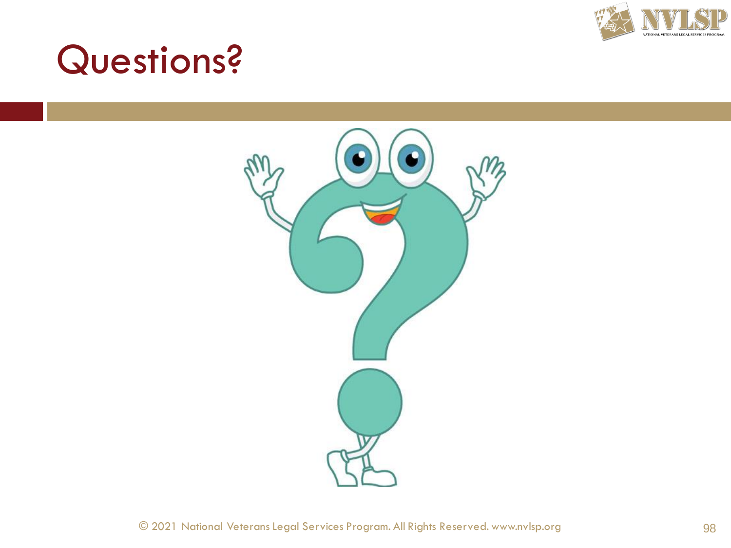# Questions?